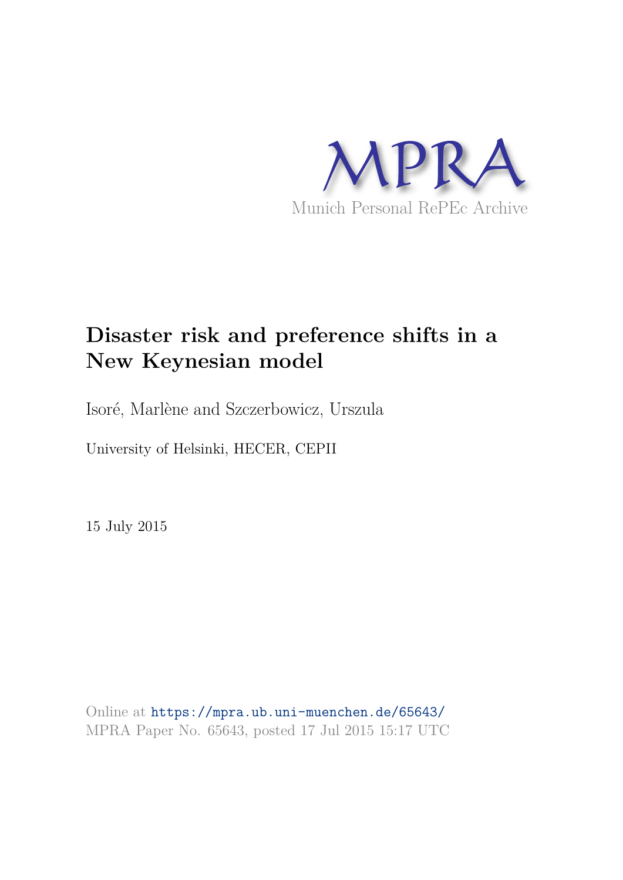MPRA

Munich Personal RePEc Archive

# Disaster risk and preference shifts in a New Keynesian model

Isoré, Marlène and Szczerbowicz, Urszula

University of Helsinki, HECER, CEPII

15 July 2015

Online at https://mpra.ub.uni-muenchen.de/65643/
MPRA Paper No. 65643, posted 17 Jul 2015 15:17 UTC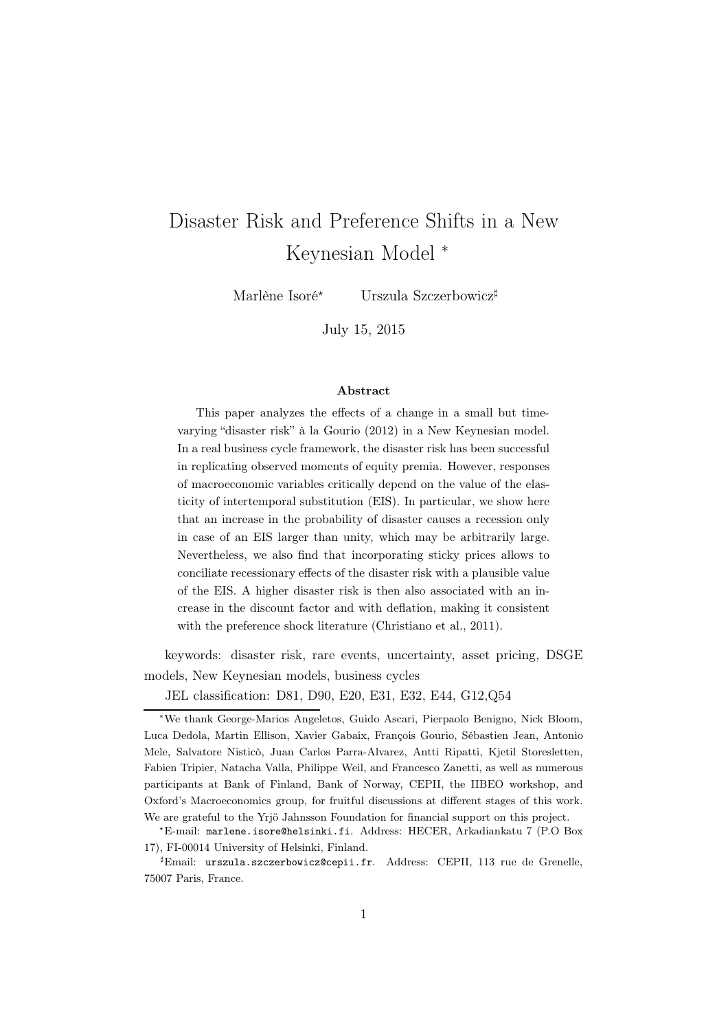# Disaster Risk and Preference Shifts in a New Keynesian Model [*]

Marlène Isoré[⋆] Urszula Szczerbowicz[♯]

July 15, 2015

### Abstract

This paper analyzes the effects of a change in a small but time-varying "disaster risk" à la Gourio (2012) in a New Keynesian model. In a real business cycle framework, the disaster risk has been successful in replicating observed moments of equity premia. However, responses of macroeconomic variables critically depend on the value of the elasticity of intertemporal substitution (EIS). In particular, we show here that an increase in the probability of disaster causes a recession only in case of an EIS larger than unity, which may be arbitrarily large. Nevertheless, we also find that incorporating sticky prices allows to conciliate recessionary effects of the disaster risk with a plausible value of the EIS. A higher disaster risk is then also associated with an increase in the discount factor and with deflation, making it consistent with the preference shock literature (Christiano et al., 2011).

keywords: disaster risk, rare events, uncertainty, asset pricing, DSGE models, New Keynesian models, business cycles

JEL classification: D81, D90, E20, E31, E32, E44, G12,Q54

---

[*]We thank George-Marios Angeletos, Guido Ascari, Pierpaolo Benigno, Nick Bloom, Luca Dedola, Martin Ellison, Xavier Gabaix, François Gourio, Sébastien Jean, Antonio Mele, Salvatore Nisticò, Juan Carlos Parra-Alvarez, Antti Ripatti, Kjetil Storesletten, Fabien Tripier, Natacha Valla, Philippe Weil, and Francesco Zanetti, as well as numerous participants at Bank of Finland, Bank of Norway, CEPII, the IIBEO workshop, and Oxford's Macroeconomics group, for fruitful discussions at different stages of this work. We are grateful to the Yrjö Jahnsson Foundation for financial support on this project.

[⋆]E-mail: marlene.isore@helsinki.fi. Address: HECER, Arkadiankatu 7 (P.O Box 17), FI-00014 University of Helsinki, Finland.

[♯]Email: urszula.szczerbowicz@cepii.fr. Address: CEPII, 113 rue de Grenelle, 75007 Paris, France.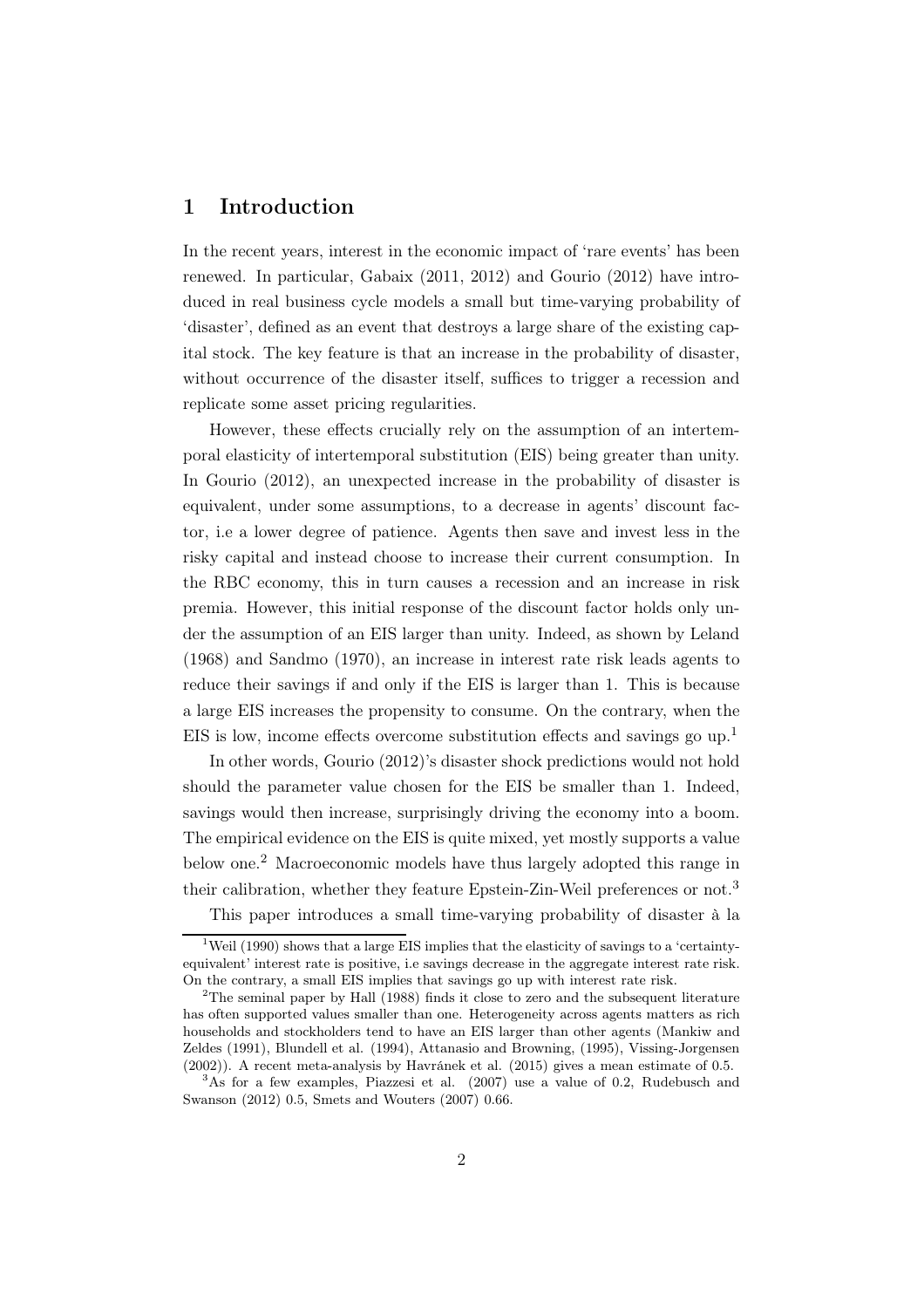## 1 Introduction

In the recent years, interest in the economic impact of 'rare events' has been renewed. In particular, Gabaix (2011, 2012) and Gourio (2012) have introduced in real business cycle models a small but time-varying probability of 'disaster', defined as an event that destroys a large share of the existing capital stock. The key feature is that an increase in the probability of disaster, without occurrence of the disaster itself, suffices to trigger a recession and replicate some asset pricing regularities.

However, these effects crucially rely on the assumption of an intertemporal elasticity of intertemporal substitution (EIS) being greater than unity. In Gourio (2012), an unexpected increase in the probability of disaster is equivalent, under some assumptions, to a decrease in agents' discount factor, i.e a lower degree of patience. Agents then save and invest less in the risky capital and instead choose to increase their current consumption. In the RBC economy, this in turn causes a recession and an increase in risk premia. However, this initial response of the discount factor holds only under the assumption of an EIS larger than unity. Indeed, as shown by Leland (1968) and Sandmo (1970), an increase in interest rate risk leads agents to reduce their savings if and only if the EIS is larger than 1. This is because a large EIS increases the propensity to consume. On the contrary, when the EIS is low, income effects overcome substitution effects and savings go up.[1]

In other words, Gourio (2012)'s disaster shock predictions would not hold should the parameter value chosen for the EIS be smaller than 1. Indeed, savings would then increase, surprisingly driving the economy into a boom. The empirical evidence on the EIS is quite mixed, yet mostly supports a value below one.[2] Macroeconomic models have thus largely adopted this range in their calibration, whether they feature Epstein-Zin-Weil preferences or not.[3]

This paper introduces a small time-varying probability of disaster à la

[1] Weil (1990) shows that a large EIS implies that the elasticity of savings to a 'certainty-equivalent' interest rate is positive, i.e savings decrease in the aggregate interest rate risk. On the contrary, a small EIS implies that savings go up with interest rate risk.

[2] The seminal paper by Hall (1988) finds it close to zero and the subsequent literature has often supported values smaller than one. Heterogeneity across agents matters as rich households and stockholders tend to have an EIS larger than other agents (Mankiw and Zeldes (1991), Blundell et al. (1994), Attanasio and Browning, (1995), Vissing-Jorgensen (2002)). A recent meta-analysis by Havránek et al. (2015) gives a mean estimate of 0.5.

[3] As for a few examples, Piazzesi et al. (2007) use a value of 0.2, Rudebusch and Swanson (2012) 0.5, Smets and Wouters (2007) 0.66.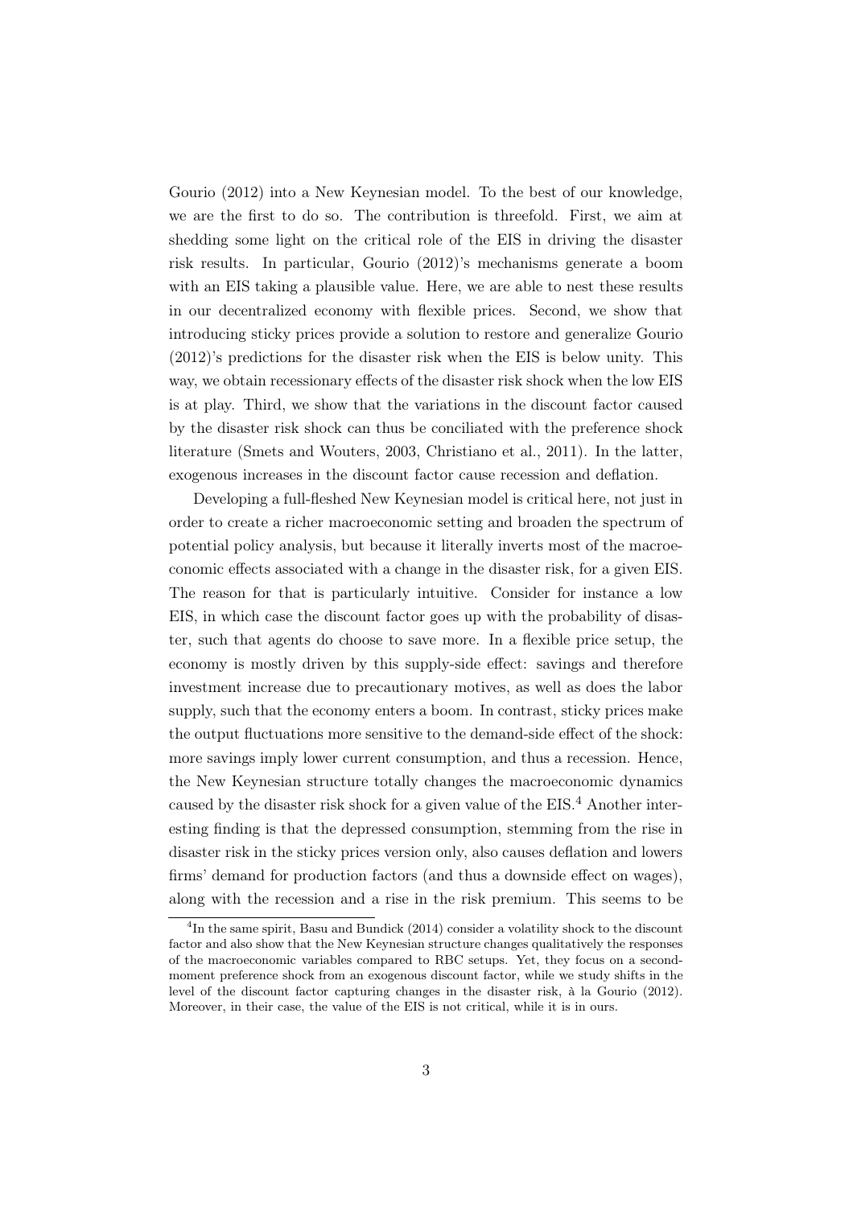Gourio (2012) into a New Keynesian model. To the best of our knowledge, we are the first to do so. The contribution is threefold. First, we aim at shedding some light on the critical role of the EIS in driving the disaster risk results. In particular, Gourio (2012)'s mechanisms generate a boom with an EIS taking a plausible value. Here, we are able to nest these results in our decentralized economy with flexible prices. Second, we show that introducing sticky prices provide a solution to restore and generalize Gourio (2012)'s predictions for the disaster risk when the EIS is below unity. This way, we obtain recessionary effects of the disaster risk shock when the low EIS is at play. Third, we show that the variations in the discount factor caused by the disaster risk shock can thus be conciliated with the preference shock literature (Smets and Wouters, 2003, Christiano et al., 2011). In the latter, exogenous increases in the discount factor cause recession and deflation.

Developing a full-fleshed New Keynesian model is critical here, not just in order to create a richer macroeconomic setting and broaden the spectrum of potential policy analysis, but because it literally inverts most of the macroeconomic effects associated with a change in the disaster risk, for a given EIS. The reason for that is particularly intuitive. Consider for instance a low EIS, in which case the discount factor goes up with the probability of disaster, such that agents do choose to save more. In a flexible price setup, the economy is mostly driven by this supply-side effect: savings and therefore investment increase due to precautionary motives, as well as does the labor supply, such that the economy enters a boom. In contrast, sticky prices make the output fluctuations more sensitive to the demand-side effect of the shock: more savings imply lower current consumption, and thus a recession. Hence, the New Keynesian structure totally changes the macroeconomic dynamics caused by the disaster risk shock for a given value of the EIS.[4] Another interesting finding is that the depressed consumption, stemming from the rise in disaster risk in the sticky prices version only, also causes deflation and lowers firms' demand for production factors (and thus a downside effect on wages), along with the recession and a rise in the risk premium. This seems to be

[4] In the same spirit, Basu and Bundick (2014) consider a volatility shock to the discount factor and also show that the New Keynesian structure changes qualitatively the responses of the macroeconomic variables compared to RBC setups. Yet, they focus on a second-moment preference shock from an exogenous discount factor, while we study shifts in the level of the discount factor capturing changes in the disaster risk, à la Gourio (2012). Moreover, in their case, the value of the EIS is not critical, while it is in ours.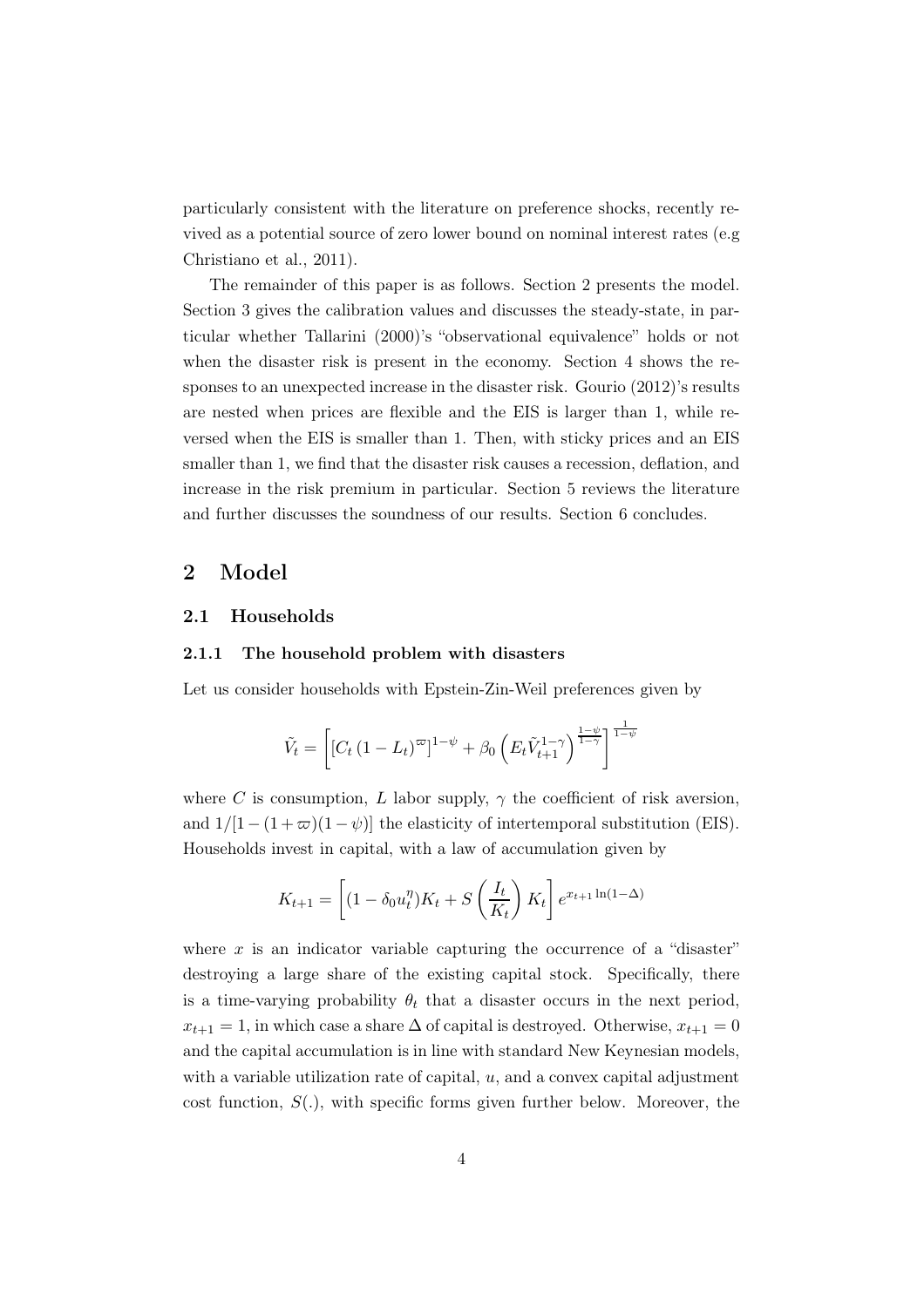particularly consistent with the literature on preference shocks, recently revived as a potential source of zero lower bound on nominal interest rates (e.g Christiano et al., 2011).

The remainder of this paper is as follows. Section 2 presents the model. Section 3 gives the calibration values and discusses the steady-state, in particular whether Tallarini (2000)'s "observational equivalence" holds or not when the disaster risk is present in the economy. Section 4 shows the responses to an unexpected increase in the disaster risk. Gourio (2012)'s results are nested when prices are flexible and the EIS is larger than 1, while reversed when the EIS is smaller than 1. Then, with sticky prices and an EIS smaller than 1, we find that the disaster risk causes a recession, deflation, and increase in the risk premium in particular. Section 5 reviews the literature and further discusses the soundness of our results. Section 6 concludes.

## 2 Model

### 2.1 Households

#### 2.1.1 The household problem with disasters

Let us consider households with Epstein-Zin-Weil preferences given by

$$\tilde{V}_t = \left[ \left[ C_t \left(1 - L_t\right)^{\varpi} \right]^{1-\psi} + \beta_0 \left( E_t \tilde{V}_{t+1}^{1-\gamma} \right)^{\frac{1-\psi}{1-\gamma}} \right]^{\frac{1}{1-\psi}}$$

where $C$ is consumption, $L$ labor supply, $\gamma$ the coefficient of risk aversion, and $1/[1-(1+\varpi)(1-\psi)]$ the elasticity of intertemporal substitution (EIS). Households invest in capital, with a law of accumulation given by

$$K_{t+1} = \left[ (1 - \delta_0 u_t^{\eta}) K_t + S\left(\frac{I_t}{K_t}\right) K_t \right] e^{x_{t+1} \ln(1-\Delta)}$$

where $x$ is an indicator variable capturing the occurrence of a "disaster" destroying a large share of the existing capital stock. Specifically, there is a time-varying probability $\theta_t$ that a disaster occurs in the next period, $x_{t+1} = 1$, in which case a share $\Delta$ of capital is destroyed. Otherwise, $x_{t+1} = 0$ and the capital accumulation is in line with standard New Keynesian models, with a variable utilization rate of capital, $u$, and a convex capital adjustment cost function, $S(.)$, with specific forms given further below. Moreover, the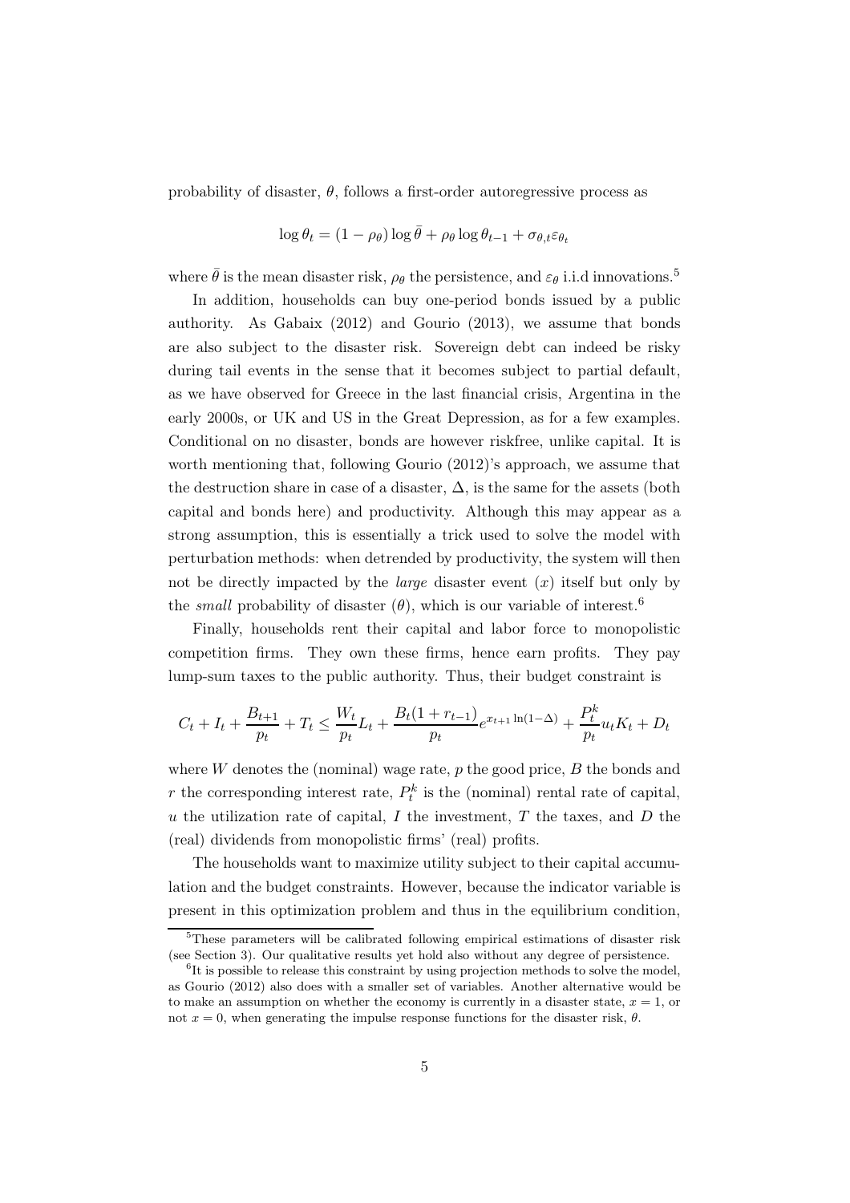probability of disaster, $\theta$, follows a first-order autoregressive process as

$$\log \theta_t = (1 - \rho_\theta) \log \bar{\theta} + \rho_\theta \log \theta_{t-1} + \sigma_{\theta,t} \varepsilon_{\theta_t}$$

where $\bar{\theta}$ is the mean disaster risk, $\rho_\theta$ the persistence, and $\varepsilon_\theta$ i.i.d innovations.[5]

In addition, households can buy one-period bonds issued by a public authority. As Gabaix (2012) and Gourio (2013), we assume that bonds are also subject to the disaster risk. Sovereign debt can indeed be risky during tail events in the sense that it becomes subject to partial default, as we have observed for Greece in the last financial crisis, Argentina in the early 2000s, or UK and US in the Great Depression, as for a few examples. Conditional on no disaster, bonds are however riskfree, unlike capital. It is worth mentioning that, following Gourio (2012)'s approach, we assume that the destruction share in case of a disaster, $\Delta$, is the same for the assets (both capital and bonds here) and productivity. Although this may appear as a strong assumption, this is essentially a trick used to solve the model with perturbation methods: when detrended by productivity, the system will then not be directly impacted by the *large* disaster event ($x$) itself but only by the *small* probability of disaster ($\theta$), which is our variable of interest.[6]

Finally, households rent their capital and labor force to monopolistic competition firms. They own these firms, hence earn profits. They pay lump-sum taxes to the public authority. Thus, their budget constraint is

$$C_t + I_t + \frac{B_{t+1}}{p_t} + T_t \leq \frac{W_t}{p_t} L_t + \frac{B_t(1 + r_{t-1})}{p_t} e^{x_{t+1} \ln(1-\Delta)} + \frac{P_t^k}{p_t} u_t K_t + D_t$$

where $W$ denotes the (nominal) wage rate, $p$ the good price, $B$ the bonds and $r$ the corresponding interest rate, $P_t^k$ is the (nominal) rental rate of capital, $u$ the utilization rate of capital, $I$ the investment, $T$ the taxes, and $D$ the (real) dividends from monopolistic firms' (real) profits.

The households want to maximize utility subject to their capital accumulation and the budget constraints. However, because the indicator variable is present in this optimization problem and thus in the equilibrium condition,

[5] These parameters will be calibrated following empirical estimations of disaster risk (see Section 3). Our qualitative results yet hold also without any degree of persistence.

[6] It is possible to release this constraint by using projection methods to solve the model, as Gourio (2012) also does with a smaller set of variables. Another alternative would be to make an assumption on whether the economy is currently in a disaster state, $x = 1$, or not $x = 0$, when generating the impulse response functions for the disaster risk, $\theta$.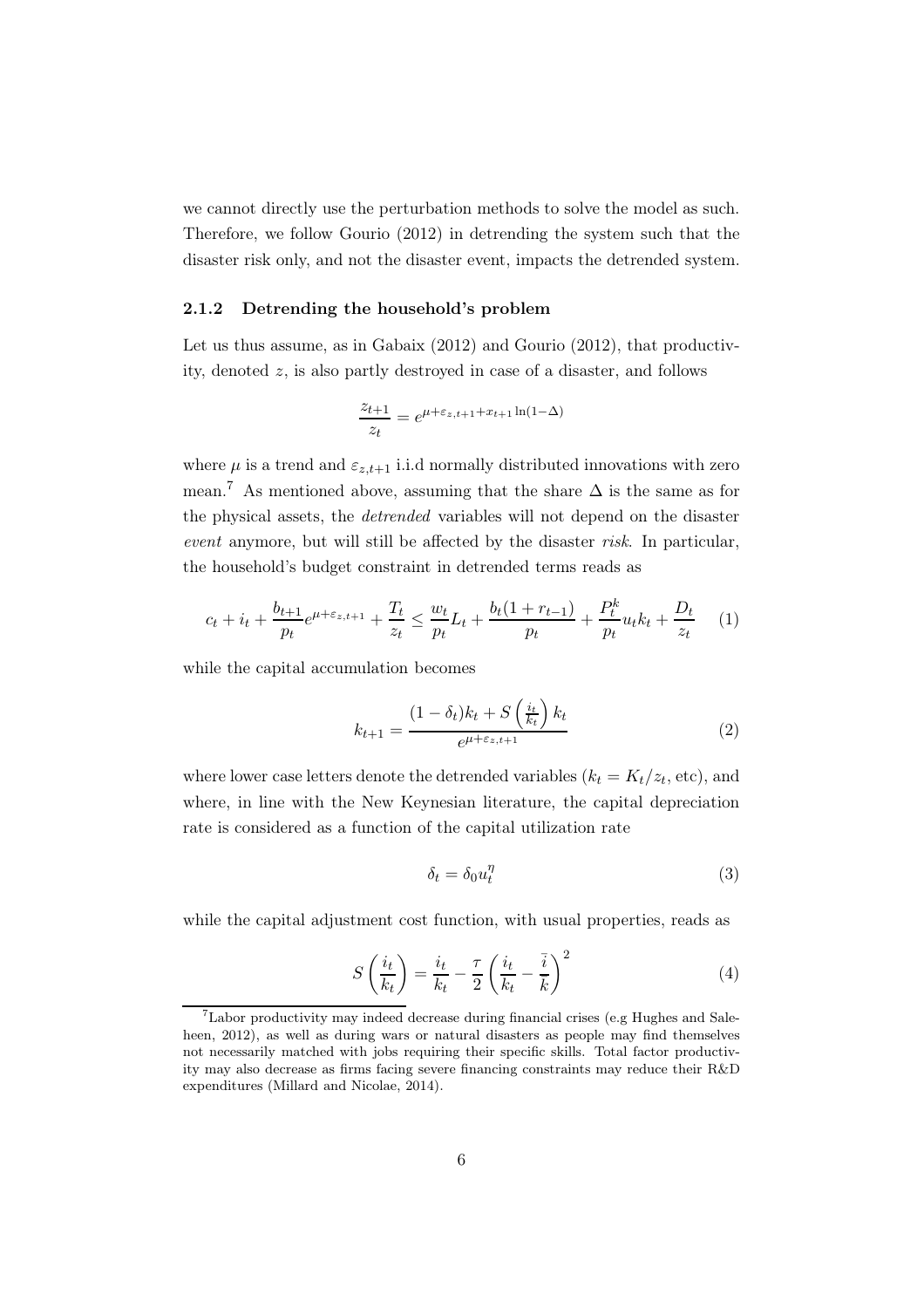we cannot directly use the perturbation methods to solve the model as such. Therefore, we follow Gourio (2012) in detrending the system such that the disaster risk only, and not the disaster event, impacts the detrended system.

### 2.1.2 Detrending the household's problem

Let us thus assume, as in Gabaix (2012) and Gourio (2012), that productivity, denoted $z$, is also partly destroyed in case of a disaster, and follows

$$\frac{z_{t+1}}{z_t} = e^{\mu + \varepsilon_{z,t+1} + x_{t+1} \ln(1-\Delta)}$$

where $\mu$ is a trend and $\varepsilon_{z,t+1}$ i.i.d normally distributed innovations with zero mean.[7] As mentioned above, assuming that the share $\Delta$ is the same as for the physical assets, the *detrended* variables will not depend on the disaster *event* anymore, but will still be affected by the disaster *risk*. In particular, the household's budget constraint in detrended terms reads as

$$c_t + i_t + \frac{b_{t+1}}{p_t} e^{\mu + \varepsilon_{z,t+1}} + \frac{T_t}{z_t} \leq \frac{w_t}{p_t} L_t + \frac{b_t(1 + r_{t-1})}{p_t} + \frac{P_t^k}{p_t} u_t k_t + \frac{D_t}{z_t} \quad (1)$$

while the capital accumulation becomes

$$k_{t+1} = \frac{(1 - \delta_t) k_t + S\left(\frac{i_t}{k_t}\right) k_t}{e^{\mu + \varepsilon_{z,t+1}}} \quad (2)$$

where lower case letters denote the detrended variables ($k_t = K_t / z_t$, etc), and where, in line with the New Keynesian literature, the capital depreciation rate is considered as a function of the capital utilization rate

$$\delta_t = \delta_0 u_t^{\eta} \quad (3)$$

while the capital adjustment cost function, with usual properties, reads as

$$S\left(\frac{i_t}{k_t}\right) = \frac{i_t}{k_t} - \frac{\tau}{2} \left(\frac{i_t}{k_t} - \frac{\bar{i}}{\bar{k}}\right)^2 \quad (4)$$

[7] Labor productivity may indeed decrease during financial crises (e.g Hughes and Saleheen, 2012), as well as during wars or natural disasters as people may find themselves not necessarily matched with jobs requiring their specific skills. Total factor productivity may also decrease as firms facing severe financing constraints may reduce their R&D expenditures (Millard and Nicolae, 2014).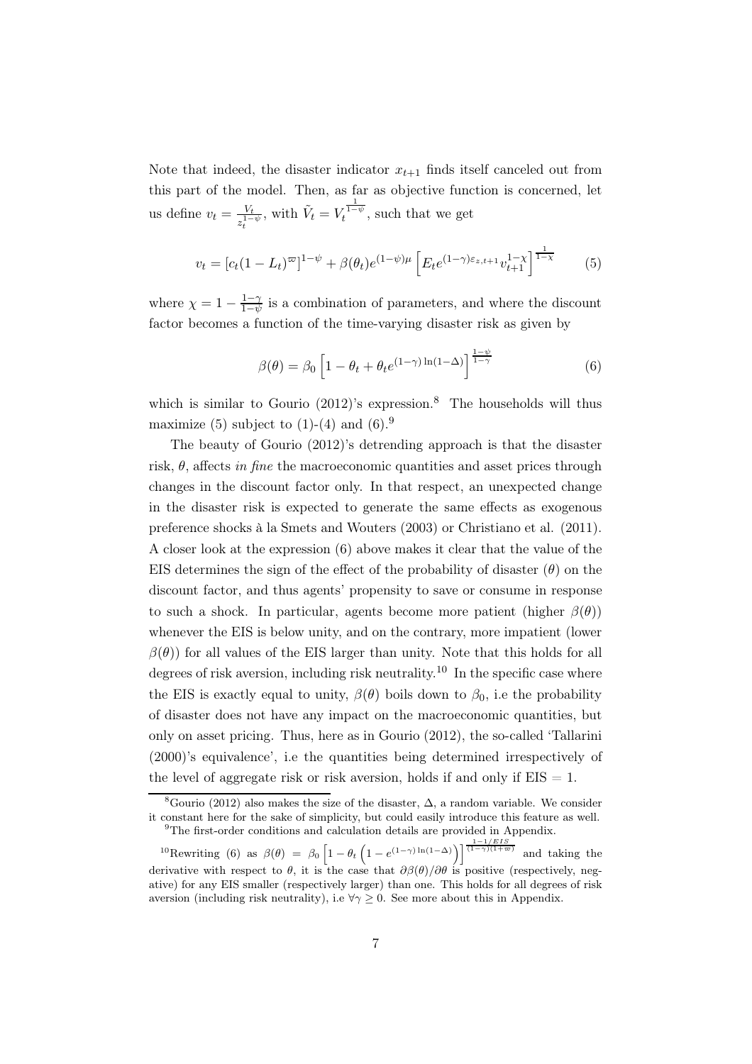Note that indeed, the disaster indicator $x_{t+1}$ finds itself canceled out from this part of the model. Then, as far as objective function is concerned, let us define $v_t = \frac{V_t}{z_t^{1-\psi}}$, with $\tilde{V}_t = V_t^{\frac{1}{1-\psi}}$, such that we get

$$v_t = [c_t(1-L_t)^{\varpi}]^{1-\psi} + \beta(\theta_t)e^{(1-\psi)\mu}\left[E_t e^{(1-\gamma)\varepsilon_{z,t+1}} v_{t+1}^{1-\chi}\right]^{\frac{1}{1-\chi}} \tag{5}$$

where $\chi = 1 - \frac{1-\gamma}{1-\psi}$ is a combination of parameters, and where the discount factor becomes a function of the time-varying disaster risk as given by

$$\beta(\theta) = \beta_0 \left[1 - \theta_t + \theta_t e^{(1-\gamma)\ln(1-\Delta)}\right]^{\frac{1-\psi}{1-\gamma}} \tag{6}$$

which is similar to Gourio (2012)'s expression.[8] The households will thus maximize (5) subject to (1)-(4) and (6).[9]

The beauty of Gourio (2012)'s detrending approach is that the disaster risk, $\theta$, affects *in fine* the macroeconomic quantities and asset prices through changes in the discount factor only. In that respect, an unexpected change in the disaster risk is expected to generate the same effects as exogenous preference shocks à la Smets and Wouters (2003) or Christiano et al. (2011). A closer look at the expression (6) above makes it clear that the value of the EIS determines the sign of the effect of the probability of disaster ($\theta$) on the discount factor, and thus agents' propensity to save or consume in response to such a shock. In particular, agents become more patient (higher $\beta(\theta)$) whenever the EIS is below unity, and on the contrary, more impatient (lower $\beta(\theta)$) for all values of the EIS larger than unity. Note that this holds for all degrees of risk aversion, including risk neutrality.[10] In the specific case where the EIS is exactly equal to unity, $\beta(\theta)$ boils down to $\beta_0$, i.e the probability of disaster does not have any impact on the macroeconomic quantities, but only on asset pricing. Thus, here as in Gourio (2012), the so-called 'Tallarini (2000)'s equivalence', i.e the quantities being determined irrespectively of the level of aggregate risk or risk aversion, holds if and only if EIS $= 1$.

[8] Gourio (2012) also makes the size of the disaster, $\Delta$, a random variable. We consider it constant here for the sake of simplicity, but could easily introduce this feature as well.

[9] The first-order conditions and calculation details are provided in Appendix.

[10] Rewriting (6) as $\beta(\theta) = \beta_0 \left[1 - \theta_t \left(1 - e^{(1-\gamma)\ln(1-\Delta)}\right)\right]^{\frac{1-1/EIS}{(1-\gamma)(1+\varpi)}}$ and taking the derivative with respect to $\theta$, it is the case that $\partial\beta(\theta)/\partial\theta$ is positive (respectively, negative) for any EIS smaller (respectively larger) than one. This holds for all degrees of risk aversion (including risk neutrality), i.e $\forall\gamma \geq 0$. See more about this in Appendix.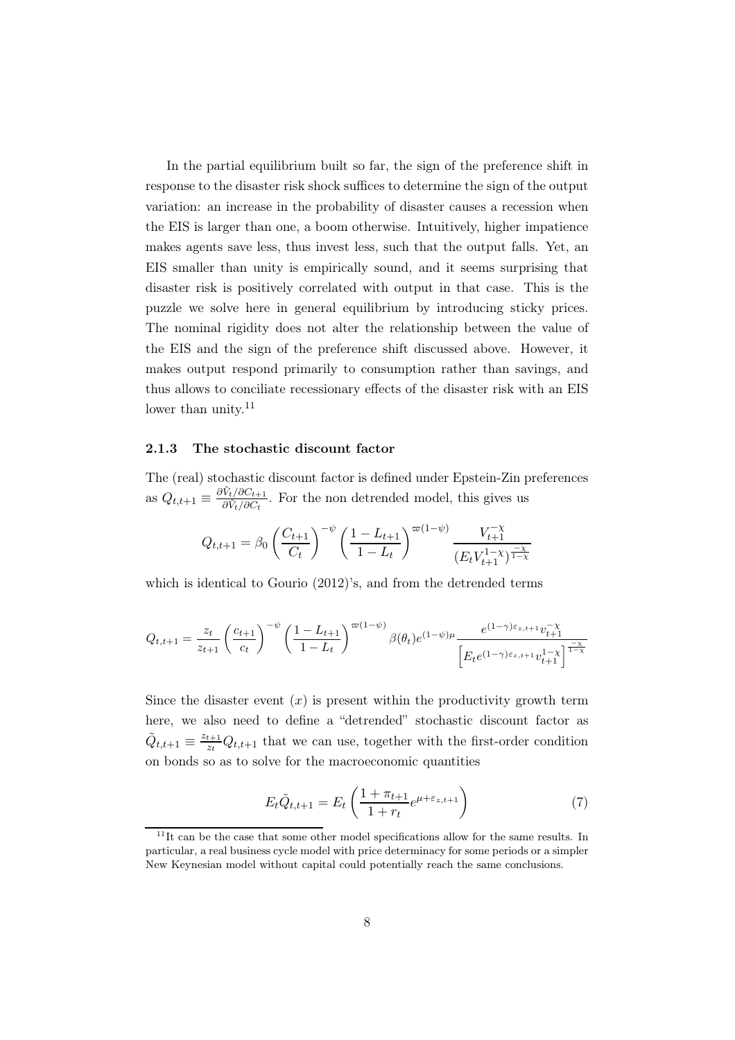In the partial equilibrium built so far, the sign of the preference shift in response to the disaster risk shock suffices to determine the sign of the output variation: an increase in the probability of disaster causes a recession when the EIS is larger than one, a boom otherwise. Intuitively, higher impatience makes agents save less, thus invest less, such that the output falls. Yet, an EIS smaller than unity is empirically sound, and it seems surprising that disaster risk is positively correlated with output in that case. This is the puzzle we solve here in general equilibrium by introducing sticky prices. The nominal rigidity does not alter the relationship between the value of the EIS and the sign of the preference shift discussed above. However, it makes output respond primarily to consumption rather than savings, and thus allows to conciliate recessionary effects of the disaster risk with an EIS lower than unity.[11]

### 2.1.3 The stochastic discount factor

The (real) stochastic discount factor is defined under Epstein-Zin preferences as $Q_{t,t+1} \equiv \frac{\partial \tilde{V}_t / \partial C_{t+1}}{\partial \tilde{V}_t / \partial C_t}$. For the non detrended model, this gives us

$$Q_{t,t+1} = \beta_0 \left( \frac{C_{t+1}}{C_t} \right)^{-\psi} \left( \frac{1 - L_{t+1}}{1 - L_t} \right)^{\varpi(1-\psi)} \frac{V_{t+1}^{-\chi}}{(E_t V_{t+1}^{1-\chi})^{\frac{-\chi}{1-\chi}}}$$

which is identical to Gourio (2012)'s, and from the detrended terms

$$Q_{t,t+1} = \frac{z_t}{z_{t+1}} \left( \frac{c_{t+1}}{c_t} \right)^{-\psi} \left( \frac{1 - L_{t+1}}{1 - L_t} \right)^{\varpi(1-\psi)} \beta(\theta_t) e^{(1-\psi)\mu} \frac{e^{(1-\gamma)\varepsilon_{z,t+1}} v_{t+1}^{-\chi}}{\left[ E_t e^{(1-\gamma)\varepsilon_{z,t+1}} v_{t+1}^{1-\chi} \right]^{\frac{-\chi}{1-\chi}}}$$

Since the disaster event ($x$) is present within the productivity growth term here, we also need to define a "detrended" stochastic discount factor as $\tilde{Q}_{t,t+1} \equiv \frac{z_{t+1}}{z_t} Q_{t,t+1}$ that we can use, together with the first-order condition on bonds so as to solve for the macroeconomic quantities

$$E_t \tilde{Q}_{t,t+1} = E_t \left( \frac{1 + \pi_{t+1}}{1 + r_t} e^{\mu + \varepsilon_{z,t+1}} \right) \tag{7}$$

[11] It can be the case that some other model specifications allow for the same results. In particular, a real business cycle model with price determinacy for some periods or a simpler New Keynesian model without capital could potentially reach the same conclusions.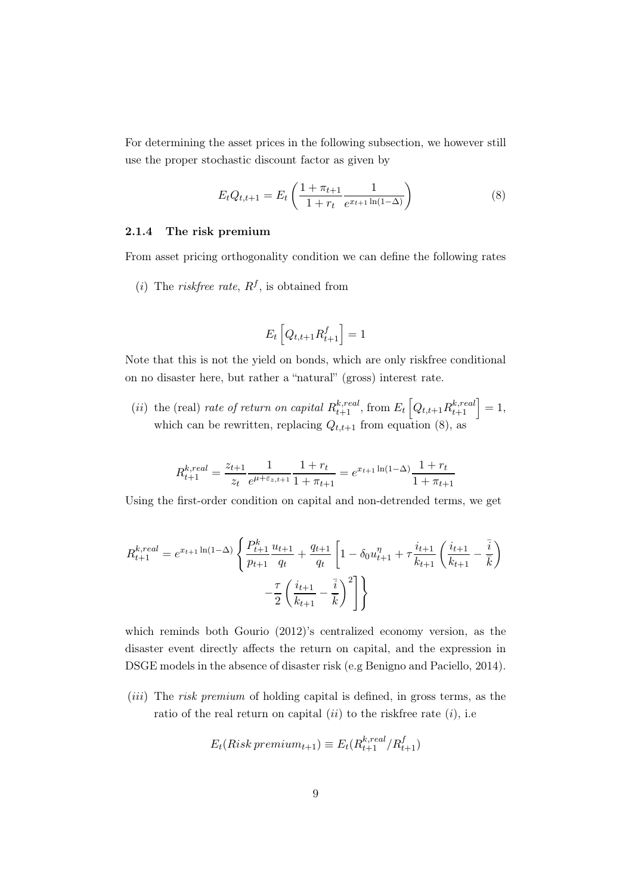For determining the asset prices in the following subsection, we however still use the proper stochastic discount factor as given by

$$E_t Q_{t,t+1} = E_t \left( \frac{1+\pi_{t+1}}{1+r_t} \frac{1}{e^{x_{t+1}\ln(1-\Delta)}} \right) \tag{8}$$

### 2.1.4 The risk premium

From asset pricing orthogonality condition we can define the following rates

($i$) The *riskfree rate*, $R^f$, is obtained from

$$E_t \left[ Q_{t,t+1} R^f_{t+1} \right] = 1$$

Note that this is not the yield on bonds, which are only riskfree conditional on no disaster here, but rather a "natural" (gross) interest rate.

($ii$) the (real) *rate of return on capital* $R^{k,real}_{t+1}$, from $E_t \left[ Q_{t,t+1} R^{k,real}_{t+1} \right] = 1$, which can be rewritten, replacing $Q_{t,t+1}$ from equation (8), as

$$R^{k,real}_{t+1} = \frac{z_{t+1}}{z_t} \frac{1}{e^{\mu+\varepsilon_{z,t+1}}} \frac{1+r_t}{1+\pi_{t+1}} = e^{x_{t+1}\ln(1-\Delta)} \frac{1+r_t}{1+\pi_{t+1}}$$

Using the first-order condition on capital and non-detrended terms, we get

$$R^{k,real}_{t+1} = e^{x_{t+1}\ln(1-\Delta)} \left\{ \frac{P^k_{t+1}}{p_{t+1}} \frac{u_{t+1}}{q_t} + \frac{q_{t+1}}{q_t} \left[ 1 - \delta_0 u^{\eta}_{t+1} + \tau \frac{i_{t+1}}{k_{t+1}} \left( \frac{i_{t+1}}{k_{t+1}} - \frac{\bar{i}}{\bar{k}} \right) - \frac{\tau}{2} \left( \frac{i_{t+1}}{k_{t+1}} - \frac{\bar{i}}{\bar{k}} \right)^2 \right] \right\}$$

which reminds both Gourio (2012)'s centralized economy version, as the disaster event directly affects the return on capital, and the expression in DSGE models in the absence of disaster risk (e.g Benigno and Paciello, 2014).

($iii$) The *risk premium* of holding capital is defined, in gross terms, as the ratio of the real return on capital ($ii$) to the riskfree rate ($i$), i.e

$$E_t(Risk\, premium_{t+1}) \equiv E_t(R^{k,real}_{t+1}/R^f_{t+1})$$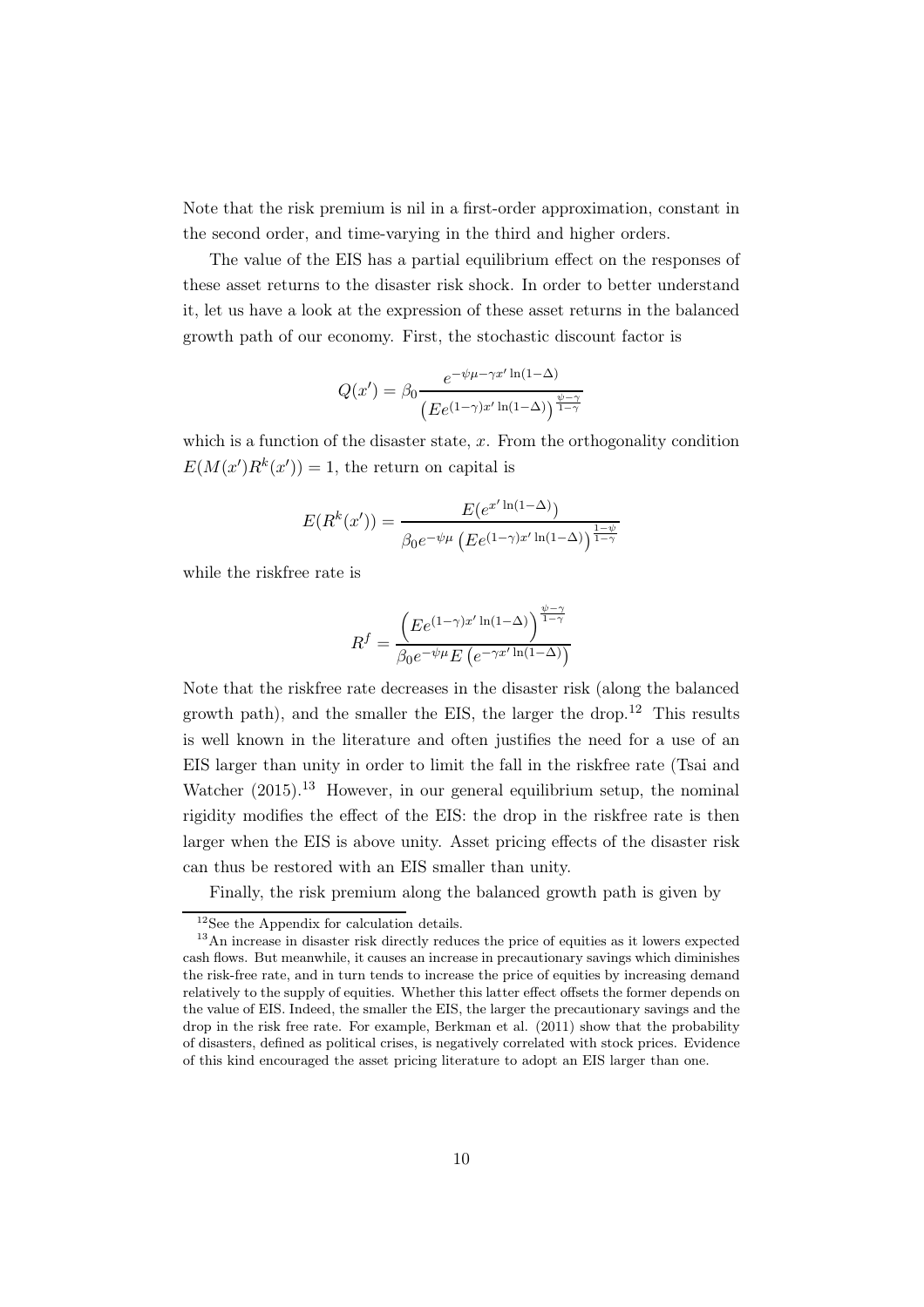Note that the risk premium is nil in a first-order approximation, constant in the second order, and time-varying in the third and higher orders.

The value of the EIS has a partial equilibrium effect on the responses of these asset returns to the disaster risk shock. In order to better understand it, let us have a look at the expression of these asset returns in the balanced growth path of our economy. First, the stochastic discount factor is

$$Q(x') = \beta_0 \frac{e^{-\psi\mu - \gamma x' \ln(1-\Delta)}}{\left(Ee^{(1-\gamma)x' \ln(1-\Delta)}\right)^{\frac{\psi-\gamma}{1-\gamma}}}$$

which is a function of the disaster state, $x$. From the orthogonality condition $E(M(x')R^k(x')) = 1$, the return on capital is

$$E(R^k(x')) = \frac{E(e^{x' \ln(1-\Delta)})}{\beta_0 e^{-\psi\mu} \left(Ee^{(1-\gamma)x' \ln(1-\Delta)}\right)^{\frac{1-\psi}{1-\gamma}}}$$

while the riskfree rate is

$$R^f = \frac{\left(Ee^{(1-\gamma)x' \ln(1-\Delta)}\right)^{\frac{\psi-\gamma}{1-\gamma}}}{\beta_0 e^{-\psi\mu} E\left(e^{-\gamma x' \ln(1-\Delta)}\right)}$$

Note that the riskfree rate decreases in the disaster risk (along the balanced growth path), and the smaller the EIS, the larger the drop.[12] This results is well known in the literature and often justifies the need for a use of an EIS larger than unity in order to limit the fall in the riskfree rate (Tsai and Watcher (2015).[13] However, in our general equilibrium setup, the nominal rigidity modifies the effect of the EIS: the drop in the riskfree rate is then larger when the EIS is above unity. Asset pricing effects of the disaster risk can thus be restored with an EIS smaller than unity.

Finally, the risk premium along the balanced growth path is given by

[12] See the Appendix for calculation details.

[13] An increase in disaster risk directly reduces the price of equities as it lowers expected cash flows. But meanwhile, it causes an increase in precautionary savings which diminishes the risk-free rate, and in turn tends to increase the price of equities by increasing demand relatively to the supply of equities. Whether this latter effect offsets the former depends on the value of EIS. Indeed, the smaller the EIS, the larger the precautionary savings and the drop in the risk free rate. For example, Berkman et al. (2011) show that the probability of disasters, defined as political crises, is negatively correlated with stock prices. Evidence of this kind encouraged the asset pricing literature to adopt an EIS larger than one.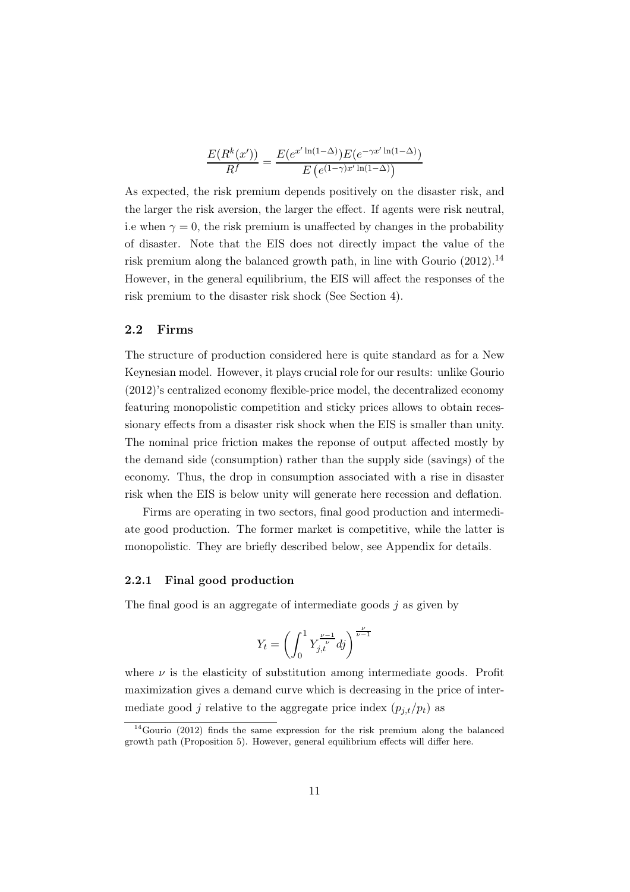$$\frac{E(R^k(x'))}{R^f} = \frac{E(e^{x' \ln(1-\Delta)})E(e^{-\gamma x' \ln(1-\Delta)})}{E\left(e^{(1-\gamma)x' \ln(1-\Delta)}\right)}$$

As expected, the risk premium depends positively on the disaster risk, and the larger the risk aversion, the larger the effect. If agents were risk neutral, i.e when $\gamma = 0$, the risk premium is unaffected by changes in the probability of disaster. Note that the EIS does not directly impact the value of the risk premium along the balanced growth path, in line with Gourio (2012).[14] However, in the general equilibrium, the EIS will affect the responses of the risk premium to the disaster risk shock (See Section 4).

### 2.2 Firms

The structure of production considered here is quite standard as for a New Keynesian model. However, it plays crucial role for our results: unlike Gourio (2012)'s centralized economy flexible-price model, the decentralized economy featuring monopolistic competition and sticky prices allows to obtain recessionary effects from a disaster risk shock when the EIS is smaller than unity. The nominal price friction makes the reponse of output affected mostly by the demand side (consumption) rather than the supply side (savings) of the economy. Thus, the drop in consumption associated with a rise in disaster risk when the EIS is below unity will generate here recession and deflation.

Firms are operating in two sectors, final good production and intermediate good production. The former market is competitive, while the latter is monopolistic. They are briefly described below, see Appendix for details.

#### 2.2.1 Final good production

The final good is an aggregate of intermediate goods $j$ as given by

$$Y_t = \left( \int_0^1 Y_{j,t}^{\frac{\nu-1}{\nu}} dj \right)^{\frac{\nu}{\nu-1}}$$

where $\nu$ is the elasticity of substitution among intermediate goods. Profit maximization gives a demand curve which is decreasing in the price of intermediate good $j$ relative to the aggregate price index $(p_{j,t}/p_t)$ as

[14] Gourio (2012) finds the same expression for the risk premium along the balanced growth path (Proposition 5). However, general equilibrium effects will differ here.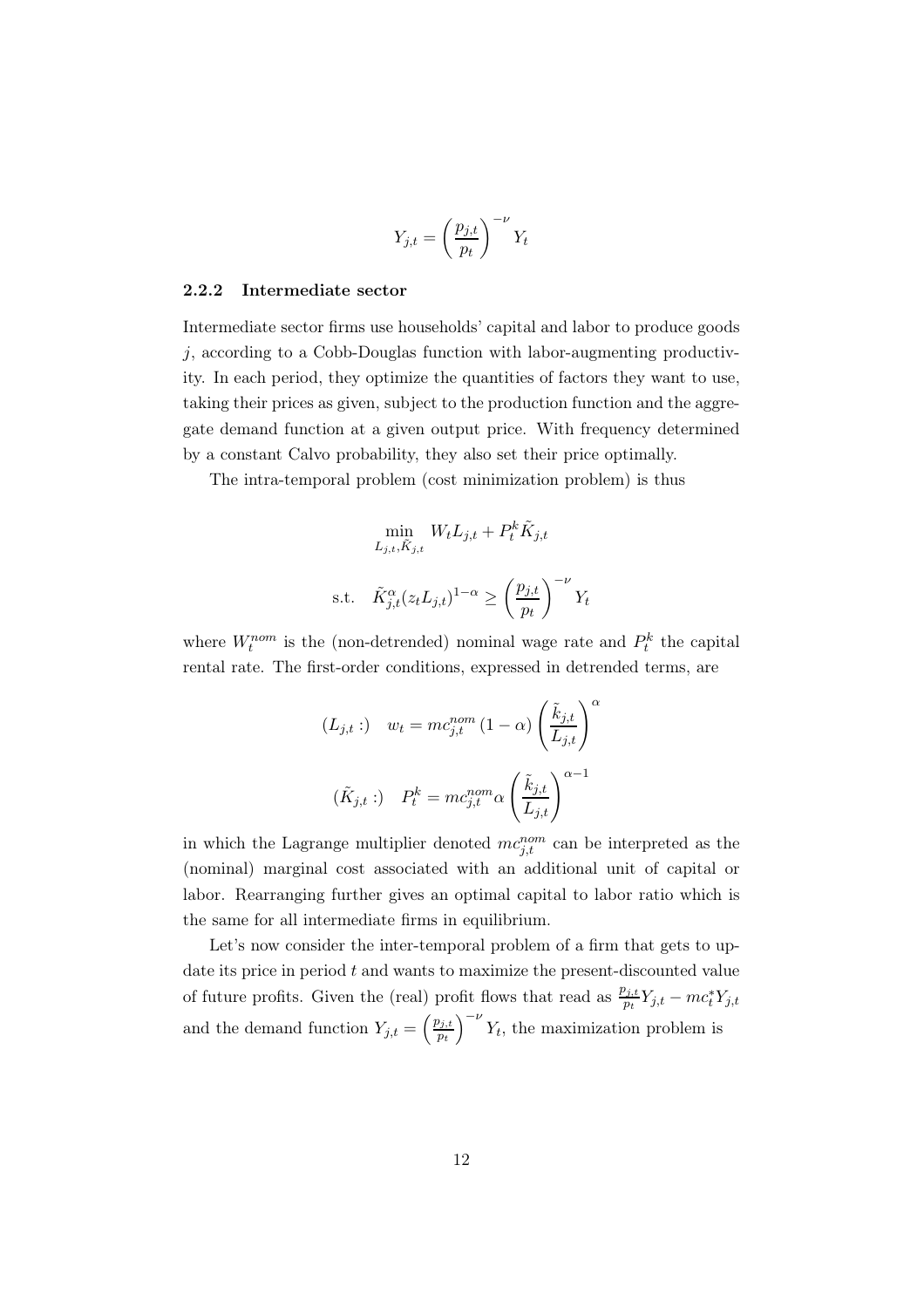$$Y_{j,t} = \left(\frac{p_{j,t}}{p_t}\right)^{-\nu} Y_t$$

### 2.2.2 Intermediate sector

Intermediate sector firms use households' capital and labor to produce goods $j$, according to a Cobb-Douglas function with labor-augmenting productivity. In each period, they optimize the quantities of factors they want to use, taking their prices as given, subject to the production function and the aggregate demand function at a given output price. With frequency determined by a constant Calvo probability, they also set their price optimally.

The intra-temporal problem (cost minimization problem) is thus

$$\min_{L_{j,t}, \tilde{K}_{j,t}} \; W_t L_{j,t} + P_t^k \tilde{K}_{j,t}$$

$$\text{s.t.} \quad \tilde{K}_{j,t}^{\alpha} (z_t L_{j,t})^{1-\alpha} \geq \left(\frac{p_{j,t}}{p_t}\right)^{-\nu} Y_t$$

where $W_t^{nom}$ is the (non-detrended) nominal wage rate and $P_t^k$ the capital rental rate. The first-order conditions, expressed in detrended terms, are

$$(L_{j,t}:) \quad w_t = mc_{j,t}^{nom} \, (1-\alpha) \left(\frac{\tilde{k}_{j,t}}{L_{j,t}}\right)^{\alpha}$$

$$(\tilde{K}_{j,t}:) \quad P_t^k = mc_{j,t}^{nom} \alpha \left(\frac{\tilde{k}_{j,t}}{L_{j,t}}\right)^{\alpha-1}$$

in which the Lagrange multiplier denoted $mc_{j,t}^{nom}$ can be interpreted as the (nominal) marginal cost associated with an additional unit of capital or labor. Rearranging further gives an optimal capital to labor ratio which is the same for all intermediate firms in equilibrium.

Let's now consider the inter-temporal problem of a firm that gets to update its price in period $t$ and wants to maximize the present-discounted value of future profits. Given the (real) profit flows that read as $\frac{p_{j,t}}{p_t} Y_{j,t} - mc_t^* Y_{j,t}$ and the demand function $Y_{j,t} = \left(\frac{p_{j,t}}{p_t}\right)^{-\nu} Y_t$, the maximization problem is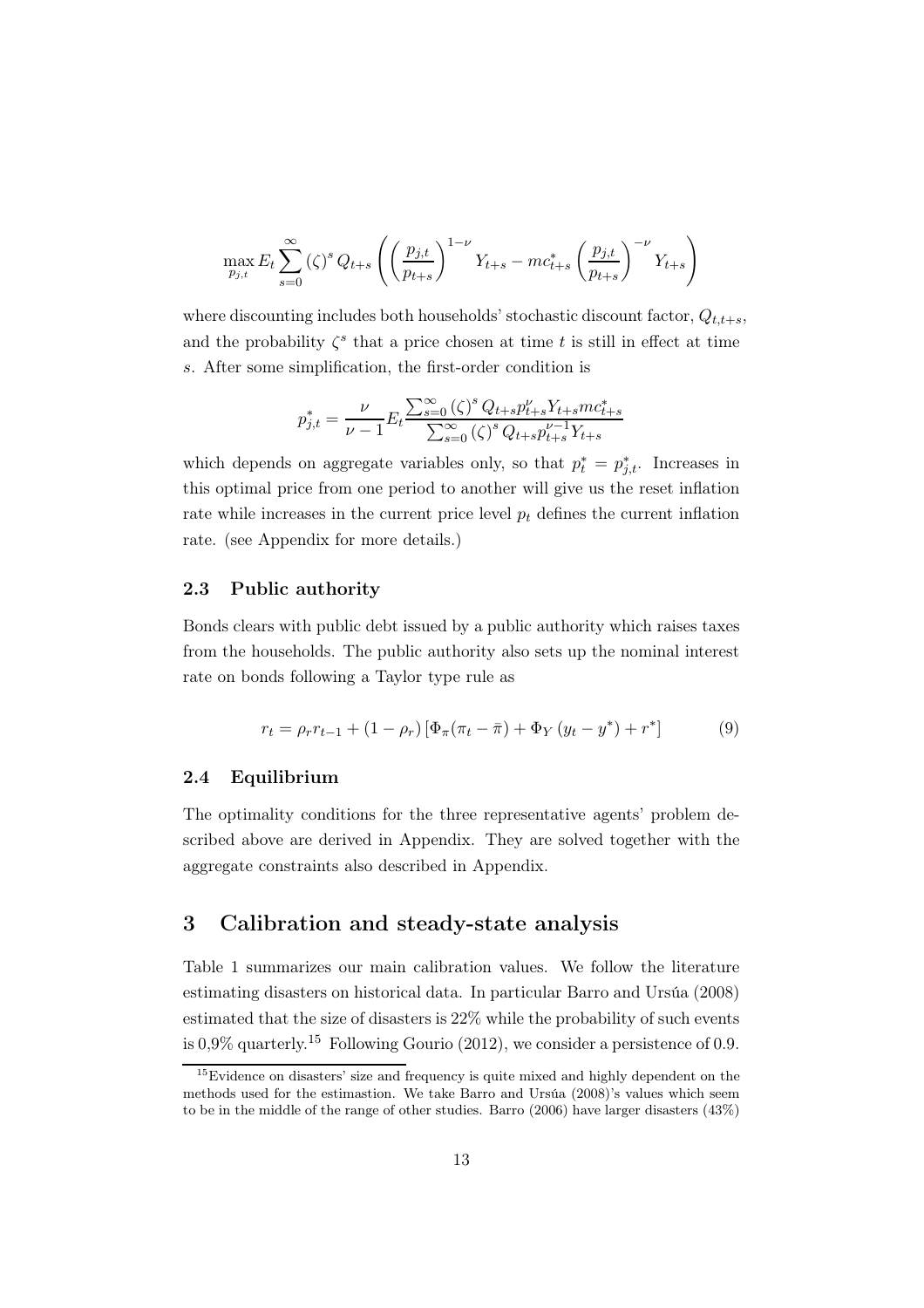$$\max_{p_{j,t}} E_t \sum_{s=0}^{\infty} (\zeta)^s Q_{t+s} \left( \left( \frac{p_{j,t}}{p_{t+s}} \right)^{1-\nu} Y_{t+s} - mc^*_{t+s} \left( \frac{p_{j,t}}{p_{t+s}} \right)^{-\nu} Y_{t+s} \right)$$

where discounting includes both households' stochastic discount factor, $Q_{t,t+s}$, and the probability $\zeta^s$ that a price chosen at time $t$ is still in effect at time $s$. After some simplification, the first-order condition is

$$p^*_{j,t} = \frac{\nu}{\nu - 1} E_t \frac{\sum_{s=0}^{\infty} (\zeta)^s Q_{t+s} p^{\nu}_{t+s} Y_{t+s} mc^*_{t+s}}{\sum_{s=0}^{\infty} (\zeta)^s Q_{t+s} p^{\nu-1}_{t+s} Y_{t+s}}$$

which depends on aggregate variables only, so that $p^*_t = p^*_{j,t}$. Increases in this optimal price from one period to another will give us the reset inflation rate while increases in the current price level $p_t$ defines the current inflation rate. (see Appendix for more details.)

### 2.3 Public authority

Bonds clears with public debt issued by a public authority which raises taxes from the households. The public authority also sets up the nominal interest rate on bonds following a Taylor type rule as

$$r_t = \rho_r r_{t-1} + (1 - \rho_r) \left[ \Phi_\pi (\pi_t - \bar{\pi}) + \Phi_Y (y_t - y^*) + r^* \right] \tag{9}$$

### 2.4 Equilibrium

The optimality conditions for the three representative agents' problem described above are derived in Appendix. They are solved together with the aggregate constraints also described in Appendix.

## 3 Calibration and steady-state analysis

Table 1 summarizes our main calibration values. We follow the literature estimating disasters on historical data. In particular Barro and Ursúa (2008) estimated that the size of disasters is 22% while the probability of such events is 0,9% quarterly.[15] Following Gourio (2012), we consider a persistence of 0.9.

[15] Evidence on disasters' size and frequency is quite mixed and highly dependent on the methods used for the estimastion. We take Barro and Ursúa (2008)'s values which seem to be in the middle of the range of other studies. Barro (2006) have larger disasters (43%)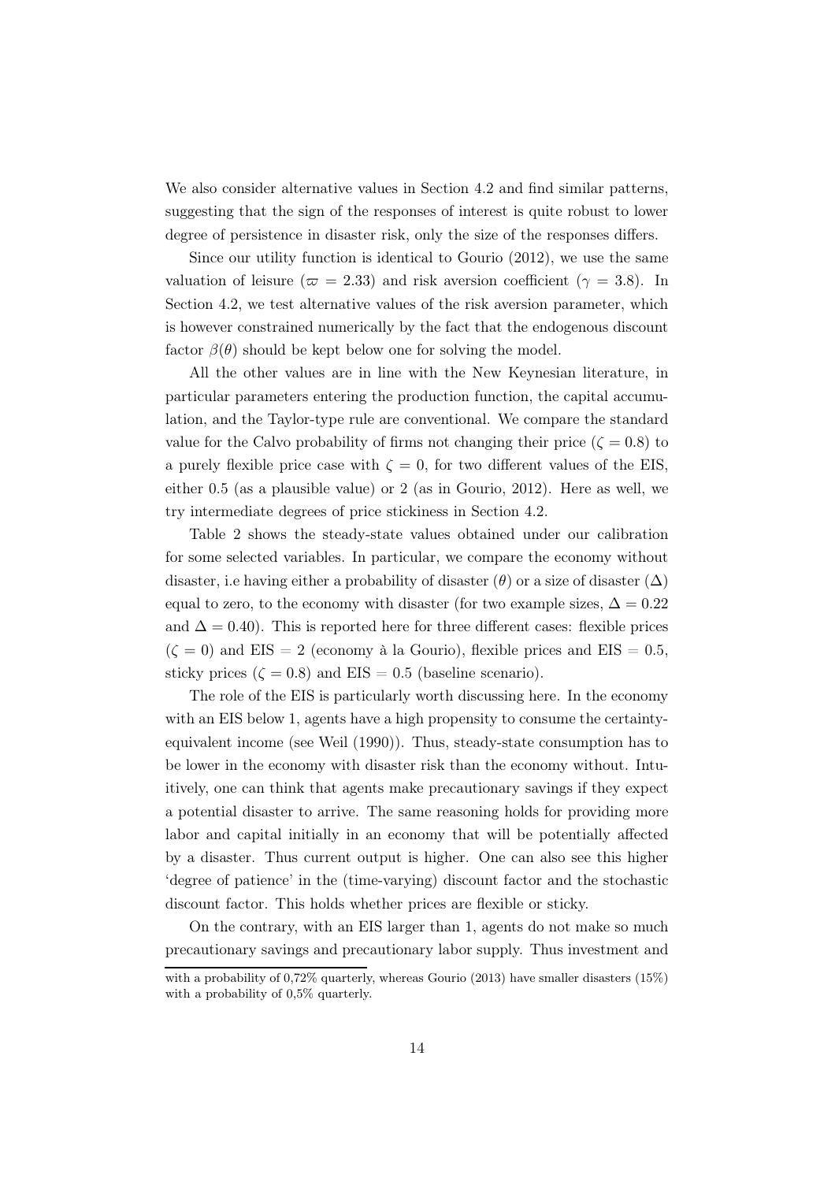We also consider alternative values in Section 4.2 and find similar patterns, suggesting that the sign of the responses of interest is quite robust to lower degree of persistence in disaster risk, only the size of the responses differs.

Since our utility function is identical to Gourio (2012), we use the same valuation of leisure ($\varpi = 2.33$) and risk aversion coefficient ($\gamma = 3.8$). In Section 4.2, we test alternative values of the risk aversion parameter, which is however constrained numerically by the fact that the endogenous discount factor $\beta(\theta)$ should be kept below one for solving the model.

All the other values are in line with the New Keynesian literature, in particular parameters entering the production function, the capital accumulation, and the Taylor-type rule are conventional. We compare the standard value for the Calvo probability of firms not changing their price ($\zeta = 0.8$) to a purely flexible price case with $\zeta = 0$, for two different values of the EIS, either 0.5 (as a plausible value) or 2 (as in Gourio, 2012). Here as well, we try intermediate degrees of price stickiness in Section 4.2.

Table 2 shows the steady-state values obtained under our calibration for some selected variables. In particular, we compare the economy without disaster, i.e having either a probability of disaster ($\theta$) or a size of disaster ($\Delta$) equal to zero, to the economy with disaster (for two example sizes, $\Delta = 0.22$ and $\Delta = 0.40$). This is reported here for three different cases: flexible prices ($\zeta = 0$) and EIS $= 2$ (economy à la Gourio), flexible prices and EIS $= 0.5$, sticky prices ($\zeta = 0.8$) and EIS $= 0.5$ (baseline scenario).

The role of the EIS is particularly worth discussing here. In the economy with an EIS below 1, agents have a high propensity to consume the certainty-equivalent income (see Weil (1990)). Thus, steady-state consumption has to be lower in the economy with disaster risk than the economy without. Intuitively, one can think that agents make precautionary savings if they expect a potential disaster to arrive. The same reasoning holds for providing more labor and capital initially in an economy that will be potentially affected by a disaster. Thus current output is higher. One can also see this higher 'degree of patience' in the (time-varying) discount factor and the stochastic discount factor. This holds whether prices are flexible or sticky.

On the contrary, with an EIS larger than 1, agents do not make so much precautionary savings and precautionary labor supply. Thus investment and

with a probability of 0,72% quarterly, whereas Gourio (2013) have smaller disasters (15%) with a probability of 0,5% quarterly.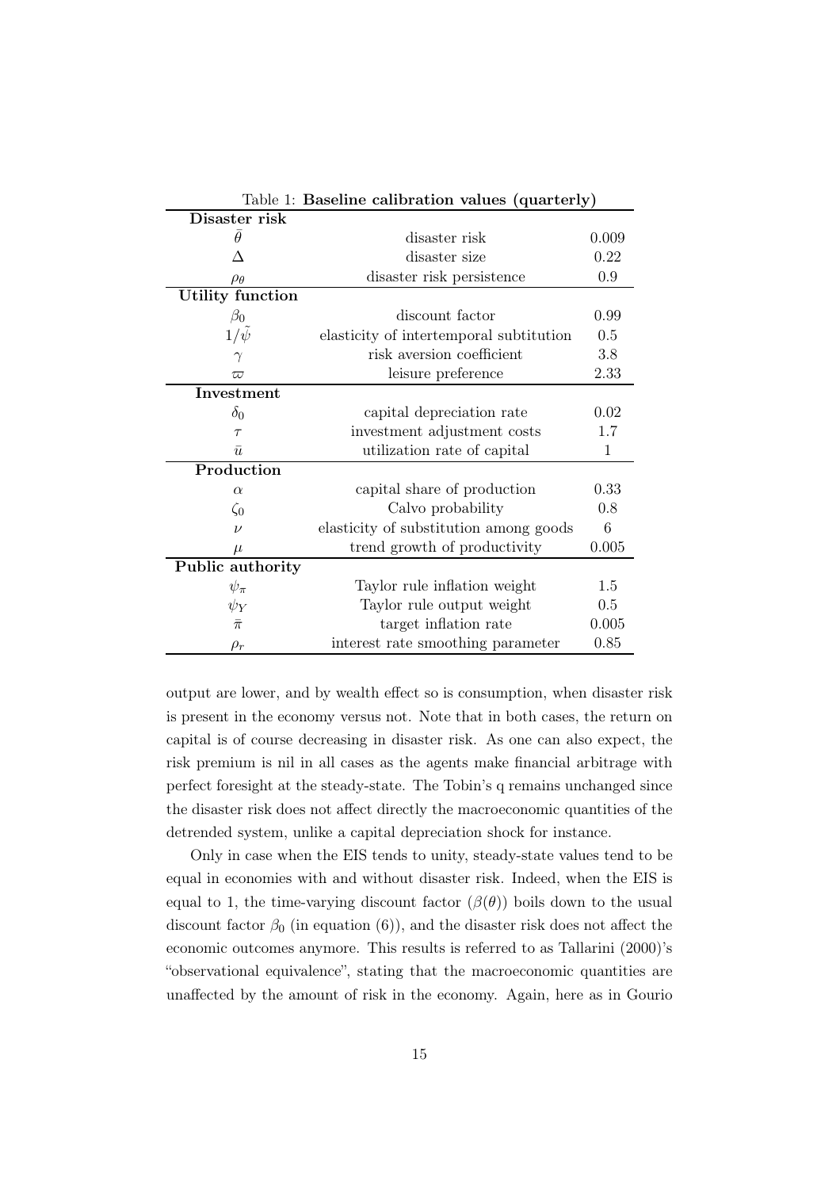Table 1: **Baseline calibration values (quarterly)**

| **Disaster risk** | | |
|---|---|---|
| $\bar{\theta}$ | disaster risk | 0.009 |
| $\Delta$ | disaster size | 0.22 |
| $\rho_\theta$ | disaster risk persistence | 0.9 |
| **Utility function** | | |
| $\beta_0$ | discount factor | 0.99 |
| $1/\tilde{\psi}$ | elasticity of intertemporal subtitution | 0.5 |
| $\gamma$ | risk aversion coefficient | 3.8 |
| $\varpi$ | leisure preference | 2.33 |
| **Investment** | | |
| $\delta_0$ | capital depreciation rate | 0.02 |
| $\tau$ | investment adjustment costs | 1.7 |
| $\bar{u}$ | utilization rate of capital | 1 |
| **Production** | | |
| $\alpha$ | capital share of production | 0.33 |
| $\zeta_0$ | Calvo probability | 0.8 |
| $\nu$ | elasticity of substitution among goods | 6 |
| $\mu$ | trend growth of productivity | 0.005 |
| **Public authority** | | |
| $\psi_\pi$ | Taylor rule inflation weight | 1.5 |
| $\psi_Y$ | Taylor rule output weight | 0.5 |
| $\bar{\pi}$ | target inflation rate | 0.005 |
| $\rho_r$ | interest rate smoothing parameter | 0.85 |

output are lower, and by wealth effect so is consumption, when disaster risk is present in the economy versus not. Note that in both cases, the return on capital is of course decreasing in disaster risk. As one can also expect, the risk premium is nil in all cases as the agents make financial arbitrage with perfect foresight at the steady-state. The Tobin's q remains unchanged since the disaster risk does not affect directly the macroeconomic quantities of the detrended system, unlike a capital depreciation shock for instance.

Only in case when the EIS tends to unity, steady-state values tend to be equal in economies with and without disaster risk. Indeed, when the EIS is equal to 1, the time-varying discount factor ($\beta(\theta)$) boils down to the usual discount factor $\beta_0$ (in equation (6)), and the disaster risk does not affect the economic outcomes anymore. This results is referred to as Tallarini (2000)'s "observational equivalence", stating that the macroeconomic quantities are unaffected by the amount of risk in the economy. Again, here as in Gourio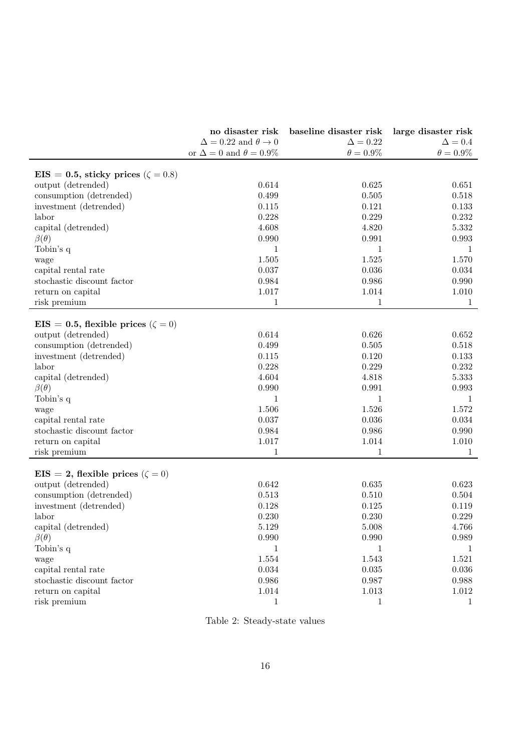| | **no disaster risk** | **baseline disaster risk** | **large disaster risk** |
|---|---|---|---|
| | $\Delta = 0.22$ and $\theta \to 0$ | $\Delta = 0.22$ | $\Delta = 0.4$ |
| | or $\Delta = 0$ and $\theta = 0.9\%$ | $\theta = 0.9\%$ | $\theta = 0.9\%$ |
| **EIS = 0.5, sticky prices ($\zeta = 0.8$)** | | | |
| output (detrended) | 0.614 | 0.625 | 0.651 |
| consumption (detrended) | 0.499 | 0.505 | 0.518 |
| investment (detrended) | 0.115 | 0.121 | 0.133 |
| labor | 0.228 | 0.229 | 0.232 |
| capital (detrended) | 4.608 | 4.820 | 5.332 |
| $\beta(\theta)$ | 0.990 | 0.991 | 0.993 |
| Tobin's q | 1 | 1 | 1 |
| wage | 1.505 | 1.525 | 1.570 |
| capital rental rate | 0.037 | 0.036 | 0.034 |
| stochastic discount factor | 0.984 | 0.986 | 0.990 |
| return on capital | 1.017 | 1.014 | 1.010 |
| risk premium | 1 | 1 | 1 |
| **EIS = 0.5, flexible prices ($\zeta = 0$)** | | | |
| output (detrended) | 0.614 | 0.626 | 0.652 |
| consumption (detrended) | 0.499 | 0.505 | 0.518 |
| investment (detrended) | 0.115 | 0.120 | 0.133 |
| labor | 0.228 | 0.229 | 0.232 |
| capital (detrended) | 4.604 | 4.818 | 5.333 |
| $\beta(\theta)$ | 0.990 | 0.991 | 0.993 |
| Tobin's q | 1 | 1 | 1 |
| wage | 1.506 | 1.526 | 1.572 |
| capital rental rate | 0.037 | 0.036 | 0.034 |
| stochastic discount factor | 0.984 | 0.986 | 0.990 |
| return on capital | 1.017 | 1.014 | 1.010 |
| risk premium | 1 | 1 | 1 |
| **EIS = 2, flexible prices ($\zeta = 0$)** | | | |
| output (detrended) | 0.642 | 0.635 | 0.623 |
| consumption (detrended) | 0.513 | 0.510 | 0.504 |
| investment (detrended) | 0.128 | 0.125 | 0.119 |
| labor | 0.230 | 0.230 | 0.229 |
| capital (detrended) | 5.129 | 5.008 | 4.766 |
| $\beta(\theta)$ | 0.990 | 0.990 | 0.989 |
| Tobin's q | 1 | 1 | 1 |
| wage | 1.554 | 1.543 | 1.521 |
| capital rental rate | 0.034 | 0.035 | 0.036 |
| stochastic discount factor | 0.986 | 0.987 | 0.988 |
| return on capital | 1.014 | 1.013 | 1.012 |
| risk premium | 1 | 1 | 1 |

Table 2: Steady-state values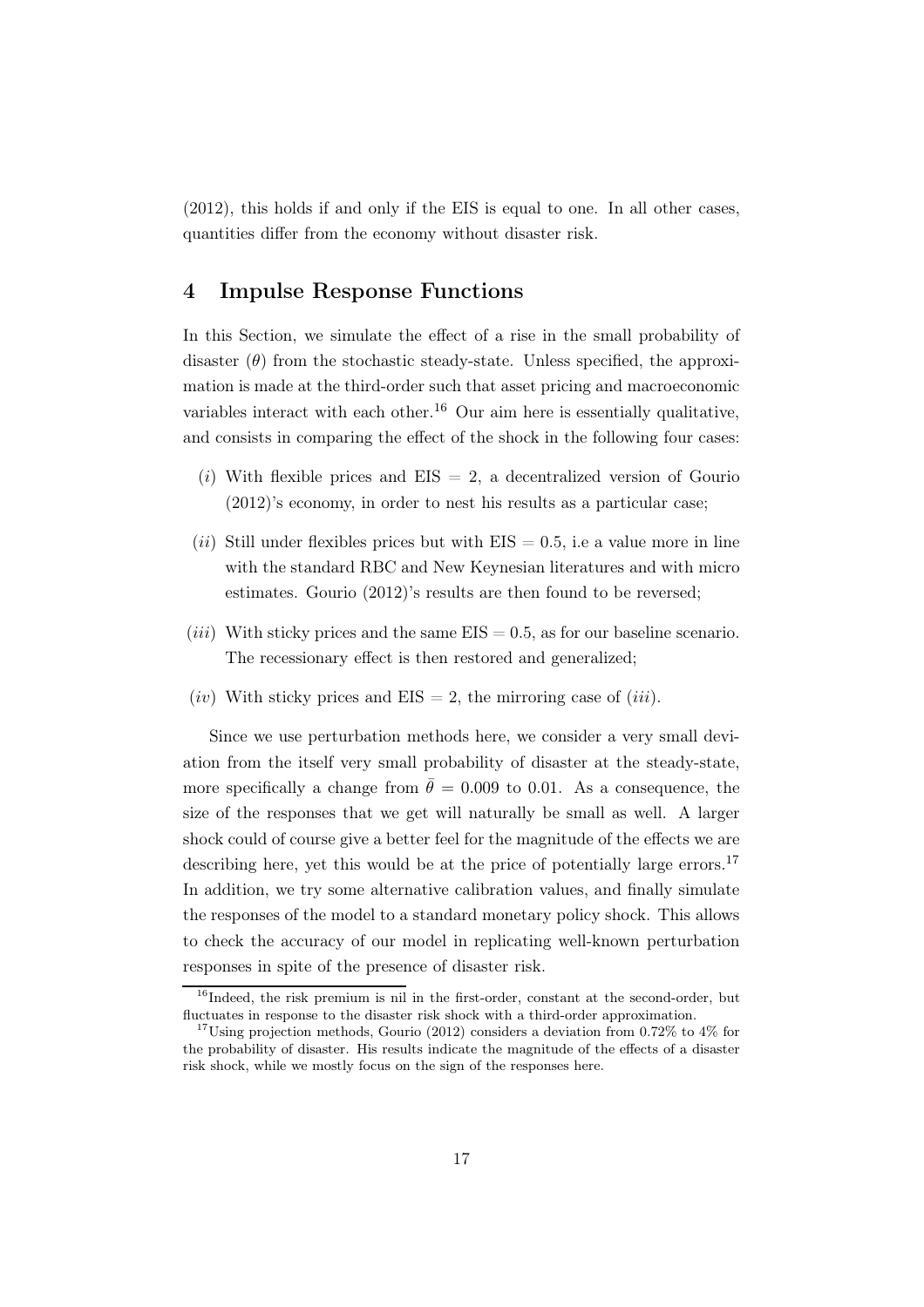(2012), this holds if and only if the EIS is equal to one. In all other cases, quantities differ from the economy without disaster risk.

## 4 Impulse Response Functions

In this Section, we simulate the effect of a rise in the small probability of disaster ($\theta$) from the stochastic steady-state. Unless specified, the approximation is made at the third-order such that asset pricing and macroeconomic variables interact with each other.[16] Our aim here is essentially qualitative, and consists in comparing the effect of the shock in the following four cases:

- ($i$) With flexible prices and EIS $= 2$, a decentralized version of Gourio (2012)'s economy, in order to nest his results as a particular case;
- ($ii$) Still under flexibles prices but with EIS $= 0.5$, i.e a value more in line with the standard RBC and New Keynesian literatures and with micro estimates. Gourio (2012)'s results are then found to be reversed;
- ($iii$) With sticky prices and the same EIS $= 0.5$, as for our baseline scenario. The recessionary effect is then restored and generalized;
- ($iv$) With sticky prices and EIS $= 2$, the mirroring case of ($iii$).

Since we use perturbation methods here, we consider a very small deviation from the itself very small probability of disaster at the steady-state, more specifically a change from $\bar{\theta} = 0.009$ to 0.01. As a consequence, the size of the responses that we get will naturally be small as well. A larger shock could of course give a better feel for the magnitude of the effects we are describing here, yet this would be at the price of potentially large errors.[17] In addition, we try some alternative calibration values, and finally simulate the responses of the model to a standard monetary policy shock. This allows to check the accuracy of our model in replicating well-known perturbation responses in spite of the presence of disaster risk.

[16] Indeed, the risk premium is nil in the first-order, constant at the second-order, but fluctuates in response to the disaster risk shock with a third-order approximation.

[17] Using projection methods, Gourio (2012) considers a deviation from 0.72% to 4% for the probability of disaster. His results indicate the magnitude of the effects of a disaster risk shock, while we mostly focus on the sign of the responses here.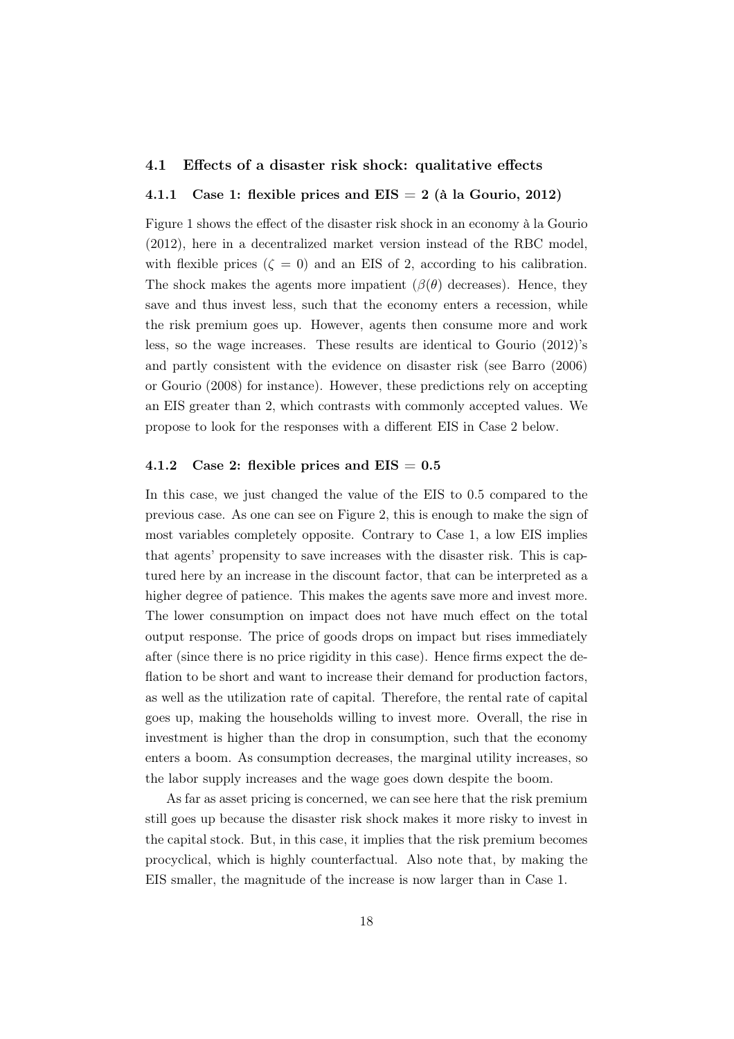### 4.1 Effects of a disaster risk shock: qualitative effects

#### 4.1.1 Case 1: flexible prices and EIS = 2 (à la Gourio, 2012)

Figure 1 shows the effect of the disaster risk shock in an economy à la Gourio (2012), here in a decentralized market version instead of the RBC model, with flexible prices ($\zeta = 0$) and an EIS of 2, according to his calibration. The shock makes the agents more impatient ($\beta(\theta)$ decreases). Hence, they save and thus invest less, such that the economy enters a recession, while the risk premium goes up. However, agents then consume more and work less, so the wage increases. These results are identical to Gourio (2012)'s and partly consistent with the evidence on disaster risk (see Barro (2006) or Gourio (2008) for instance). However, these predictions rely on accepting an EIS greater than 2, which contrasts with commonly accepted values. We propose to look for the responses with a different EIS in Case 2 below.

#### 4.1.2 Case 2: flexible prices and EIS = 0.5

In this case, we just changed the value of the EIS to 0.5 compared to the previous case. As one can see on Figure 2, this is enough to make the sign of most variables completely opposite. Contrary to Case 1, a low EIS implies that agents' propensity to save increases with the disaster risk. This is captured here by an increase in the discount factor, that can be interpreted as a higher degree of patience. This makes the agents save more and invest more. The lower consumption on impact does not have much effect on the total output response. The price of goods drops on impact but rises immediately after (since there is no price rigidity in this case). Hence firms expect the deflation to be short and want to increase their demand for production factors, as well as the utilization rate of capital. Therefore, the rental rate of capital goes up, making the households willing to invest more. Overall, the rise in investment is higher than the drop in consumption, such that the economy enters a boom. As consumption decreases, the marginal utility increases, so the labor supply increases and the wage goes down despite the boom.

As far as asset pricing is concerned, we can see here that the risk premium still goes up because the disaster risk shock makes it more risky to invest in the capital stock. But, in this case, it implies that the risk premium becomes procyclical, which is highly counterfactual. Also note that, by making the EIS smaller, the magnitude of the increase is now larger than in Case 1.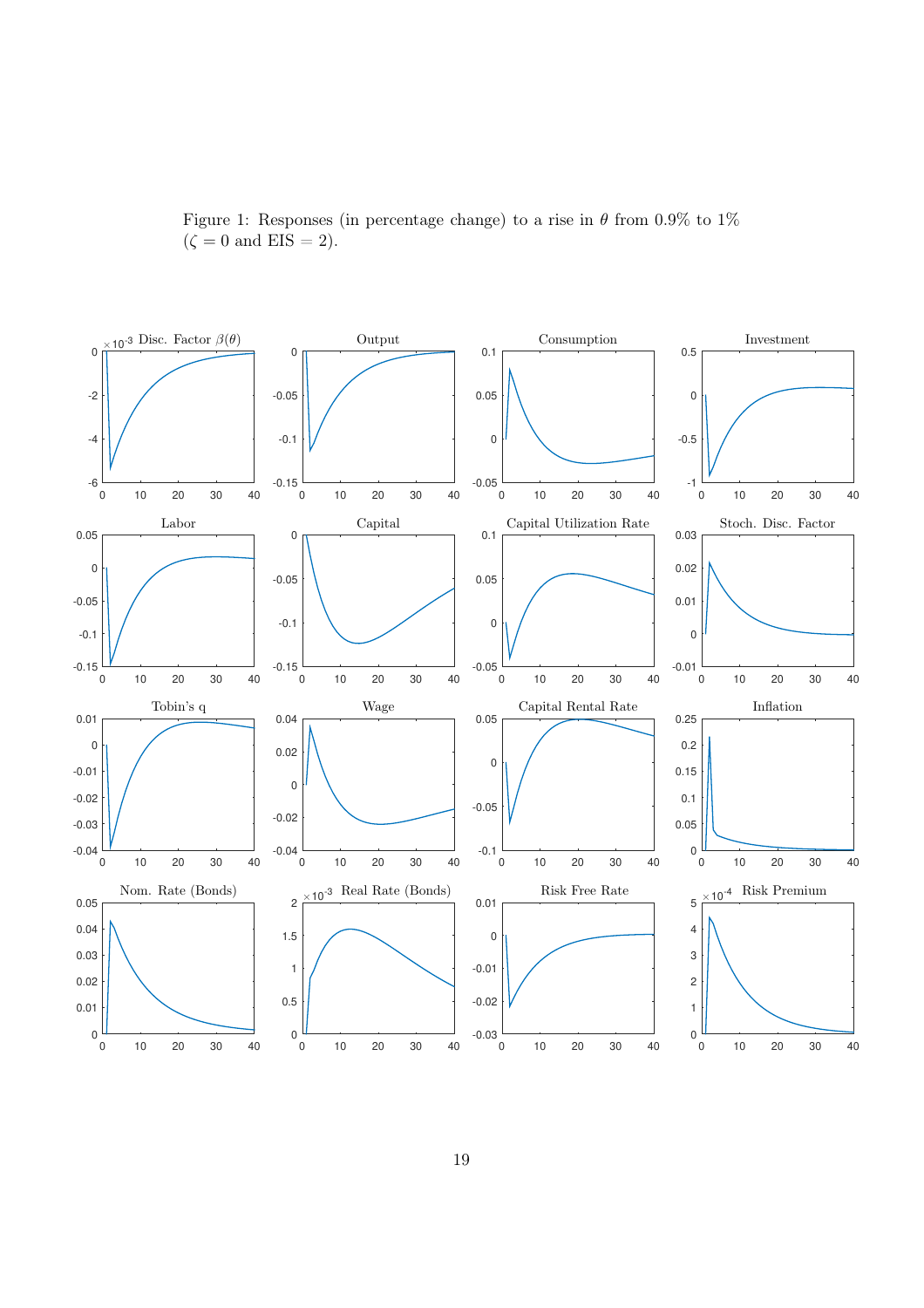Figure 1: Responses (in percentage change) to a rise in $\theta$ from 0.9% to 1% ($\zeta = 0$ and EIS = 2).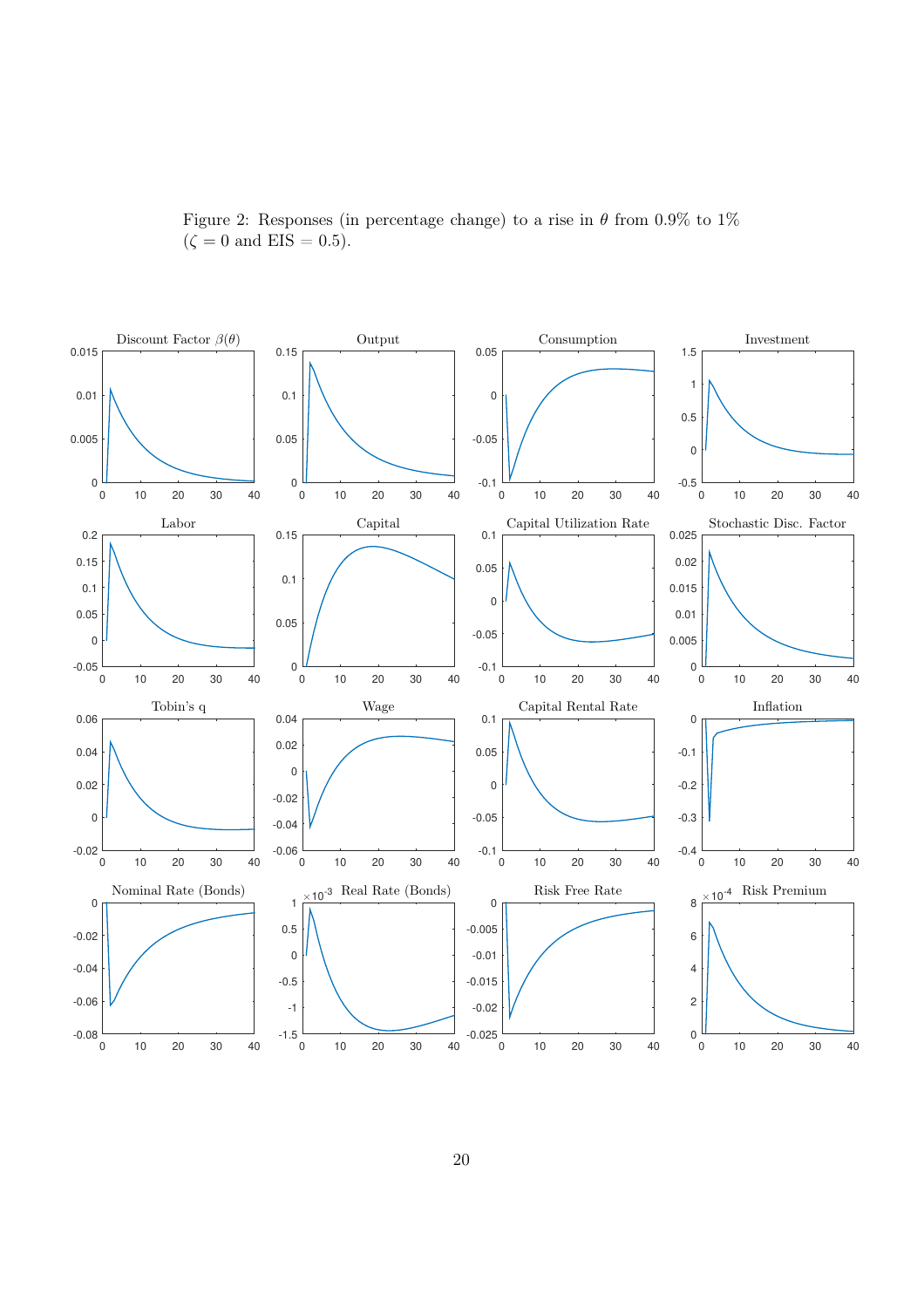Figure 2: Responses (in percentage change) to a rise in $\theta$ from 0.9% to 1% ($\zeta = 0$ and EIS = 0.5).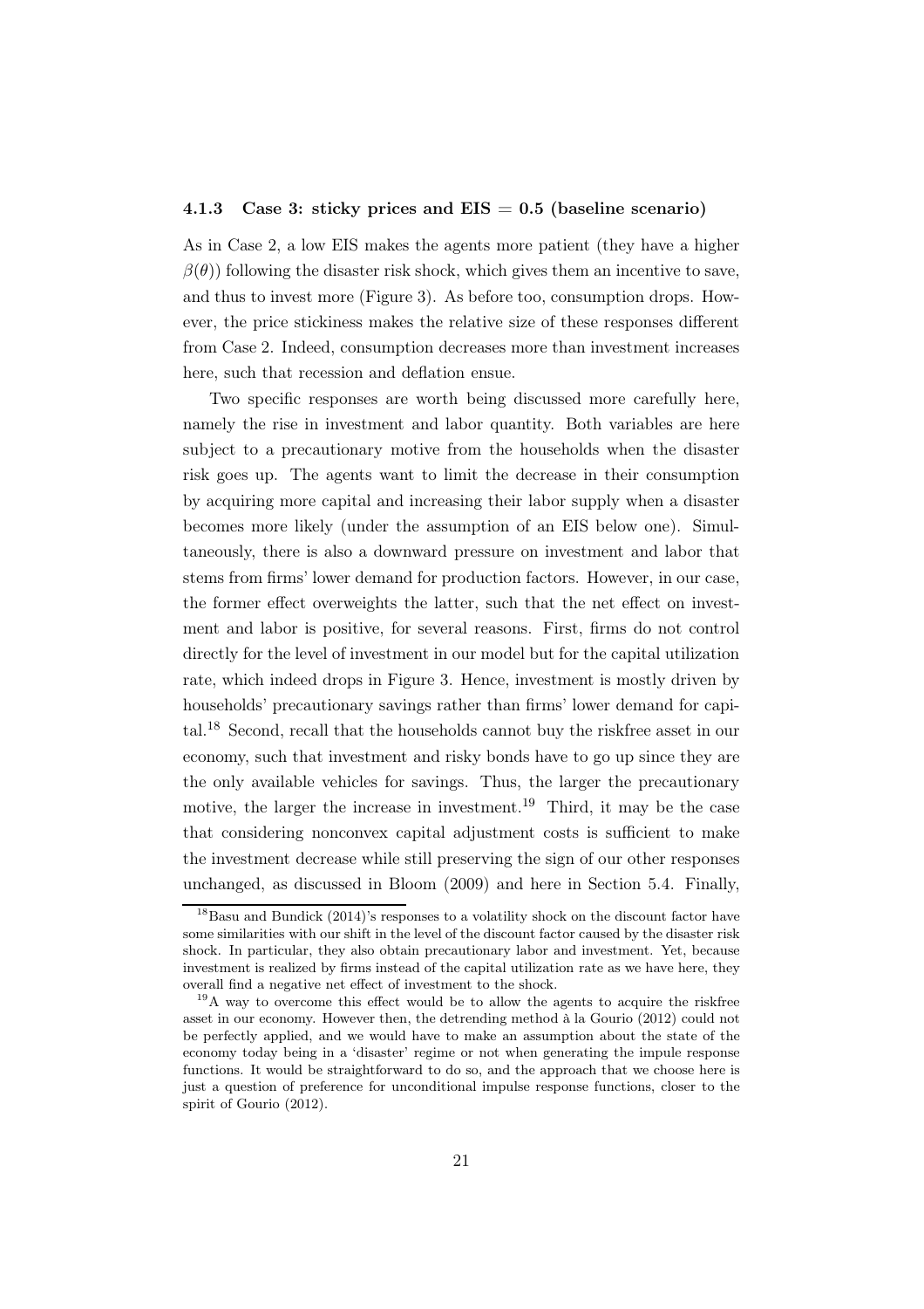### 4.1.3 Case 3: sticky prices and EIS = 0.5 (baseline scenario)

As in Case 2, a low EIS makes the agents more patient (they have a higher $\beta(\theta)$) following the disaster risk shock, which gives them an incentive to save, and thus to invest more (Figure 3). As before too, consumption drops. However, the price stickiness makes the relative size of these responses different from Case 2. Indeed, consumption decreases more than investment increases here, such that recession and deflation ensue.

Two specific responses are worth being discussed more carefully here, namely the rise in investment and labor quantity. Both variables are here subject to a precautionary motive from the households when the disaster risk goes up. The agents want to limit the decrease in their consumption by acquiring more capital and increasing their labor supply when a disaster becomes more likely (under the assumption of an EIS below one). Simultaneously, there is also a downward pressure on investment and labor that stems from firms' lower demand for production factors. However, in our case, the former effect overweights the latter, such that the net effect on investment and labor is positive, for several reasons. First, firms do not control directly for the level of investment in our model but for the capital utilization rate, which indeed drops in Figure 3. Hence, investment is mostly driven by households' precautionary savings rather than firms' lower demand for capital.[18] Second, recall that the households cannot buy the riskfree asset in our economy, such that investment and risky bonds have to go up since they are the only available vehicles for savings. Thus, the larger the precautionary motive, the larger the increase in investment.[19] Third, it may be the case that considering nonconvex capital adjustment costs is sufficient to make the investment decrease while still preserving the sign of our other responses unchanged, as discussed in Bloom (2009) and here in Section 5.4. Finally,

[18] Basu and Bundick (2014)'s responses to a volatility shock on the discount factor have some similarities with our shift in the level of the discount factor caused by the disaster risk shock. In particular, they also obtain precautionary labor and investment. Yet, because investment is realized by firms instead of the capital utilization rate as we have here, they overall find a negative net effect of investment to the shock.

[19] A way to overcome this effect would be to allow the agents to acquire the riskfree asset in our economy. However then, the detrending method à la Gourio (2012) could not be perfectly applied, and we would have to make an assumption about the state of the economy today being in a 'disaster' regime or not when generating the impule response functions. It would be straightforward to do so, and the approach that we choose here is just a question of preference for unconditional impulse response functions, closer to the spirit of Gourio (2012).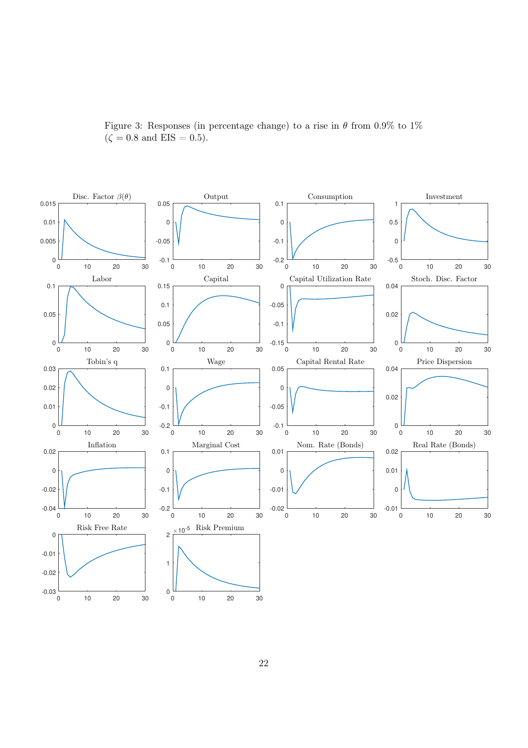Figure 3: Responses (in percentage change) to a rise in $\theta$ from 0.9% to 1% ($\zeta = 0.8$ and EIS = 0.5).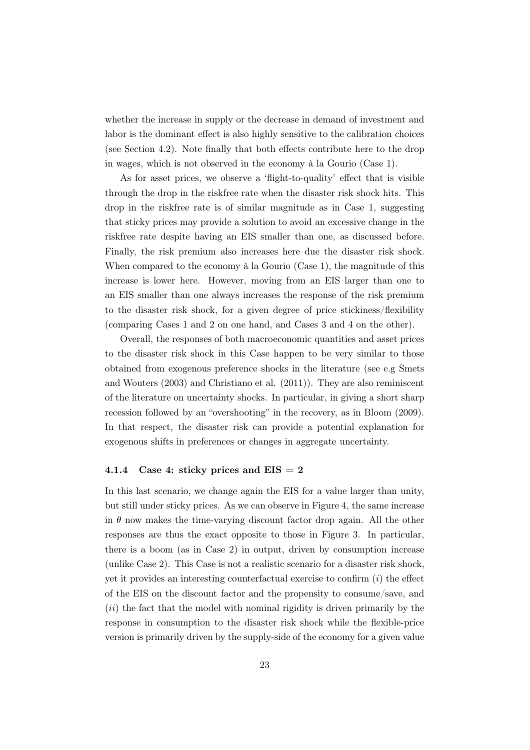whether the increase in supply or the decrease in demand of investment and labor is the dominant effect is also highly sensitive to the calibration choices (see Section 4.2). Note finally that both effects contribute here to the drop in wages, which is not observed in the economy à la Gourio (Case 1).

As for asset prices, we observe a 'flight-to-quality' effect that is visible through the drop in the riskfree rate when the disaster risk shock hits. This drop in the riskfree rate is of similar magnitude as in Case 1, suggesting that sticky prices may provide a solution to avoid an excessive change in the riskfree rate despite having an EIS smaller than one, as discussed before. Finally, the risk premium also increases here due the disaster risk shock. When compared to the economy à la Gourio (Case 1), the magnitude of this increase is lower here. However, moving from an EIS larger than one to an EIS smaller than one always increases the response of the risk premium to the disaster risk shock, for a given degree of price stickiness/flexibility (comparing Cases 1 and 2 on one hand, and Cases 3 and 4 on the other).

Overall, the responses of both macroeconomic quantities and asset prices to the disaster risk shock in this Case happen to be very similar to those obtained from exogenous preference shocks in the literature (see e.g Smets and Wouters (2003) and Christiano et al. (2011)). They are also reminiscent of the literature on uncertainty shocks. In particular, in giving a short sharp recession followed by an "overshooting" in the recovery, as in Bloom (2009). In that respect, the disaster risk can provide a potential explanation for exogenous shifts in preferences or changes in aggregate uncertainty.

### 4.1.4 Case 4: sticky prices and EIS = 2

In this last scenario, we change again the EIS for a value larger than unity, but still under sticky prices. As we can observe in Figure 4, the same increase in $\theta$ now makes the time-varying discount factor drop again. All the other responses are thus the exact opposite to those in Figure 3. In particular, there is a boom (as in Case 2) in output, driven by consumption increase (unlike Case 2). This Case is not a realistic scenario for a disaster risk shock, yet it provides an interesting counterfactual exercise to confirm ($i$) the effect of the EIS on the discount factor and the propensity to consume/save, and ($ii$) the fact that the model with nominal rigidity is driven primarily by the response in consumption to the disaster risk shock while the flexible-price version is primarily driven by the supply-side of the economy for a given value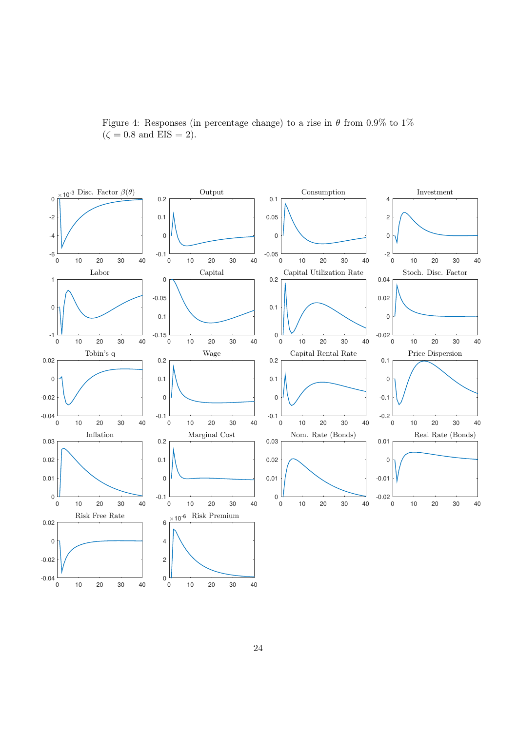Figure 4: Responses (in percentage change) to a rise in $\theta$ from 0.9% to 1% ($\zeta = 0.8$ and EIS $= 2$).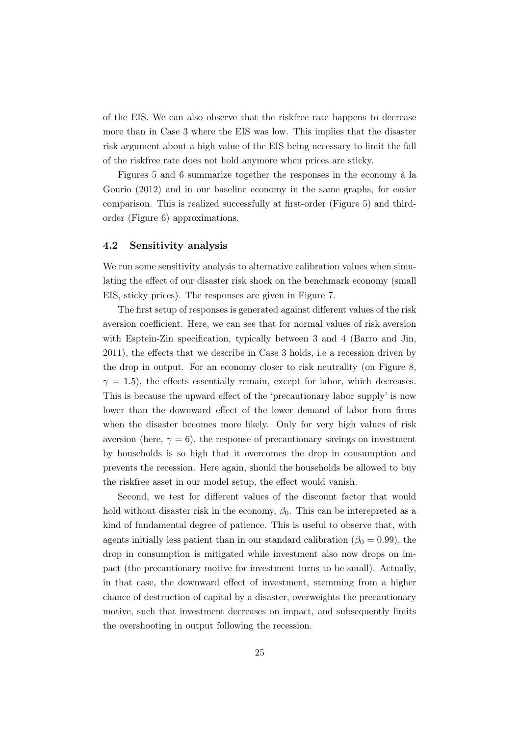of the EIS. We can also observe that the riskfree rate happens to decrease more than in Case 3 where the EIS was low. This implies that the disaster risk argument about a high value of the EIS being necessary to limit the fall of the riskfree rate does not hold anymore when prices are sticky.

Figures 5 and 6 summarize together the responses in the economy à la Gourio (2012) and in our baseline economy in the same graphs, for easier comparison. This is realized successfully at first-order (Figure 5) and third-order (Figure 6) approximations.

### 4.2 Sensitivity analysis

We run some sensitivity analysis to alternative calibration values when simulating the effect of our disaster risk shock on the benchmark economy (small EIS, sticky prices). The responses are given in Figure 7.

The first setup of responses is generated against different values of the risk aversion coefficient. Here, we can see that for normal values of risk aversion with Esptein-Zin specification, typically between 3 and 4 (Barro and Jin, 2011), the effects that we describe in Case 3 holds, i.e a recession driven by the drop in output. For an economy closer to risk neutrality (on Figure 8, $\gamma = 1.5$), the effects essentially remain, except for labor, which decreases. This is because the upward effect of the 'precautionary labor supply' is now lower than the downward effect of the lower demand of labor from firms when the disaster becomes more likely. Only for very high values of risk aversion (here, $\gamma = 6$), the response of precautionary savings on investment by households is so high that it overcomes the drop in consumption and prevents the recession. Here again, should the households be allowed to buy the riskfree asset in our model setup, the effect would vanish.

Second, we test for different values of the discount factor that would hold without disaster risk in the economy, $\beta_0$. This can be interepreted as a kind of fundamental degree of patience. This is useful to observe that, with agents initially less patient than in our standard calibration ($\beta_0 = 0.99$), the drop in consumption is mitigated while investment also now drops on impact (the precautionary motive for investment turns to be small). Actually, in that case, the downward effect of investment, stemming from a higher chance of destruction of capital by a disaster, overweights the precautionary motive, such that investment decreases on impact, and subsequently limits the overshooting in output following the recession.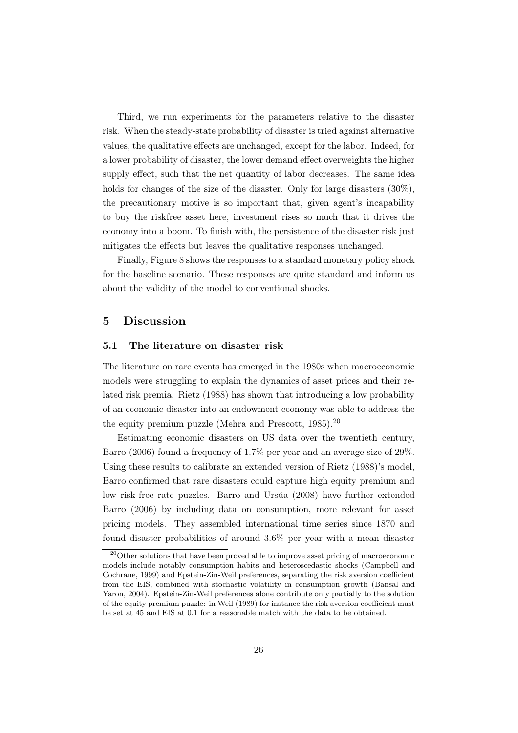Third, we run experiments for the parameters relative to the disaster risk. When the steady-state probability of disaster is tried against alternative values, the qualitative effects are unchanged, except for the labor. Indeed, for a lower probability of disaster, the lower demand effect overweights the higher supply effect, such that the net quantity of labor decreases. The same idea holds for changes of the size of the disaster. Only for large disasters (30%), the precautionary motive is so important that, given agent's incapability to buy the riskfree asset here, investment rises so much that it drives the economy into a boom. To finish with, the persistence of the disaster risk just mitigates the effects but leaves the qualitative responses unchanged.

Finally, Figure 8 shows the responses to a standard monetary policy shock for the baseline scenario. These responses are quite standard and inform us about the validity of the model to conventional shocks.

## 5 Discussion

### 5.1 The literature on disaster risk

The literature on rare events has emerged in the 1980s when macroeconomic models were struggling to explain the dynamics of asset prices and their related risk premia. Rietz (1988) has shown that introducing a low probability of an economic disaster into an endowment economy was able to address the the equity premium puzzle (Mehra and Prescott, 1985).[20]

Estimating economic disasters on US data over the twentieth century, Barro (2006) found a frequency of 1.7% per year and an average size of 29%. Using these results to calibrate an extended version of Rietz (1988)'s model, Barro confirmed that rare disasters could capture high equity premium and low risk-free rate puzzles. Barro and Ursúa (2008) have further extended Barro (2006) by including data on consumption, more relevant for asset pricing models. They assembled international time series since 1870 and found disaster probabilities of around 3.6% per year with a mean disaster

[20] Other solutions that have been proved able to improve asset pricing of macroeconomic models include notably consumption habits and heteroscedastic shocks (Campbell and Cochrane, 1999) and Epstein-Zin-Weil preferences, separating the risk aversion coefficient from the EIS, combined with stochastic volatility in consumption growth (Bansal and Yaron, 2004). Epstein-Zin-Weil preferences alone contribute only partially to the solution of the equity premium puzzle: in Weil (1989) for instance the risk aversion coefficient must be set at 45 and EIS at 0.1 for a reasonable match with the data to be obtained.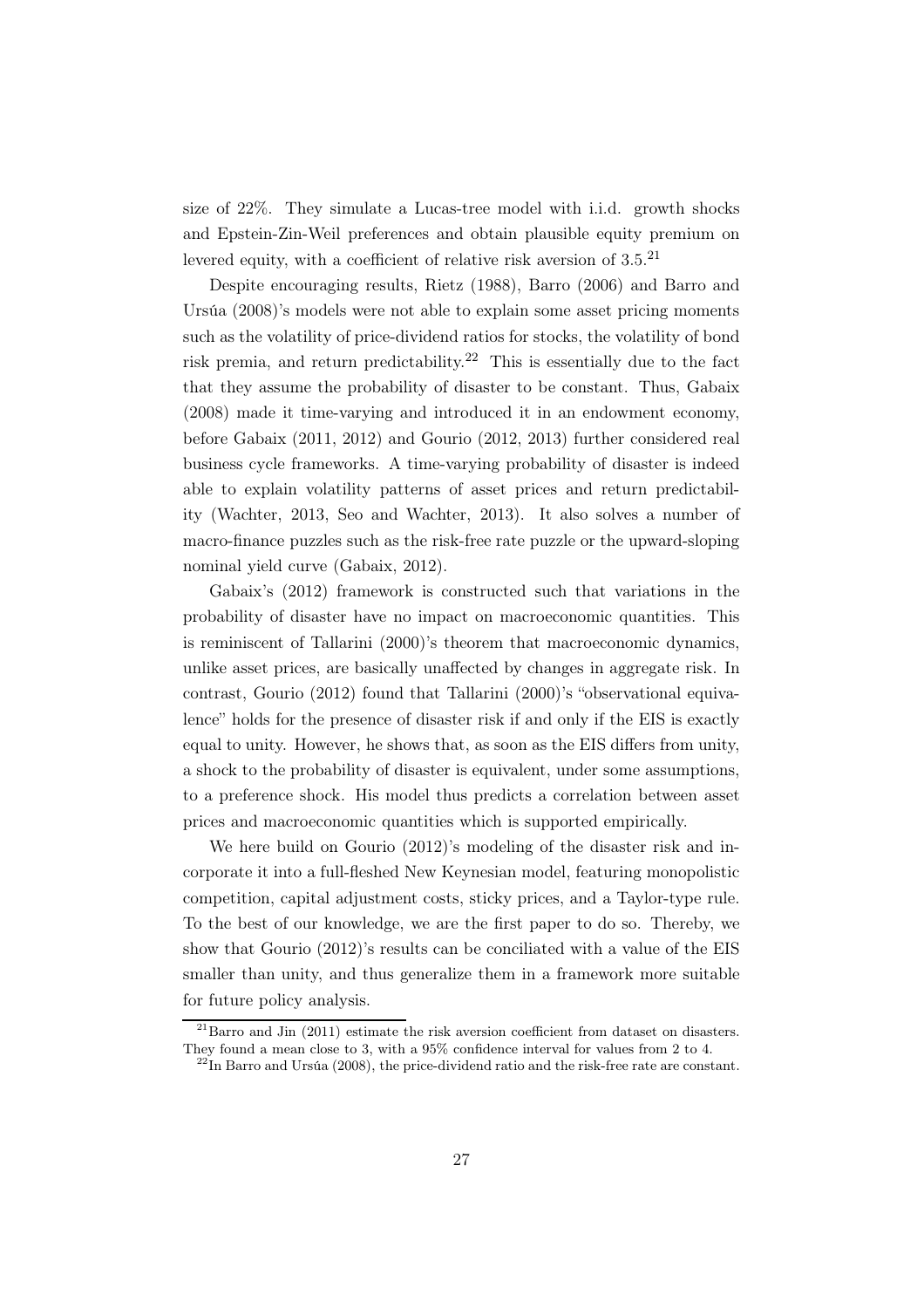size of 22%. They simulate a Lucas-tree model with i.i.d. growth shocks and Epstein-Zin-Weil preferences and obtain plausible equity premium on levered equity, with a coefficient of relative risk aversion of 3.5.[21]

Despite encouraging results, Rietz (1988), Barro (2006) and Barro and Ursúa (2008)'s models were not able to explain some asset pricing moments such as the volatility of price-dividend ratios for stocks, the volatility of bond risk premia, and return predictability.[22] This is essentially due to the fact that they assume the probability of disaster to be constant. Thus, Gabaix (2008) made it time-varying and introduced it in an endowment economy, before Gabaix (2011, 2012) and Gourio (2012, 2013) further considered real business cycle frameworks. A time-varying probability of disaster is indeed able to explain volatility patterns of asset prices and return predictability (Wachter, 2013, Seo and Wachter, 2013). It also solves a number of macro-finance puzzles such as the risk-free rate puzzle or the upward-sloping nominal yield curve (Gabaix, 2012).

Gabaix's (2012) framework is constructed such that variations in the probability of disaster have no impact on macroeconomic quantities. This is reminiscent of Tallarini (2000)'s theorem that macroeconomic dynamics, unlike asset prices, are basically unaffected by changes in aggregate risk. In contrast, Gourio (2012) found that Tallarini (2000)'s "observational equivalence" holds for the presence of disaster risk if and only if the EIS is exactly equal to unity. However, he shows that, as soon as the EIS differs from unity, a shock to the probability of disaster is equivalent, under some assumptions, to a preference shock. His model thus predicts a correlation between asset prices and macroeconomic quantities which is supported empirically.

We here build on Gourio (2012)'s modeling of the disaster risk and incorporate it into a full-fleshed New Keynesian model, featuring monopolistic competition, capital adjustment costs, sticky prices, and a Taylor-type rule. To the best of our knowledge, we are the first paper to do so. Thereby, we show that Gourio (2012)'s results can be conciliated with a value of the EIS smaller than unity, and thus generalize them in a framework more suitable for future policy analysis.

[21] Barro and Jin (2011) estimate the risk aversion coefficient from dataset on disasters. They found a mean close to 3, with a 95% confidence interval for values from 2 to 4.

[22] In Barro and Ursúa (2008), the price-dividend ratio and the risk-free rate are constant.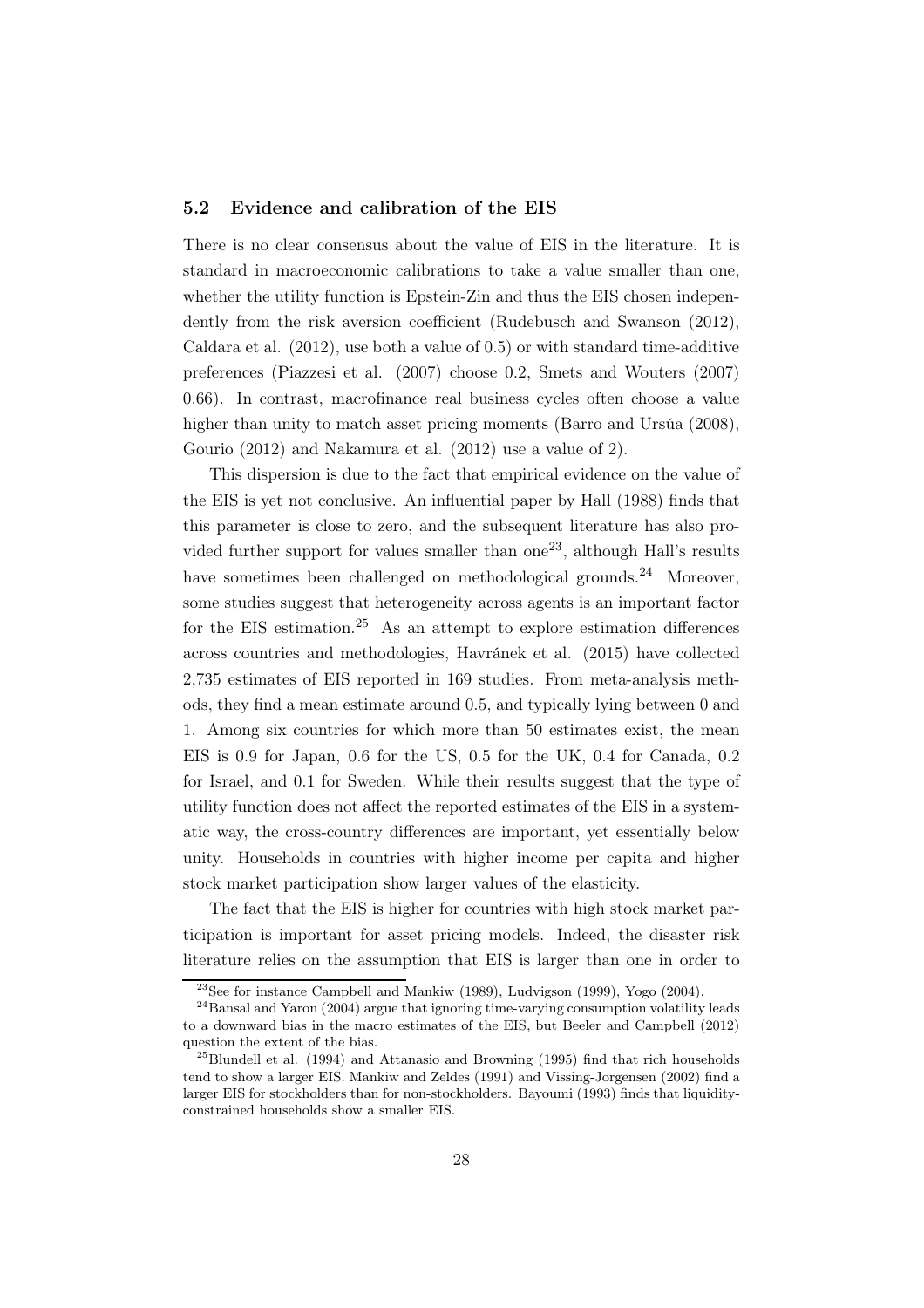### 5.2 Evidence and calibration of the EIS

There is no clear consensus about the value of EIS in the literature. It is standard in macroeconomic calibrations to take a value smaller than one, whether the utility function is Epstein-Zin and thus the EIS chosen independently from the risk aversion coefficient (Rudebusch and Swanson (2012), Caldara et al. (2012), use both a value of 0.5) or with standard time-additive preferences (Piazzesi et al. (2007) choose 0.2, Smets and Wouters (2007) 0.66). In contrast, macrofinance real business cycles often choose a value higher than unity to match asset pricing moments (Barro and Ursúa (2008), Gourio (2012) and Nakamura et al. (2012) use a value of 2).

This dispersion is due to the fact that empirical evidence on the value of the EIS is yet not conclusive. An influential paper by Hall (1988) finds that this parameter is close to zero, and the subsequent literature has also provided further support for values smaller than one[23], although Hall's results have sometimes been challenged on methodological grounds.[24] Moreover, some studies suggest that heterogeneity across agents is an important factor for the EIS estimation.[25] As an attempt to explore estimation differences across countries and methodologies, Havránek et al. (2015) have collected 2,735 estimates of EIS reported in 169 studies. From meta-analysis methods, they find a mean estimate around 0.5, and typically lying between 0 and 1. Among six countries for which more than 50 estimates exist, the mean EIS is 0.9 for Japan, 0.6 for the US, 0.5 for the UK, 0.4 for Canada, 0.2 for Israel, and 0.1 for Sweden. While their results suggest that the type of utility function does not affect the reported estimates of the EIS in a systematic way, the cross-country differences are important, yet essentially below unity. Households in countries with higher income per capita and higher stock market participation show larger values of the elasticity.

The fact that the EIS is higher for countries with high stock market participation is important for asset pricing models. Indeed, the disaster risk literature relies on the assumption that EIS is larger than one in order to

[23] See for instance Campbell and Mankiw (1989), Ludvigson (1999), Yogo (2004).

[24] Bansal and Yaron (2004) argue that ignoring time-varying consumption volatility leads to a downward bias in the macro estimates of the EIS, but Beeler and Campbell (2012) question the extent of the bias.

[25] Blundell et al. (1994) and Attanasio and Browning (1995) find that rich households tend to show a larger EIS. Mankiw and Zeldes (1991) and Vissing-Jorgensen (2002) find a larger EIS for stockholders than for non-stockholders. Bayoumi (1993) finds that liquidity-constrained households show a smaller EIS.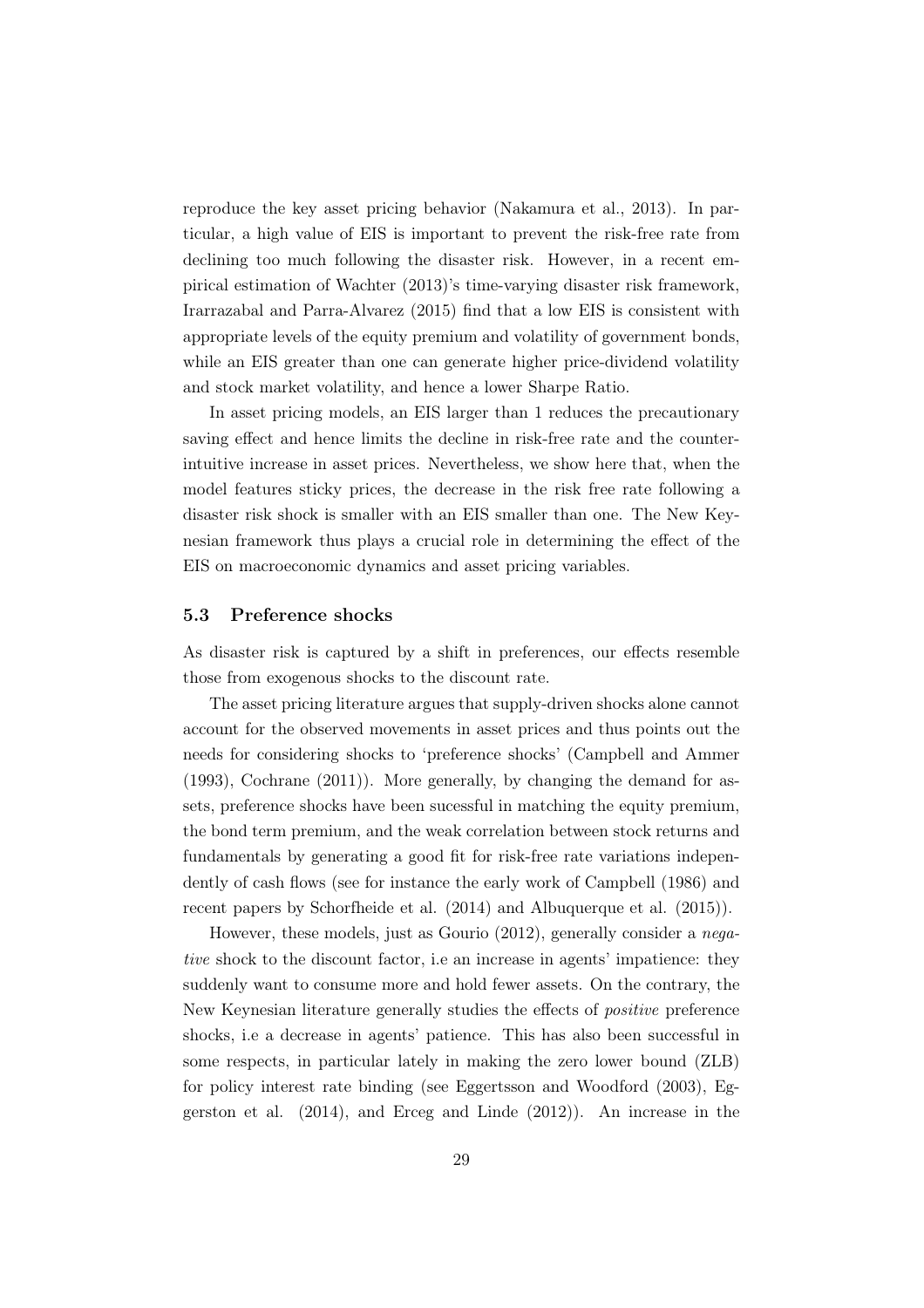reproduce the key asset pricing behavior (Nakamura et al., 2013). In particular, a high value of EIS is important to prevent the risk-free rate from declining too much following the disaster risk. However, in a recent empirical estimation of Wachter (2013)'s time-varying disaster risk framework, Irarrazabal and Parra-Alvarez (2015) find that a low EIS is consistent with appropriate levels of the equity premium and volatility of government bonds, while an EIS greater than one can generate higher price-dividend volatility and stock market volatility, and hence a lower Sharpe Ratio.

In asset pricing models, an EIS larger than 1 reduces the precautionary saving effect and hence limits the decline in risk-free rate and the counter-intuitive increase in asset prices. Nevertheless, we show here that, when the model features sticky prices, the decrease in the risk free rate following a disaster risk shock is smaller with an EIS smaller than one. The New Keynesian framework thus plays a crucial role in determining the effect of the EIS on macroeconomic dynamics and asset pricing variables.

### 5.3 Preference shocks

As disaster risk is captured by a shift in preferences, our effects resemble those from exogenous shocks to the discount rate.

The asset pricing literature argues that supply-driven shocks alone cannot account for the observed movements in asset prices and thus points out the needs for considering shocks to 'preference shocks' (Campbell and Ammer (1993), Cochrane (2011)). More generally, by changing the demand for assets, preference shocks have been sucessful in matching the equity premium, the bond term premium, and the weak correlation between stock returns and fundamentals by generating a good fit for risk-free rate variations independently of cash flows (see for instance the early work of Campbell (1986) and recent papers by Schorfheide et al. (2014) and Albuquerque et al. (2015)).

However, these models, just as Gourio (2012), generally consider a *negative* shock to the discount factor, i.e an increase in agents' impatience: they suddenly want to consume more and hold fewer assets. On the contrary, the New Keynesian literature generally studies the effects of *positive* preference shocks, i.e a decrease in agents' patience. This has also been successful in some respects, in particular lately in making the zero lower bound (ZLB) for policy interest rate binding (see Eggertsson and Woodford (2003), Eggerston et al. (2014), and Erceg and Linde (2012)). An increase in the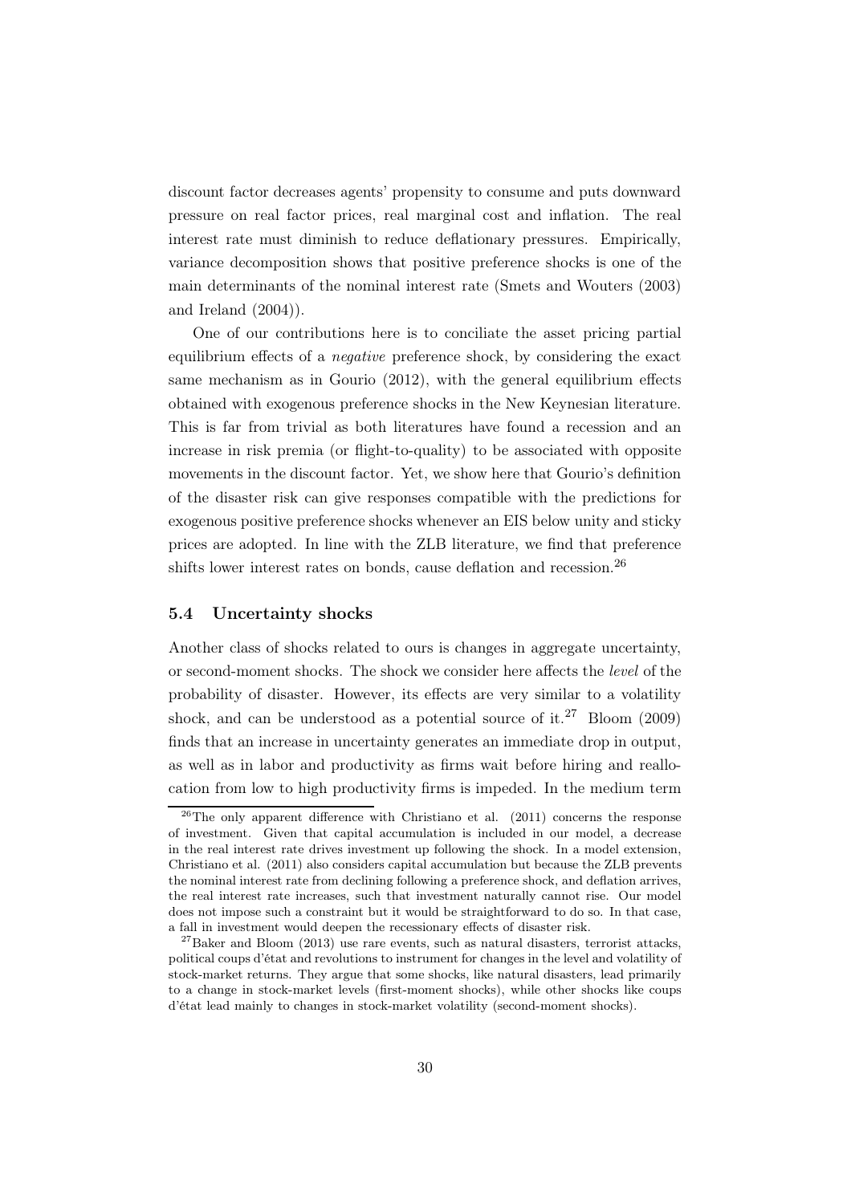discount factor decreases agents' propensity to consume and puts downward pressure on real factor prices, real marginal cost and inflation. The real interest rate must diminish to reduce deflationary pressures. Empirically, variance decomposition shows that positive preference shocks is one of the main determinants of the nominal interest rate (Smets and Wouters (2003) and Ireland (2004)).

One of our contributions here is to conciliate the asset pricing partial equilibrium effects of a *negative* preference shock, by considering the exact same mechanism as in Gourio (2012), with the general equilibrium effects obtained with exogenous preference shocks in the New Keynesian literature. This is far from trivial as both literatures have found a recession and an increase in risk premia (or flight-to-quality) to be associated with opposite movements in the discount factor. Yet, we show here that Gourio's definition of the disaster risk can give responses compatible with the predictions for exogenous positive preference shocks whenever an EIS below unity and sticky prices are adopted. In line with the ZLB literature, we find that preference shifts lower interest rates on bonds, cause deflation and recession.[26]

### 5.4 Uncertainty shocks

Another class of shocks related to ours is changes in aggregate uncertainty, or second-moment shocks. The shock we consider here affects the *level* of the probability of disaster. However, its effects are very similar to a volatility shock, and can be understood as a potential source of it.[27] Bloom (2009) finds that an increase in uncertainty generates an immediate drop in output, as well as in labor and productivity as firms wait before hiring and reallocation from low to high productivity firms is impeded. In the medium term

[26] The only apparent difference with Christiano et al. (2011) concerns the response of investment. Given that capital accumulation is included in our model, a decrease in the real interest rate drives investment up following the shock. In a model extension, Christiano et al. (2011) also considers capital accumulation but because the ZLB prevents the nominal interest rate from declining following a preference shock, and deflation arrives, the real interest rate increases, such that investment naturally cannot rise. Our model does not impose such a constraint but it would be straightforward to do so. In that case, a fall in investment would deepen the recessionary effects of disaster risk.

[27] Baker and Bloom (2013) use rare events, such as natural disasters, terrorist attacks, political coups d'état and revolutions to instrument for changes in the level and volatility of stock-market returns. They argue that some shocks, like natural disasters, lead primarily to a change in stock-market levels (first-moment shocks), while other shocks like coups d'état lead mainly to changes in stock-market volatility (second-moment shocks).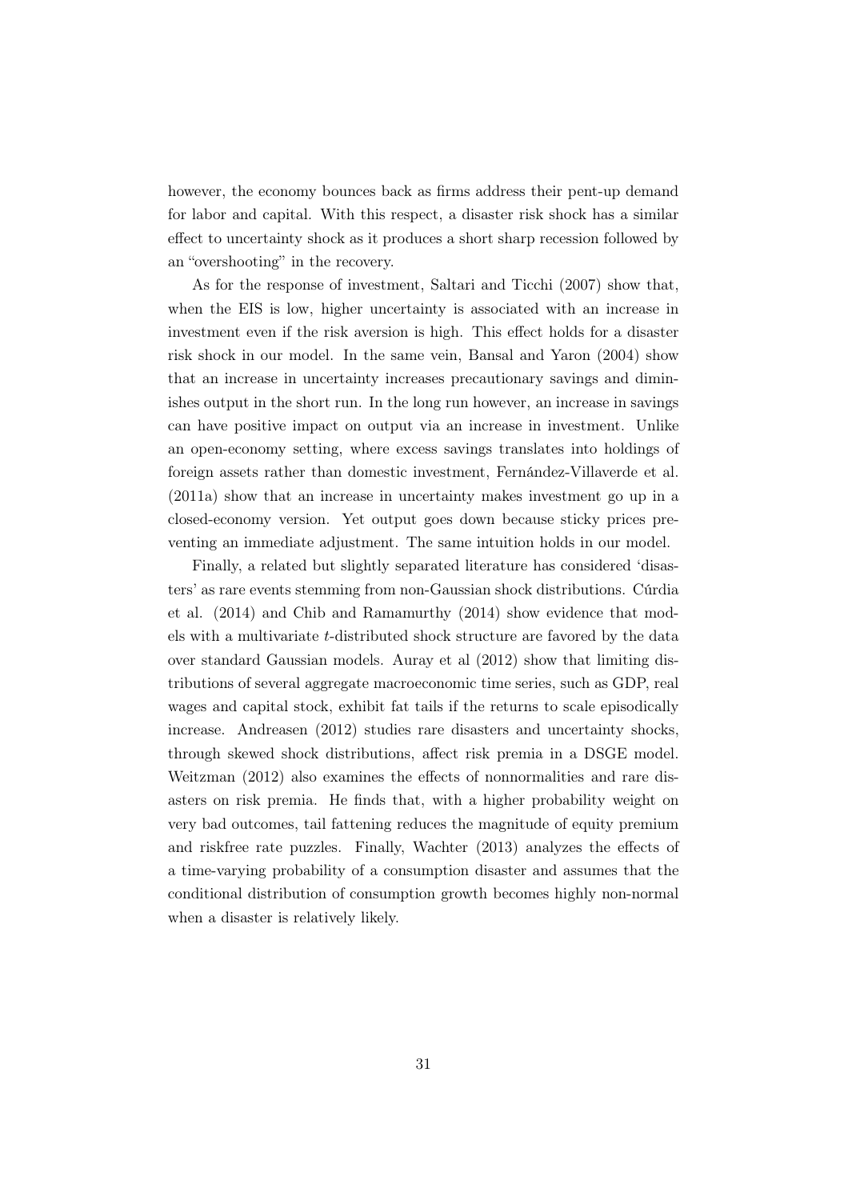however, the economy bounces back as firms address their pent-up demand for labor and capital. With this respect, a disaster risk shock has a similar effect to uncertainty shock as it produces a short sharp recession followed by an "overshooting" in the recovery.

As for the response of investment, Saltari and Ticchi (2007) show that, when the EIS is low, higher uncertainty is associated with an increase in investment even if the risk aversion is high. This effect holds for a disaster risk shock in our model. In the same vein, Bansal and Yaron (2004) show that an increase in uncertainty increases precautionary savings and diminishes output in the short run. In the long run however, an increase in savings can have positive impact on output via an increase in investment. Unlike an open-economy setting, where excess savings translates into holdings of foreign assets rather than domestic investment, Fernández-Villaverde et al. (2011a) show that an increase in uncertainty makes investment go up in a closed-economy version. Yet output goes down because sticky prices preventing an immediate adjustment. The same intuition holds in our model.

Finally, a related but slightly separated literature has considered 'disasters' as rare events stemming from non-Gaussian shock distributions. Cúrdia et al. (2014) and Chib and Ramamurthy (2014) show evidence that models with a multivariate $t$-distributed shock structure are favored by the data over standard Gaussian models. Auray et al (2012) show that limiting distributions of several aggregate macroeconomic time series, such as GDP, real wages and capital stock, exhibit fat tails if the returns to scale episodically increase. Andreasen (2012) studies rare disasters and uncertainty shocks, through skewed shock distributions, affect risk premia in a DSGE model. Weitzman (2012) also examines the effects of nonnormalities and rare disasters on risk premia. He finds that, with a higher probability weight on very bad outcomes, tail fattening reduces the magnitude of equity premium and riskfree rate puzzles. Finally, Wachter (2013) analyzes the effects of a time-varying probability of a consumption disaster and assumes that the conditional distribution of consumption growth becomes highly non-normal when a disaster is relatively likely.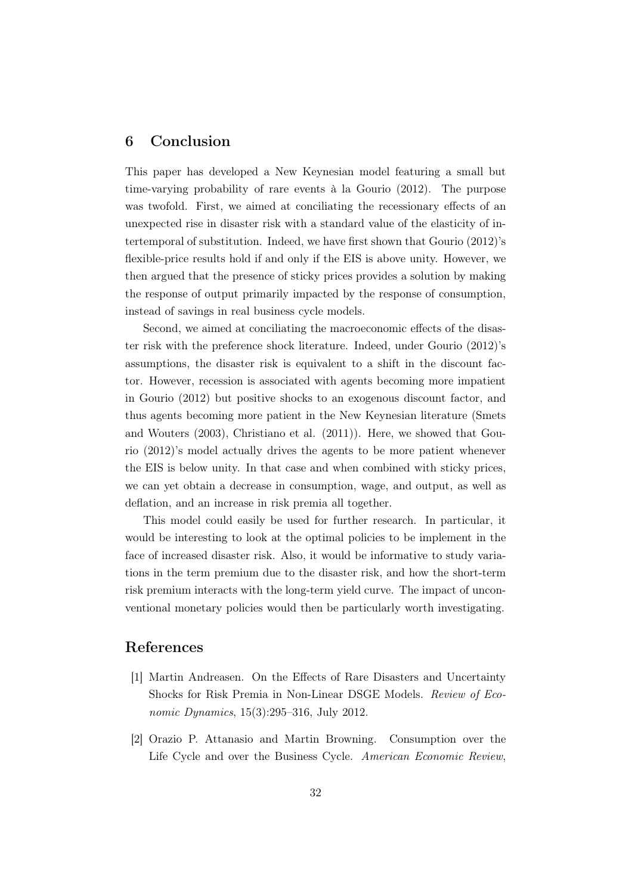## 6 Conclusion

This paper has developed a New Keynesian model featuring a small but time-varying probability of rare events à la Gourio (2012). The purpose was twofold. First, we aimed at conciliating the recessionary effects of an unexpected rise in disaster risk with a standard value of the elasticity of intertemporal of substitution. Indeed, we have first shown that Gourio (2012)'s flexible-price results hold if and only if the EIS is above unity. However, we then argued that the presence of sticky prices provides a solution by making the response of output primarily impacted by the response of consumption, instead of savings in real business cycle models.

Second, we aimed at conciliating the macroeconomic effects of the disaster risk with the preference shock literature. Indeed, under Gourio (2012)'s assumptions, the disaster risk is equivalent to a shift in the discount factor. However, recession is associated with agents becoming more impatient in Gourio (2012) but positive shocks to an exogenous discount factor, and thus agents becoming more patient in the New Keynesian literature (Smets and Wouters (2003), Christiano et al. (2011)). Here, we showed that Gourio (2012)'s model actually drives the agents to be more patient whenever the EIS is below unity. In that case and when combined with sticky prices, we can yet obtain a decrease in consumption, wage, and output, as well as deflation, and an increase in risk premia all together.

This model could easily be used for further research. In particular, it would be interesting to look at the optimal policies to be implement in the face of increased disaster risk. Also, it would be informative to study variations in the term premium due to the disaster risk, and how the short-term risk premium interacts with the long-term yield curve. The impact of unconventional monetary policies would then be particularly worth investigating.

## References

[1] Martin Andreasen. On the Effects of Rare Disasters and Uncertainty Shocks for Risk Premia in Non-Linear DSGE Models. *Review of Economic Dynamics*, 15(3):295–316, July 2012.

[2] Orazio P. Attanasio and Martin Browning. Consumption over the Life Cycle and over the Business Cycle. *American Economic Review*,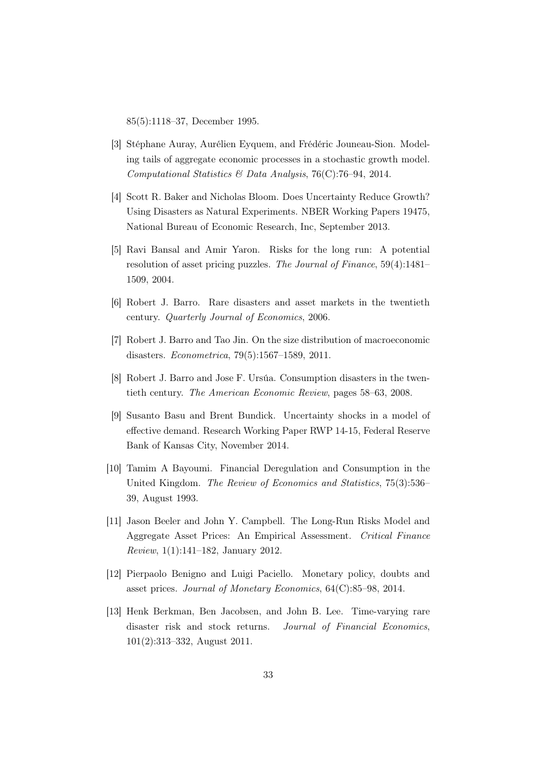85(5):1118–37, December 1995.

[3] Stéphane Auray, Aurélien Eyquem, and Frédéric Jouneau-Sion. Modeling tails of aggregate economic processes in a stochastic growth model. *Computational Statistics & Data Analysis*, 76(C):76–94, 2014.

[4] Scott R. Baker and Nicholas Bloom. Does Uncertainty Reduce Growth? Using Disasters as Natural Experiments. NBER Working Papers 19475, National Bureau of Economic Research, Inc, September 2013.

[5] Ravi Bansal and Amir Yaron. Risks for the long run: A potential resolution of asset pricing puzzles. *The Journal of Finance*, 59(4):1481–1509, 2004.

[6] Robert J. Barro. Rare disasters and asset markets in the twentieth century. *Quarterly Journal of Economics*, 2006.

[7] Robert J. Barro and Tao Jin. On the size distribution of macroeconomic disasters. *Econometrica*, 79(5):1567–1589, 2011.

[8] Robert J. Barro and Jose F. Ursúa. Consumption disasters in the twentieth century. *The American Economic Review*, pages 58–63, 2008.

[9] Susanto Basu and Brent Bundick. Uncertainty shocks in a model of effective demand. Research Working Paper RWP 14-15, Federal Reserve Bank of Kansas City, November 2014.

[10] Tamim A Bayoumi. Financial Deregulation and Consumption in the United Kingdom. *The Review of Economics and Statistics*, 75(3):536–39, August 1993.

[11] Jason Beeler and John Y. Campbell. The Long-Run Risks Model and Aggregate Asset Prices: An Empirical Assessment. *Critical Finance Review*, 1(1):141–182, January 2012.

[12] Pierpaolo Benigno and Luigi Paciello. Monetary policy, doubts and asset prices. *Journal of Monetary Economics*, 64(C):85–98, 2014.

[13] Henk Berkman, Ben Jacobsen, and John B. Lee. Time-varying rare disaster risk and stock returns. *Journal of Financial Economics*, 101(2):313–332, August 2011.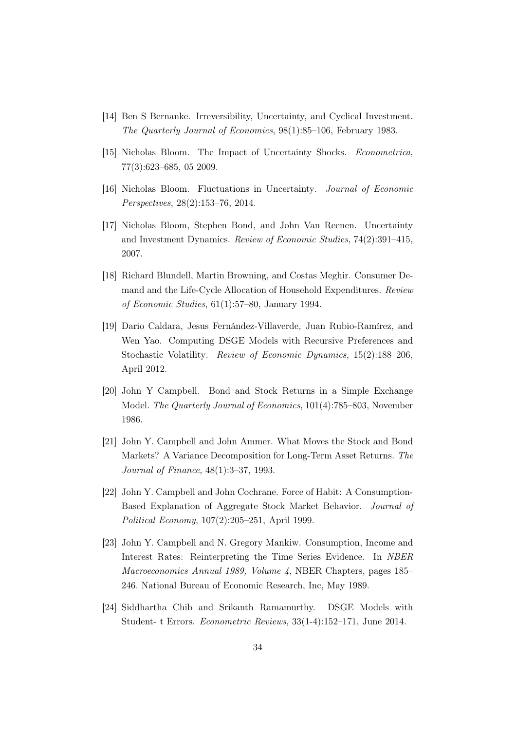[14] Ben S Bernanke. Irreversibility, Uncertainty, and Cyclical Investment. *The Quarterly Journal of Economics*, 98(1):85–106, February 1983.

[15] Nicholas Bloom. The Impact of Uncertainty Shocks. *Econometrica*, 77(3):623–685, 05 2009.

[16] Nicholas Bloom. Fluctuations in Uncertainty. *Journal of Economic Perspectives*, 28(2):153–76, 2014.

[17] Nicholas Bloom, Stephen Bond, and John Van Reenen. Uncertainty and Investment Dynamics. *Review of Economic Studies*, 74(2):391–415, 2007.

[18] Richard Blundell, Martin Browning, and Costas Meghir. Consumer Demand and the Life-Cycle Allocation of Household Expenditures. *Review of Economic Studies*, 61(1):57–80, January 1994.

[19] Dario Caldara, Jesus Fernández-Villaverde, Juan Rubio-Ramírez, and Wen Yao. Computing DSGE Models with Recursive Preferences and Stochastic Volatility. *Review of Economic Dynamics*, 15(2):188–206, April 2012.

[20] John Y Campbell. Bond and Stock Returns in a Simple Exchange Model. *The Quarterly Journal of Economics*, 101(4):785–803, November 1986.

[21] John Y. Campbell and John Ammer. What Moves the Stock and Bond Markets? A Variance Decomposition for Long-Term Asset Returns. *The Journal of Finance*, 48(1):3–37, 1993.

[22] John Y. Campbell and John Cochrane. Force of Habit: A Consumption-Based Explanation of Aggregate Stock Market Behavior. *Journal of Political Economy*, 107(2):205–251, April 1999.

[23] John Y. Campbell and N. Gregory Mankiw. Consumption, Income and Interest Rates: Reinterpreting the Time Series Evidence. In *NBER Macroeconomics Annual 1989, Volume 4*, NBER Chapters, pages 185–246. National Bureau of Economic Research, Inc, May 1989.

[24] Siddhartha Chib and Srikanth Ramamurthy. DSGE Models with Student- t Errors. *Econometric Reviews*, 33(1-4):152–171, June 2014.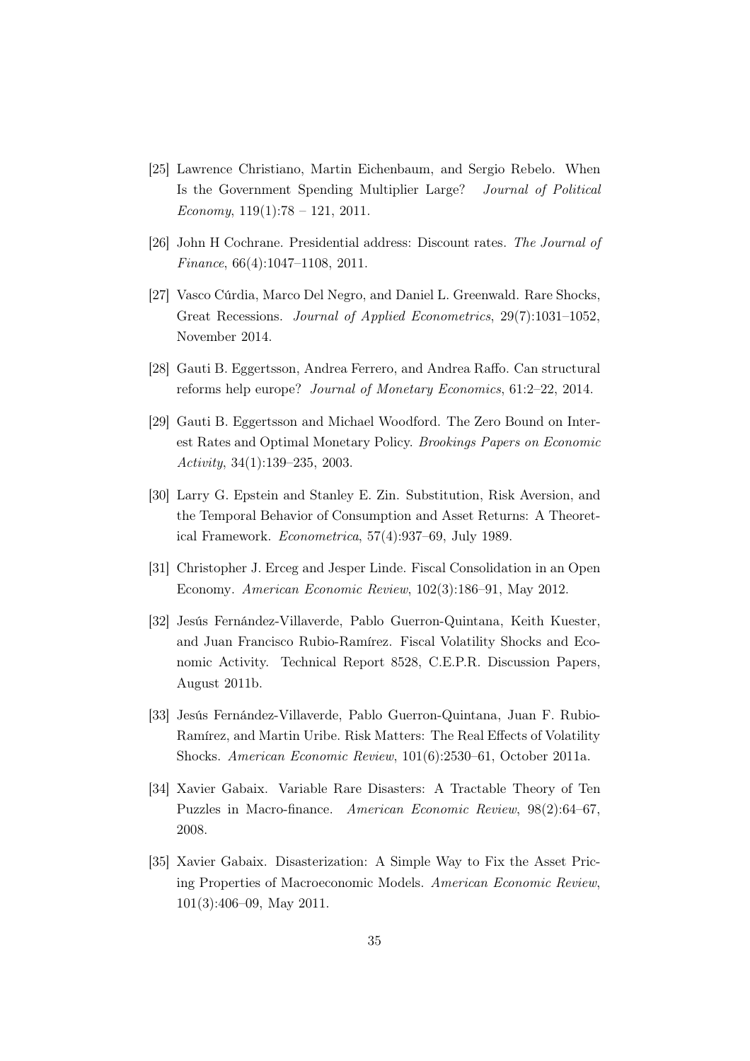[25] Lawrence Christiano, Martin Eichenbaum, and Sergio Rebelo. When Is the Government Spending Multiplier Large? *Journal of Political Economy*, 119(1):78 – 121, 2011.

[26] John H Cochrane. Presidential address: Discount rates. *The Journal of Finance*, 66(4):1047–1108, 2011.

[27] Vasco Cúrdia, Marco Del Negro, and Daniel L. Greenwald. Rare Shocks, Great Recessions. *Journal of Applied Econometrics*, 29(7):1031–1052, November 2014.

[28] Gauti B. Eggertsson, Andrea Ferrero, and Andrea Raffo. Can structural reforms help europe? *Journal of Monetary Economics*, 61:2–22, 2014.

[29] Gauti B. Eggertsson and Michael Woodford. The Zero Bound on Interest Rates and Optimal Monetary Policy. *Brookings Papers on Economic Activity*, 34(1):139–235, 2003.

[30] Larry G. Epstein and Stanley E. Zin. Substitution, Risk Aversion, and the Temporal Behavior of Consumption and Asset Returns: A Theoretical Framework. *Econometrica*, 57(4):937–69, July 1989.

[31] Christopher J. Erceg and Jesper Linde. Fiscal Consolidation in an Open Economy. *American Economic Review*, 102(3):186–91, May 2012.

[32] Jesús Fernández-Villaverde, Pablo Guerron-Quintana, Keith Kuester, and Juan Francisco Rubio-Ramírez. Fiscal Volatility Shocks and Economic Activity. Technical Report 8528, C.E.P.R. Discussion Papers, August 2011b.

[33] Jesús Fernández-Villaverde, Pablo Guerron-Quintana, Juan F. Rubio-Ramírez, and Martin Uribe. Risk Matters: The Real Effects of Volatility Shocks. *American Economic Review*, 101(6):2530–61, October 2011a.

[34] Xavier Gabaix. Variable Rare Disasters: A Tractable Theory of Ten Puzzles in Macro-finance. *American Economic Review*, 98(2):64–67, 2008.

[35] Xavier Gabaix. Disasterization: A Simple Way to Fix the Asset Pricing Properties of Macroeconomic Models. *American Economic Review*, 101(3):406–09, May 2011.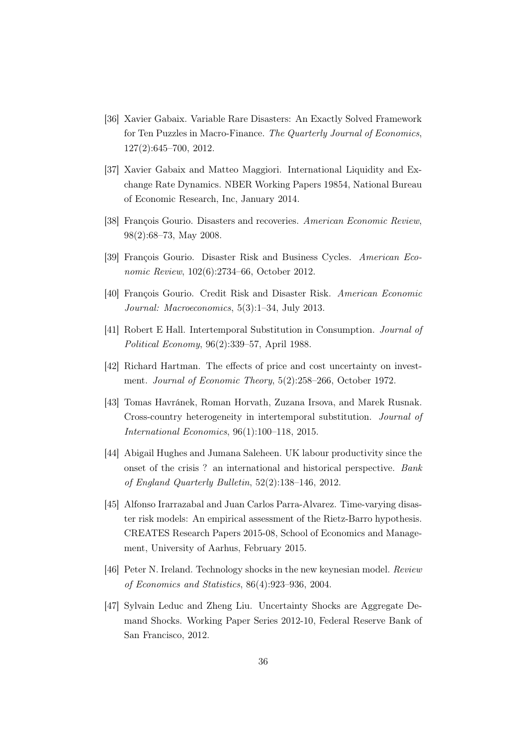[36] Xavier Gabaix. Variable Rare Disasters: An Exactly Solved Framework for Ten Puzzles in Macro-Finance. *The Quarterly Journal of Economics*, 127(2):645–700, 2012.

[37] Xavier Gabaix and Matteo Maggiori. International Liquidity and Exchange Rate Dynamics. NBER Working Papers 19854, National Bureau of Economic Research, Inc, January 2014.

[38] François Gourio. Disasters and recoveries. *American Economic Review*, 98(2):68–73, May 2008.

[39] François Gourio. Disaster Risk and Business Cycles. *American Economic Review*, 102(6):2734–66, October 2012.

[40] François Gourio. Credit Risk and Disaster Risk. *American Economic Journal: Macroeconomics*, 5(3):1–34, July 2013.

[41] Robert E Hall. Intertemporal Substitution in Consumption. *Journal of Political Economy*, 96(2):339–57, April 1988.

[42] Richard Hartman. The effects of price and cost uncertainty on investment. *Journal of Economic Theory*, 5(2):258–266, October 1972.

[43] Tomas Havránek, Roman Horvath, Zuzana Irsova, and Marek Rusnak. Cross-country heterogeneity in intertemporal substitution. *Journal of International Economics*, 96(1):100–118, 2015.

[44] Abigail Hughes and Jumana Saleheen. UK labour productivity since the onset of the crisis ? an international and historical perspective. *Bank of England Quarterly Bulletin*, 52(2):138–146, 2012.

[45] Alfonso Irarrazabal and Juan Carlos Parra-Alvarez. Time-varying disaster risk models: An empirical assessment of the Rietz-Barro hypothesis. CREATES Research Papers 2015-08, School of Economics and Management, University of Aarhus, February 2015.

[46] Peter N. Ireland. Technology shocks in the new keynesian model. *Review of Economics and Statistics*, 86(4):923–936, 2004.

[47] Sylvain Leduc and Zheng Liu. Uncertainty Shocks are Aggregate Demand Shocks. Working Paper Series 2012-10, Federal Reserve Bank of San Francisco, 2012.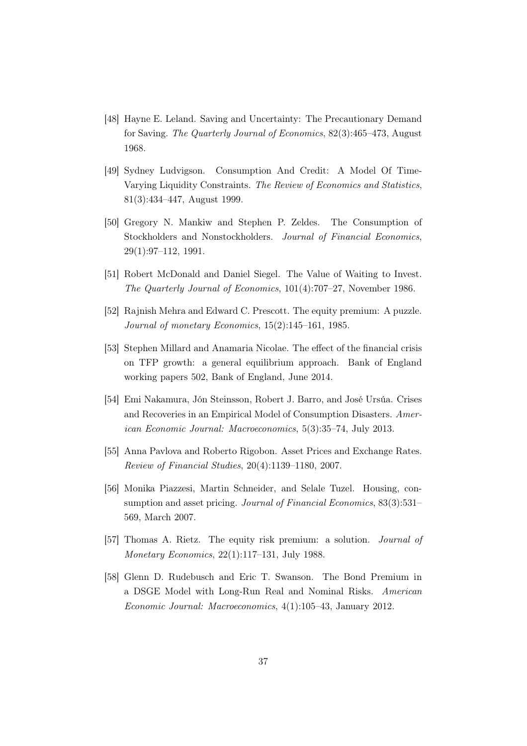[48] Hayne E. Leland. Saving and Uncertainty: The Precautionary Demand for Saving. *The Quarterly Journal of Economics*, 82(3):465–473, August 1968.

[49] Sydney Ludvigson. Consumption And Credit: A Model Of Time-Varying Liquidity Constraints. *The Review of Economics and Statistics*, 81(3):434–447, August 1999.

[50] Gregory N. Mankiw and Stephen P. Zeldes. The Consumption of Stockholders and Nonstockholders. *Journal of Financial Economics*, 29(1):97–112, 1991.

[51] Robert McDonald and Daniel Siegel. The Value of Waiting to Invest. *The Quarterly Journal of Economics*, 101(4):707–27, November 1986.

[52] Rajnish Mehra and Edward C. Prescott. The equity premium: A puzzle. *Journal of monetary Economics*, 15(2):145–161, 1985.

[53] Stephen Millard and Anamaria Nicolae. The effect of the financial crisis on TFP growth: a general equilibrium approach. Bank of England working papers 502, Bank of England, June 2014.

[54] Emi Nakamura, Jón Steinsson, Robert J. Barro, and José Ursúa. Crises and Recoveries in an Empirical Model of Consumption Disasters. *American Economic Journal: Macroeconomics*, 5(3):35–74, July 2013.

[55] Anna Pavlova and Roberto Rigobon. Asset Prices and Exchange Rates. *Review of Financial Studies*, 20(4):1139–1180, 2007.

[56] Monika Piazzesi, Martin Schneider, and Selale Tuzel. Housing, consumption and asset pricing. *Journal of Financial Economics*, 83(3):531–569, March 2007.

[57] Thomas A. Rietz. The equity risk premium: a solution. *Journal of Monetary Economics*, 22(1):117–131, July 1988.

[58] Glenn D. Rudebusch and Eric T. Swanson. The Bond Premium in a DSGE Model with Long-Run Real and Nominal Risks. *American Economic Journal: Macroeconomics*, 4(1):105–43, January 2012.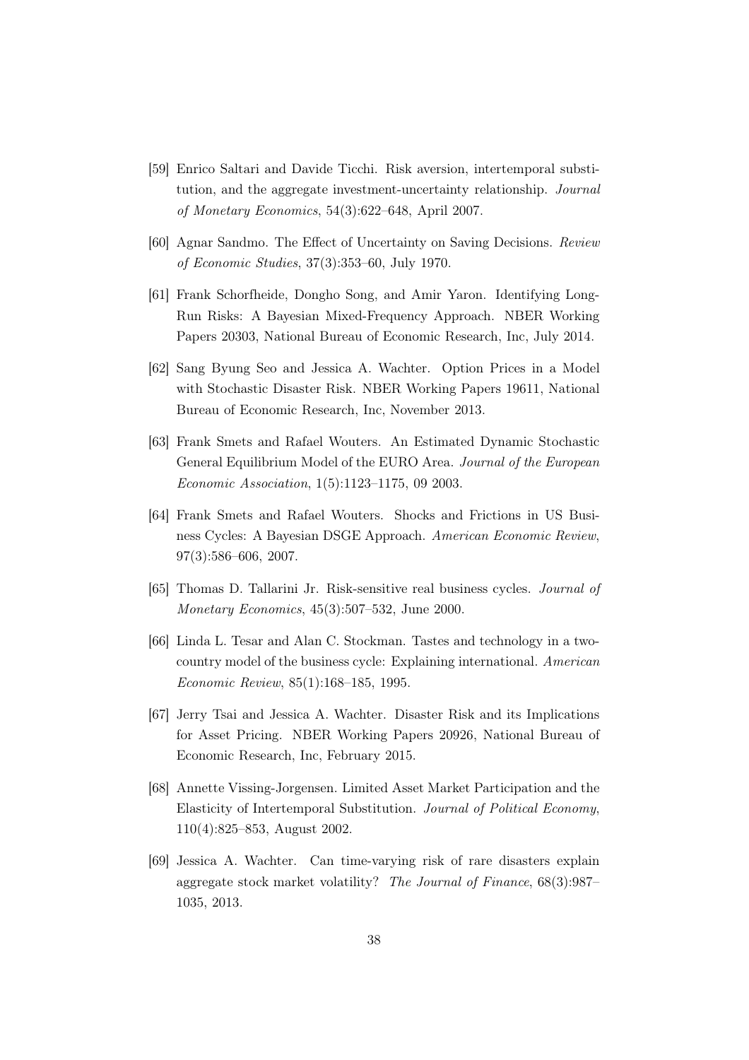[59] Enrico Saltari and Davide Ticchi. Risk aversion, intertemporal substitution, and the aggregate investment-uncertainty relationship. *Journal of Monetary Economics*, 54(3):622–648, April 2007.

[60] Agnar Sandmo. The Effect of Uncertainty on Saving Decisions. *Review of Economic Studies*, 37(3):353–60, July 1970.

[61] Frank Schorfheide, Dongho Song, and Amir Yaron. Identifying Long-Run Risks: A Bayesian Mixed-Frequency Approach. NBER Working Papers 20303, National Bureau of Economic Research, Inc, July 2014.

[62] Sang Byung Seo and Jessica A. Wachter. Option Prices in a Model with Stochastic Disaster Risk. NBER Working Papers 19611, National Bureau of Economic Research, Inc, November 2013.

[63] Frank Smets and Rafael Wouters. An Estimated Dynamic Stochastic General Equilibrium Model of the EURO Area. *Journal of the European Economic Association*, 1(5):1123–1175, 09 2003.

[64] Frank Smets and Rafael Wouters. Shocks and Frictions in US Business Cycles: A Bayesian DSGE Approach. *American Economic Review*, 97(3):586–606, 2007.

[65] Thomas D. Tallarini Jr. Risk-sensitive real business cycles. *Journal of Monetary Economics*, 45(3):507–532, June 2000.

[66] Linda L. Tesar and Alan C. Stockman. Tastes and technology in a two-country model of the business cycle: Explaining international. *American Economic Review*, 85(1):168–185, 1995.

[67] Jerry Tsai and Jessica A. Wachter. Disaster Risk and its Implications for Asset Pricing. NBER Working Papers 20926, National Bureau of Economic Research, Inc, February 2015.

[68] Annette Vissing-Jorgensen. Limited Asset Market Participation and the Elasticity of Intertemporal Substitution. *Journal of Political Economy*, 110(4):825–853, August 2002.

[69] Jessica A. Wachter. Can time-varying risk of rare disasters explain aggregate stock market volatility? *The Journal of Finance*, 68(3):987–1035, 2013.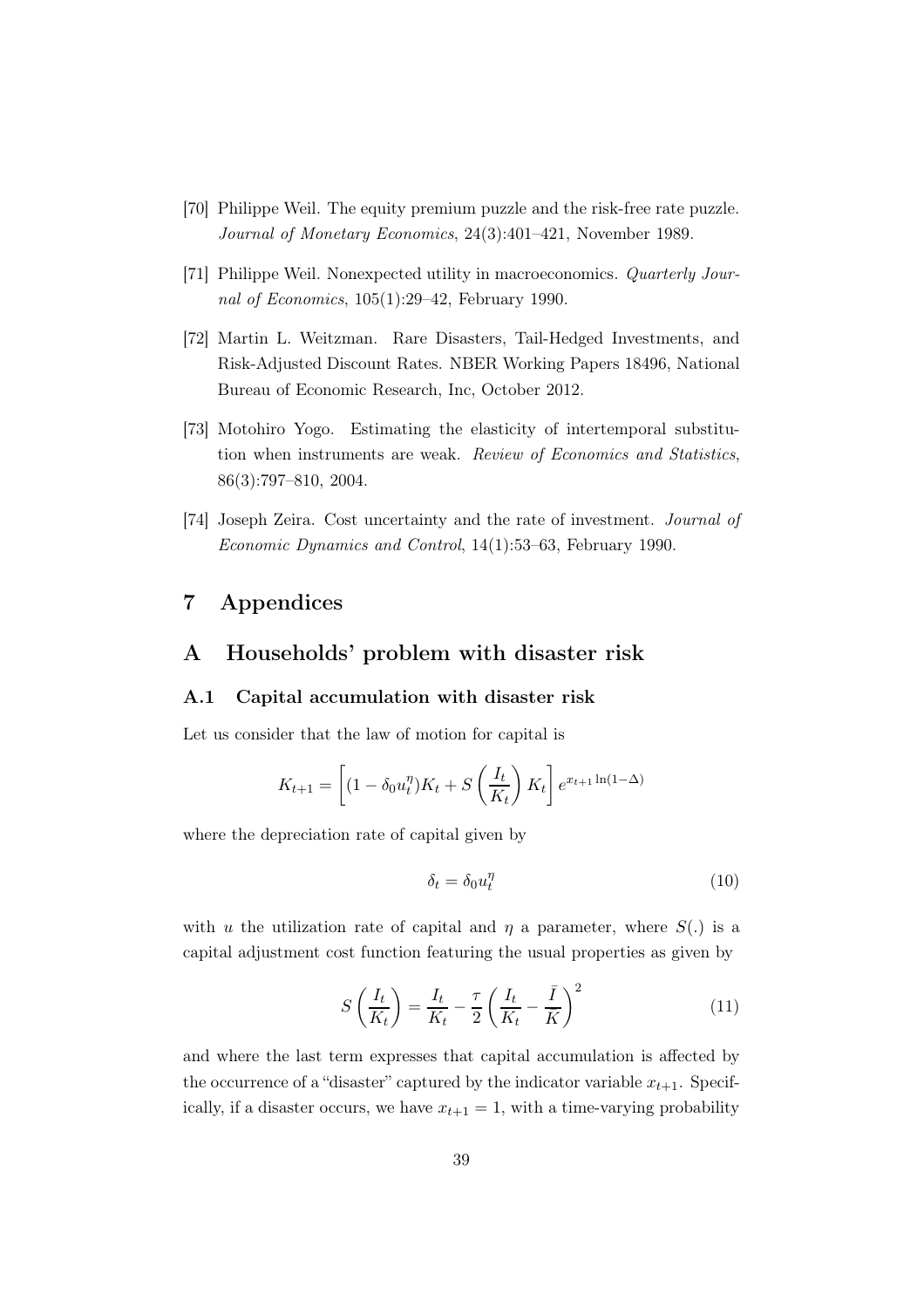[70] Philippe Weil. The equity premium puzzle and the risk-free rate puzzle. *Journal of Monetary Economics*, 24(3):401–421, November 1989.

[71] Philippe Weil. Nonexpected utility in macroeconomics. *Quarterly Journal of Economics*, 105(1):29–42, February 1990.

[72] Martin L. Weitzman. Rare Disasters, Tail-Hedged Investments, and Risk-Adjusted Discount Rates. NBER Working Papers 18496, National Bureau of Economic Research, Inc, October 2012.

[73] Motohiro Yogo. Estimating the elasticity of intertemporal substitution when instruments are weak. *Review of Economics and Statistics*, 86(3):797–810, 2004.

[74] Joseph Zeira. Cost uncertainty and the rate of investment. *Journal of Economic Dynamics and Control*, 14(1):53–63, February 1990.

# 7 Appendices

# A Households' problem with disaster risk

## A.1 Capital accumulation with disaster risk

Let us consider that the law of motion for capital is

$$K_{t+1} = \left[ (1 - \delta_0 u_t^{\eta}) K_t + S\left(\frac{I_t}{K_t}\right) K_t \right] e^{x_{t+1} \ln(1-\Delta)}$$

where the depreciation rate of capital given by

$$\delta_t = \delta_0 u_t^{\eta} \tag{10}$$

with $u$ the utilization rate of capital and $\eta$ a parameter, where $S(.)$ is a capital adjustment cost function featuring the usual properties as given by

$$S\left(\frac{I_t}{K_t}\right) = \frac{I_t}{K_t} - \frac{\tau}{2}\left(\frac{I_t}{K_t} - \frac{\bar{I}}{\bar{K}}\right)^2 \tag{11}$$

and where the last term expresses that capital accumulation is affected by the occurrence of a "disaster" captured by the indicator variable $x_{t+1}$. Specifically, if a disaster occurs, we have $x_{t+1} = 1$, with a time-varying probability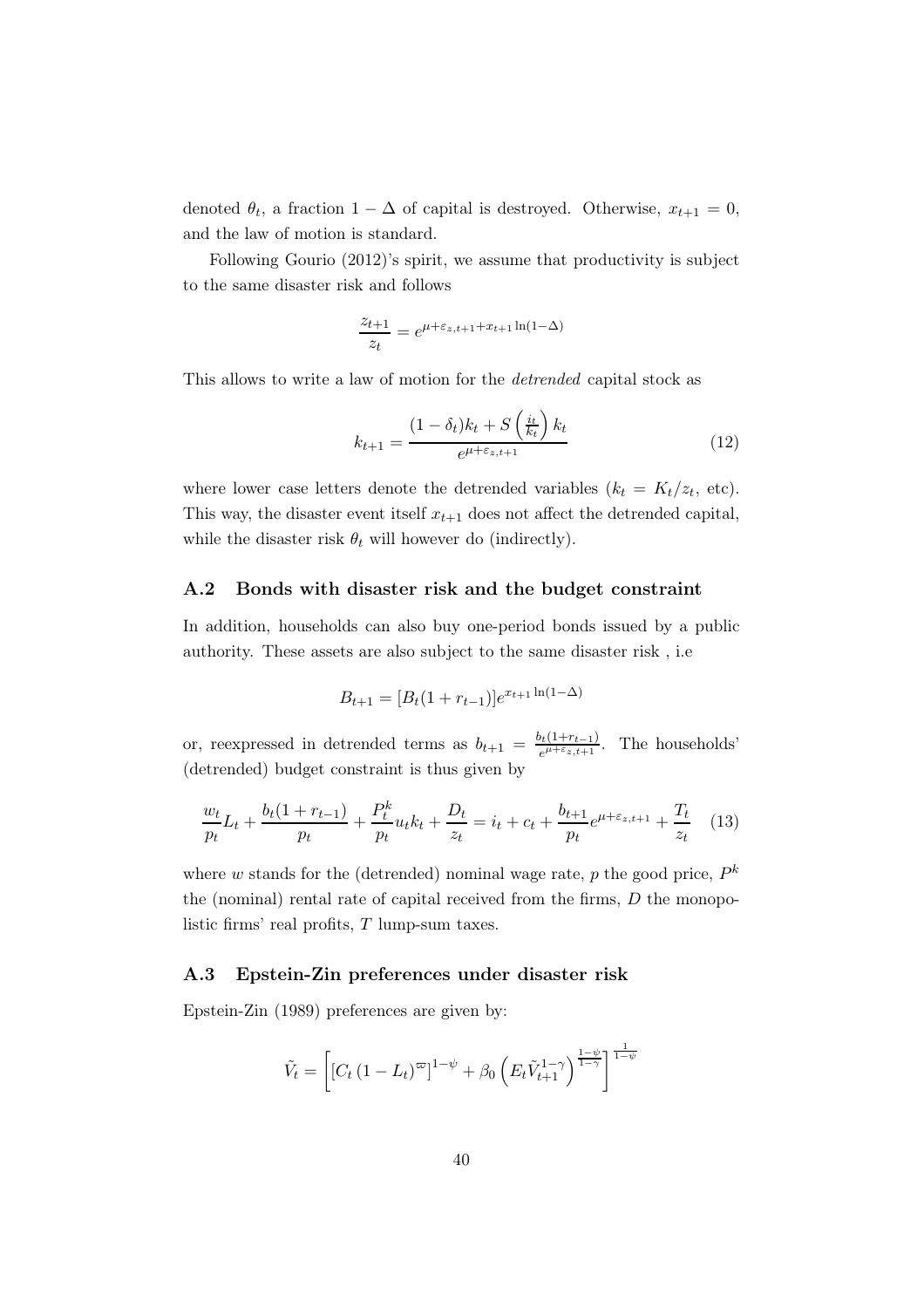denoted $\theta_t$, a fraction $1-\Delta$ of capital is destroyed. Otherwise, $x_{t+1}=0$, and the law of motion is standard.

Following Gourio (2012)'s spirit, we assume that productivity is subject to the same disaster risk and follows

$$\frac{z_{t+1}}{z_t} = e^{\mu+\varepsilon_{z,t+1}+x_{t+1}\ln(1-\Delta)}$$

This allows to write a law of motion for the *detrended* capital stock as

$$k_{t+1} = \frac{(1-\delta_t)k_t + S\left(\frac{i_t}{k_t}\right)k_t}{e^{\mu+\varepsilon_{z,t+1}}} \tag{12}$$

where lower case letters denote the detrended variables ($k_t = K_t/z_t$, etc). This way, the disaster event itself $x_{t+1}$ does not affect the detrended capital, while the disaster risk $\theta_t$ will however do (indirectly).

## A.2 Bonds with disaster risk and the budget constraint

In addition, households can also buy one-period bonds issued by a public authority. These assets are also subject to the same disaster risk , i.e

$$B_{t+1} = [B_t(1+r_{t-1})]e^{x_{t+1}\ln(1-\Delta)}$$

or, reexpressed in detrended terms as $b_{t+1} = \frac{b_t(1+r_{t-1})}{e^{\mu+\varepsilon_{z,t+1}}}$. The households' (detrended) budget constraint is thus given by

$$\frac{w_t}{p_t}L_t + \frac{b_t(1+r_{t-1})}{p_t} + \frac{P_t^k}{p_t}u_t k_t + \frac{D_t}{z_t} = i_t + c_t + \frac{b_{t+1}}{p_t}e^{\mu+\varepsilon_{z,t+1}} + \frac{T_t}{z_t} \tag{13}$$

where $w$ stands for the (detrended) nominal wage rate, $p$ the good price, $P^k$ the (nominal) rental rate of capital received from the firms, $D$ the monopolistic firms' real profits, $T$ lump-sum taxes.

## A.3 Epstein-Zin preferences under disaster risk

Epstein-Zin (1989) preferences are given by:

$$\tilde{V}_t = \left[\left[C_t\left(1-L_t\right)^{\varpi}\right]^{1-\psi} + \beta_0\left(E_t\tilde{V}_{t+1}^{1-\gamma}\right)^{\frac{1-\psi}{1-\gamma}}\right]^{\frac{1}{1-\psi}}$$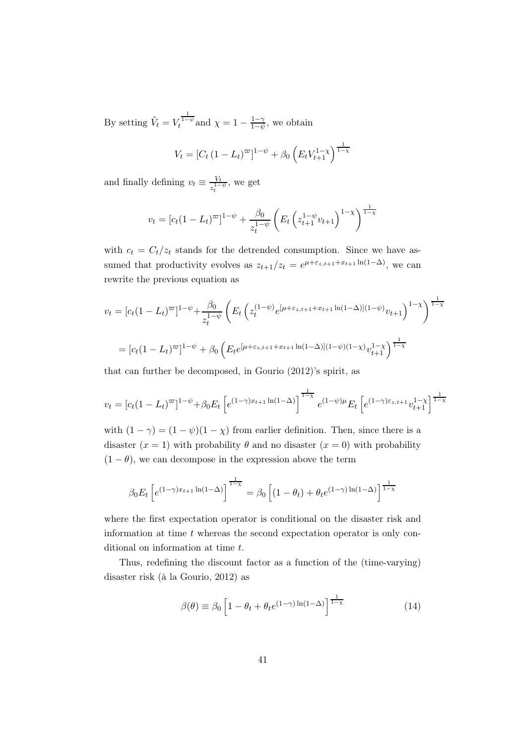By setting $\tilde{V}_t = V_t^{\frac{1}{1-\psi}}$ and $\chi = 1 - \frac{1-\gamma}{1-\psi}$, we obtain

$$V_t = \left[C_t \left(1 - L_t\right)^{\varpi}\right]^{1-\psi} + \beta_0 \left(E_t V_{t+1}^{1-\chi}\right)^{\frac{1}{1-\chi}}$$

and finally defining $v_t \equiv \frac{V_t}{z_t^{1-\psi}}$, we get

$$v_t = \left[c_t(1 - L_t)^{\varpi}\right]^{1-\psi} + \frac{\beta_0}{z_t^{1-\psi}} \left(E_t \left(z_{t+1}^{1-\psi} v_{t+1}\right)^{1-\chi}\right)^{\frac{1}{1-\chi}}$$

with $c_t = C_t/z_t$ stands for the detrended consumption. Since we have assumed that productivity evolves as $z_{t+1}/z_t = e^{\mu+\varepsilon_{z,t+1}+x_{t+1}\ln(1-\Delta)}$, we can rewrite the previous equation as

$$v_t = \left[c_t(1 - L_t)^{\varpi}\right]^{1-\psi} + \frac{\beta_0}{z_t^{1-\psi}} \left(E_t \left(z_t^{(1-\psi)} e^{[\mu+\varepsilon_{z,t+1}+x_{t+1}\ln(1-\Delta)](1-\psi)} v_{t+1}\right)^{1-\chi}\right)^{\frac{1}{1-\chi}}$$

$$= \left[c_t(1 - L_t)^{\varpi}\right]^{1-\psi} + \beta_0 \left(E_t e^{[\mu+\varepsilon_{z,t+1}+x_{t+1}\ln(1-\Delta)](1-\psi)(1-\chi)} v_{t+1}^{1-\chi}\right)^{\frac{1}{1-\chi}}$$

that can further be decomposed, in Gourio (2012)'s spirit, as

$$v_t = \left[c_t(1 - L_t)^{\varpi}\right]^{1-\psi} + \beta_0 E_t \left[e^{(1-\gamma)x_{t+1}\ln(1-\Delta)}\right]^{\frac{1}{1-\chi}} e^{(1-\psi)\mu} E_t \left[e^{(1-\gamma)\varepsilon_{z,t+1}} v_{t+1}^{1-\chi}\right]^{\frac{1}{1-\chi}}$$

with $(1 - \gamma) = (1 - \psi)(1 - \chi)$ from earlier definition. Then, since there is a disaster ($x = 1$) with probability $\theta$ and no disaster ($x = 0$) with probability $(1 - \theta)$, we can decompose in the expression above the term

$$\beta_0 E_t \left[e^{(1-\gamma)x_{t+1}\ln(1-\Delta)}\right]^{\frac{1}{1-\chi}} = \beta_0 \left[(1 - \theta_t) + \theta_t e^{(1-\gamma)\ln(1-\Delta)}\right]^{\frac{1}{1-\chi}}$$

where the first expectation operator is conditional on the disaster risk and information at time $t$ whereas the second expectation operator is only conditional on information at time $t$.

Thus, redefining the discount factor as a function of the (time-varying) disaster risk (à la Gourio, 2012) as

$$\beta(\theta) \equiv \beta_0 \left[1 - \theta_t + \theta_t e^{(1-\gamma)\ln(1-\Delta)}\right]^{\frac{1}{1-\chi}} \tag{14}$$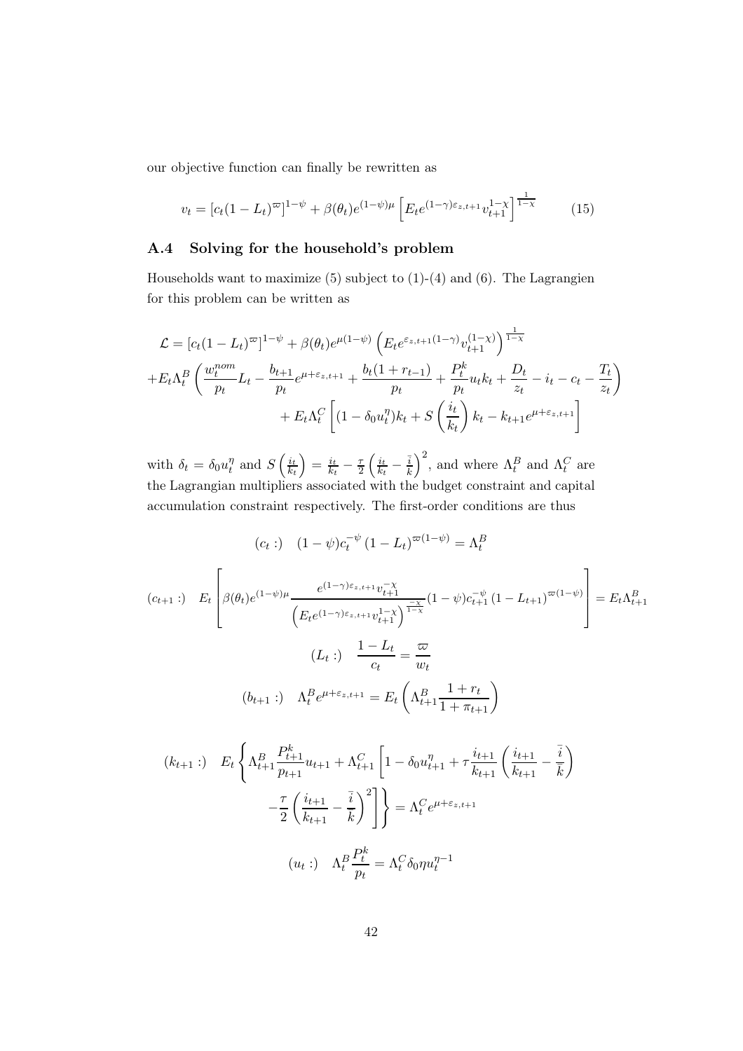our objective function can finally be rewritten as

$$v_t = [c_t(1-L_t)^{\varpi}]^{1-\psi} + \beta(\theta_t)e^{(1-\psi)\mu}\left[E_t e^{(1-\gamma)\varepsilon_{z,t+1}} v_{t+1}^{1-\chi}\right]^{\frac{1}{1-\chi}} \tag{15}$$

### A.4 Solving for the household's problem

Households want to maximize (5) subject to (1)-(4) and (6). The Lagrangien for this problem can be written as

$$\mathcal{L} = [c_t(1-L_t)^{\varpi}]^{1-\psi} + \beta(\theta_t)e^{\mu(1-\psi)}\left(E_t e^{\varepsilon_{z,t+1}(1-\gamma)} v_{t+1}^{(1-\chi)}\right)^{\frac{1}{1-\chi}}$$
$$+E_t\Lambda_t^B\left(\frac{w_t^{nom}}{p_t}L_t - \frac{b_{t+1}}{p_t}e^{\mu+\varepsilon_{z,t+1}} + \frac{b_t(1+r_{t-1})}{p_t} + \frac{P_t^k}{p_t}u_t k_t + \frac{D_t}{z_t} - i_t - c_t - \frac{T_t}{z_t}\right)$$
$$+ E_t\Lambda_t^C\left[(1-\delta_0 u_t^{\eta})k_t + S\left(\frac{i_t}{k_t}\right)k_t - k_{t+1}e^{\mu+\varepsilon_{z,t+1}}\right]$$

with $\delta_t = \delta_0 u_t^{\eta}$ and $S\left(\frac{i_t}{k_t}\right) = \frac{i_t}{k_t} - \frac{\tau}{2}\left(\frac{i_t}{k_t} - \frac{\bar{i}}{\bar{k}}\right)^2$, and where $\Lambda_t^B$ and $\Lambda_t^C$ are the Lagrangian multipliers associated with the budget constraint and capital accumulation constraint respectively. The first-order conditions are thus

$$(c_t:) \quad (1-\psi)c_t^{-\psi}(1-L_t)^{\varpi(1-\psi)} = \Lambda_t^B$$

$$(c_{t+1}:) \quad E_t\left[\beta(\theta_t)e^{(1-\psi)\mu}\frac{e^{(1-\gamma)\varepsilon_{z,t+1}}v_{t+1}^{-\chi}}{\left(E_t e^{(1-\gamma)\varepsilon_{z,t+1}}v_{t+1}^{1-\chi}\right)^{\frac{-\chi}{1-\chi}}}(1-\psi)c_{t+1}^{-\psi}(1-L_{t+1})^{\varpi(1-\psi)}\right] = E_t\Lambda_{t+1}^B$$

$$(L_t:) \quad \frac{1-L_t}{c_t} = \frac{\varpi}{w_t}$$

$$(b_{t+1}:) \quad \Lambda_t^B e^{\mu+\varepsilon_{z,t+1}} = E_t\left(\Lambda_{t+1}^B\frac{1+r_t}{1+\pi_{t+1}}\right)$$

$$(k_{t+1}:) \quad E_t\left\{\Lambda_{t+1}^B\frac{P_{t+1}^k}{p_{t+1}}u_{t+1} + \Lambda_{t+1}^C\left[1 - \delta_0 u_{t+1}^{\eta} + \tau\frac{i_{t+1}}{k_{t+1}}\left(\frac{i_{t+1}}{k_{t+1}} - \frac{\bar{i}}{\bar{k}}\right) - \frac{\tau}{2}\left(\frac{i_{t+1}}{k_{t+1}} - \frac{\bar{i}}{\bar{k}}\right)^2\right]\right\} = \Lambda_t^C e^{\mu+\varepsilon_{z,t+1}}$$

$$(u_t:) \quad \Lambda_t^B\frac{P_t^k}{p_t} = \Lambda_t^C\delta_0\eta u_t^{\eta-1}$$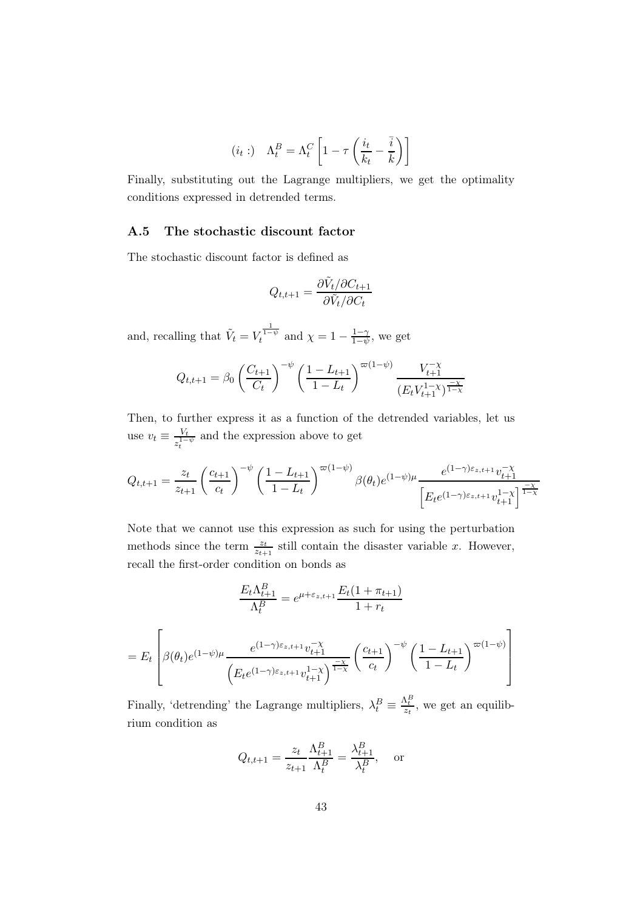$$(i_t:)\quad \Lambda_t^B = \Lambda_t^C \left[1 - \tau \left(\frac{i_t}{k_t} - \frac{\bar{i}}{\bar{k}}\right)\right]$$

Finally, substituting out the Lagrange multipliers, we get the optimality conditions expressed in detrended terms.

### A.5 The stochastic discount factor

The stochastic discount factor is defined as

$$Q_{t,t+1} = \frac{\partial \tilde{V}_t / \partial C_{t+1}}{\partial \tilde{V}_t / \partial C_t}$$

and, recalling that $\tilde{V}_t = V_t^{\frac{1}{1-\psi}}$ and $\chi = 1 - \frac{1-\gamma}{1-\psi}$, we get

$$Q_{t,t+1} = \beta_0 \left(\frac{C_{t+1}}{C_t}\right)^{-\psi} \left(\frac{1-L_{t+1}}{1-L_t}\right)^{\varpi(1-\psi)} \frac{V_{t+1}^{-\chi}}{(E_t V_{t+1}^{1-\chi})^{\frac{-\chi}{1-\chi}}}$$

Then, to further express it as a function of the detrended variables, let us use $v_t \equiv \frac{V_t}{z_t^{1-\psi}}$ and the expression above to get

$$Q_{t,t+1} = \frac{z_t}{z_{t+1}} \left(\frac{c_{t+1}}{c_t}\right)^{-\psi} \left(\frac{1-L_{t+1}}{1-L_t}\right)^{\varpi(1-\psi)} \beta(\theta_t) e^{(1-\psi)\mu} \frac{e^{(1-\gamma)\varepsilon_{z,t+1}} v_{t+1}^{-\chi}}{\left[E_t e^{(1-\gamma)\varepsilon_{z,t+1}} v_{t+1}^{1-\chi}\right]^{\frac{-\chi}{1-\chi}}}$$

Note that we cannot use this expression as such for using the perturbation methods since the term $\frac{z_t}{z_{t+1}}$ still contain the disaster variable $x$. However, recall the first-order condition on bonds as

$$\frac{E_t \Lambda_{t+1}^B}{\Lambda_t^B} = e^{\mu + \varepsilon_{z,t+1}} \frac{E_t(1+\pi_{t+1})}{1+r_t}$$

$$= E_t \left[\beta(\theta_t) e^{(1-\psi)\mu} \frac{e^{(1-\gamma)\varepsilon_{z,t+1}} v_{t+1}^{-\chi}}{\left(E_t e^{(1-\gamma)\varepsilon_{z,t+1}} v_{t+1}^{1-\chi}\right)^{\frac{-\chi}{1-\chi}}} \left(\frac{c_{t+1}}{c_t}\right)^{-\psi} \left(\frac{1-L_{t+1}}{1-L_t}\right)^{\varpi(1-\psi)}\right]$$

Finally, 'detrending' the Lagrange multipliers, $\lambda_t^B \equiv \frac{\Lambda_t^B}{z_t}$, we get an equilibrium condition as

$$Q_{t,t+1} = \frac{z_t}{z_{t+1}} \frac{\Lambda_{t+1}^B}{\Lambda_t^B} = \frac{\lambda_{t+1}^B}{\lambda_t^B}, \quad \text{or}$$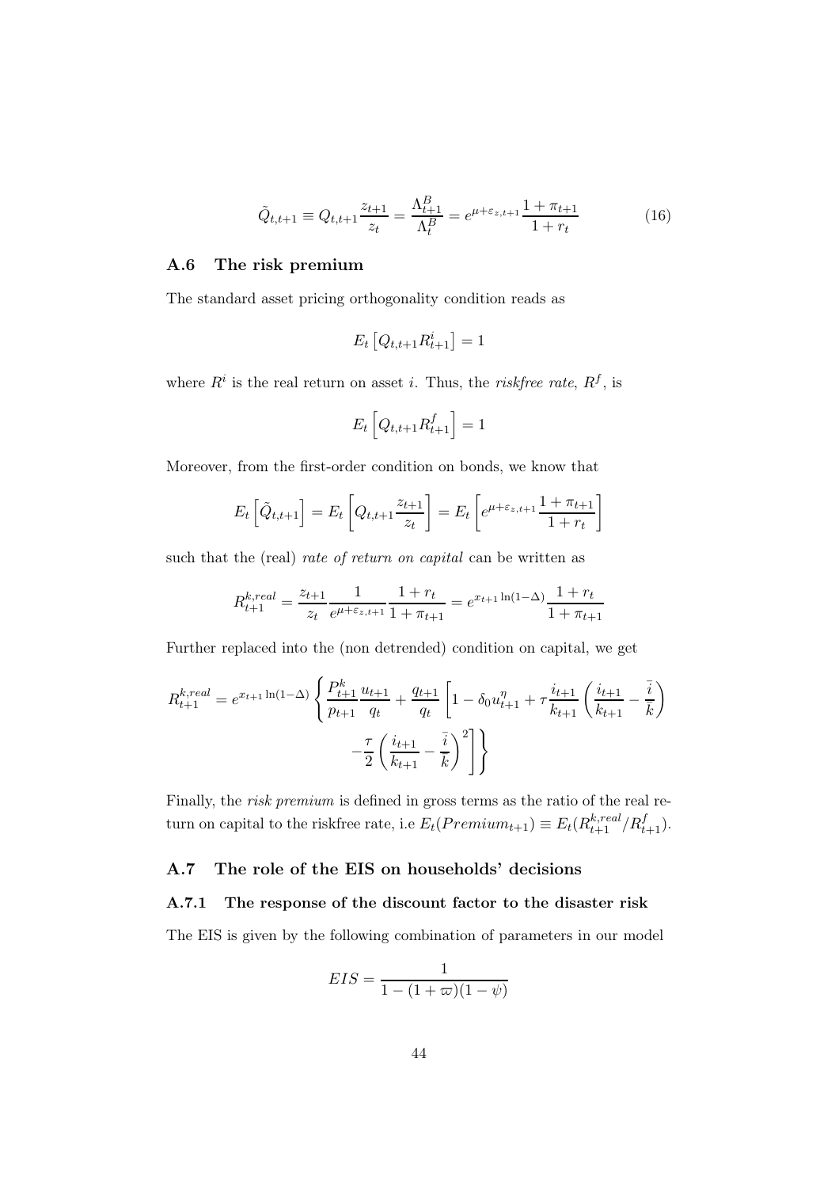$$\tilde{Q}_{t,t+1} \equiv Q_{t,t+1}\frac{z_{t+1}}{z_t} = \frac{\Lambda^B_{t+1}}{\Lambda^B_t} = e^{\mu+\varepsilon_{z,t+1}}\frac{1+\pi_{t+1}}{1+r_t} \tag{16}$$

### A.6 The risk premium

The standard asset pricing orthogonality condition reads as

$$E_t\left[Q_{t,t+1}R^i_{t+1}\right] = 1$$

where $R^i$ is the real return on asset $i$. Thus, the *riskfree rate*, $R^f$, is

$$E_t\left[Q_{t,t+1}R^f_{t+1}\right] = 1$$

Moreover, from the first-order condition on bonds, we know that

$$E_t\left[\tilde{Q}_{t,t+1}\right] = E_t\left[Q_{t,t+1}\frac{z_{t+1}}{z_t}\right] = E_t\left[e^{\mu+\varepsilon_{z,t+1}}\frac{1+\pi_{t+1}}{1+r_t}\right]$$

such that the (real) *rate of return on capital* can be written as

$$R^{k,real}_{t+1} = \frac{z_{t+1}}{z_t}\frac{1}{e^{\mu+\varepsilon_{z,t+1}}}\frac{1+r_t}{1+\pi_{t+1}} = e^{x_{t+1}\ln(1-\Delta)}\frac{1+r_t}{1+\pi_{t+1}}$$

Further replaced into the (non detrended) condition on capital, we get

$$R^{k,real}_{t+1} = e^{x_{t+1}\ln(1-\Delta)}\left\{\frac{P^k_{t+1}}{p_{t+1}}\frac{u_{t+1}}{q_t} + \frac{q_{t+1}}{q_t}\left[1-\delta_0 u^{\eta}_{t+1} + \tau\frac{i_{t+1}}{k_{t+1}}\left(\frac{i_{t+1}}{k_{t+1}} - \frac{\bar{i}}{\bar{k}}\right) - \frac{\tau}{2}\left(\frac{i_{t+1}}{k_{t+1}} - \frac{\bar{i}}{\bar{k}}\right)^2\right]\right\}$$

Finally, the *risk premium* is defined in gross terms as the ratio of the real return on capital to the riskfree rate, i.e $E_t(Premium_{t+1}) \equiv E_t(R^{k,real}_{t+1}/R^f_{t+1})$.

### A.7 The role of the EIS on households' decisions

#### A.7.1 The response of the discount factor to the disaster risk

The EIS is given by the following combination of parameters in our model

$$EIS = \frac{1}{1-(1+\varpi)(1-\psi)}$$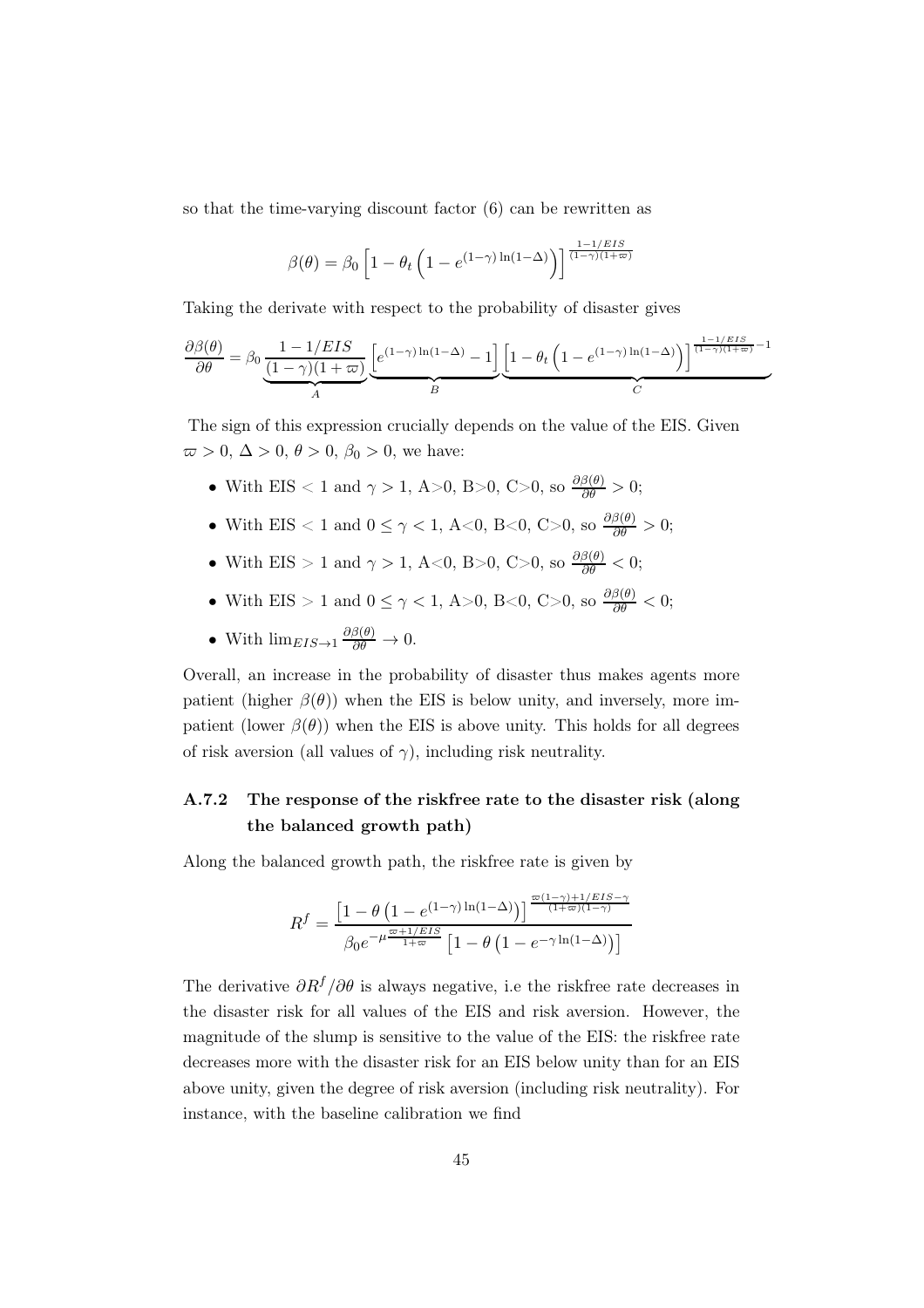so that the time-varying discount factor (6) can be rewritten as

$$\beta(\theta) = \beta_0 \left[1 - \theta_t \left(1 - e^{(1-\gamma)\ln(1-\Delta)}\right)\right]^{\frac{1-1/EIS}{(1-\gamma)(1+\varpi)}}$$

Taking the derivate with respect to the probability of disaster gives

$$\frac{\partial \beta(\theta)}{\partial \theta} = \beta_0 \underbrace{\frac{1-1/EIS}{(1-\gamma)(1+\varpi)}}_{A} \underbrace{\left[e^{(1-\gamma)\ln(1-\Delta)} - 1\right]}_{B} \underbrace{\left[1 - \theta_t \left(1 - e^{(1-\gamma)\ln(1-\Delta)}\right)\right]^{\frac{1-1/EIS}{(1-\gamma)(1+\varpi)}-1}}_{C}$$

The sign of this expression crucially depends on the value of the EIS. Given $\varpi > 0$, $\Delta > 0$, $\theta > 0$, $\beta_0 > 0$, we have:

- With EIS $< 1$ and $\gamma > 1$, A>0, B>0, C>0, so $\frac{\partial \beta(\theta)}{\partial \theta} > 0$;
- With EIS $< 1$ and $0 \leq \gamma < 1$, A<0, B<0, C>0, so $\frac{\partial \beta(\theta)}{\partial \theta} > 0$;
- With EIS $> 1$ and $\gamma > 1$, A<0, B>0, C>0, so $\frac{\partial \beta(\theta)}{\partial \theta} < 0$;
- With EIS $> 1$ and $0 \leq \gamma < 1$, A>0, B<0, C>0, so $\frac{\partial \beta(\theta)}{\partial \theta} < 0$;
- With $\lim_{EIS \to 1} \frac{\partial \beta(\theta)}{\partial \theta} \to 0$.

Overall, an increase in the probability of disaster thus makes agents more patient (higher $\beta(\theta)$) when the EIS is below unity, and inversely, more impatient (lower $\beta(\theta)$) when the EIS is above unity. This holds for all degrees of risk aversion (all values of $\gamma$), including risk neutrality.

### A.7.2 The response of the riskfree rate to the disaster risk (along the balanced growth path)

Along the balanced growth path, the riskfree rate is given by

$$R^f = \frac{\left[1 - \theta\left(1 - e^{(1-\gamma)\ln(1-\Delta)}\right)\right]^{\frac{\varpi(1-\gamma)+1/EIS-\gamma}{(1+\varpi)(1-\gamma)}}}{\beta_0 e^{-\mu\frac{\varpi+1/EIS}{1+\varpi}}\left[1 - \theta\left(1 - e^{-\gamma\ln(1-\Delta)}\right)\right]}$$

The derivative $\partial R^f/\partial\theta$ is always negative, i.e the riskfree rate decreases in the disaster risk for all values of the EIS and risk aversion. However, the magnitude of the slump is sensitive to the value of the EIS: the riskfree rate decreases more with the disaster risk for an EIS below unity than for an EIS above unity, given the degree of risk aversion (including risk neutrality). For instance, with the baseline calibration we find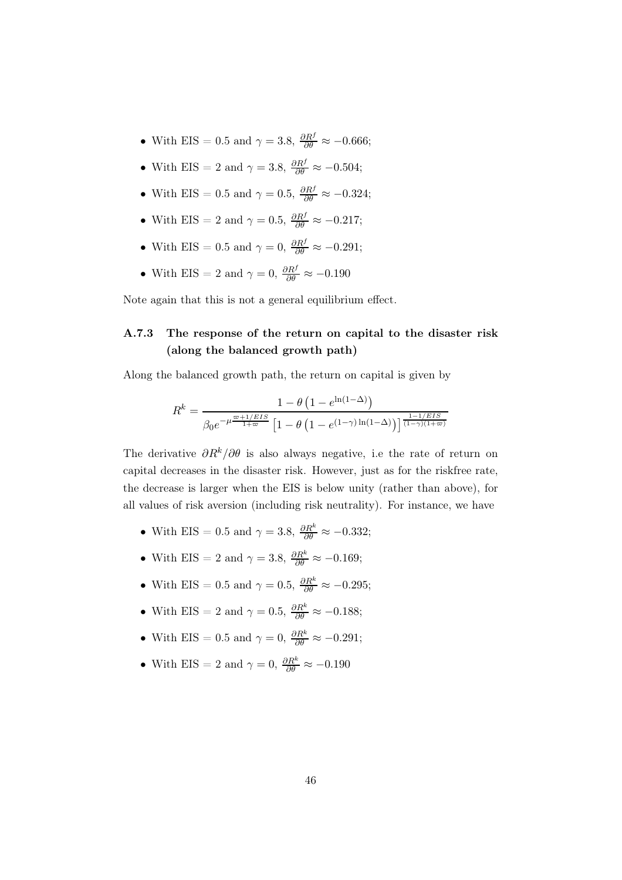- With EIS = 0.5 and $\gamma = 3.8$, $\frac{\partial R^f}{\partial \theta} \approx -0.666$;
- With EIS = 2 and $\gamma = 3.8$, $\frac{\partial R^f}{\partial \theta} \approx -0.504$;
- With EIS = 0.5 and $\gamma = 0.5$, $\frac{\partial R^f}{\partial \theta} \approx -0.324$;
- With EIS = 2 and $\gamma = 0.5$, $\frac{\partial R^f}{\partial \theta} \approx -0.217$;
- With EIS = 0.5 and $\gamma = 0$, $\frac{\partial R^f}{\partial \theta} \approx -0.291$;
- With EIS = 2 and $\gamma = 0$, $\frac{\partial R^f}{\partial \theta} \approx -0.190$

Note again that this is not a general equilibrium effect.

### A.7.3 The response of the return on capital to the disaster risk (along the balanced growth path)

Along the balanced growth path, the return on capital is given by

$$R^k = \frac{1 - \theta\left(1 - e^{\ln(1-\Delta)}\right)}{\beta_0 e^{-\mu\frac{\varpi + 1/EIS}{1+\varpi}}\left[1 - \theta\left(1 - e^{(1-\gamma)\ln(1-\Delta)}\right)\right]^{\frac{1-1/EIS}{(1-\gamma)(1+\varpi)}}}$$

The derivative $\partial R^k / \partial \theta$ is also always negative, i.e the rate of return on capital decreases in the disaster risk. However, just as for the riskfree rate, the decrease is larger when the EIS is below unity (rather than above), for all values of risk aversion (including risk neutrality). For instance, we have

- With EIS = 0.5 and $\gamma = 3.8$, $\frac{\partial R^k}{\partial \theta} \approx -0.332$;
- With EIS = 2 and $\gamma = 3.8$, $\frac{\partial R^k}{\partial \theta} \approx -0.169$;
- With EIS = 0.5 and $\gamma = 0.5$, $\frac{\partial R^k}{\partial \theta} \approx -0.295$;
- With EIS = 2 and $\gamma = 0.5$, $\frac{\partial R^k}{\partial \theta} \approx -0.188$;
- With EIS = 0.5 and $\gamma = 0$, $\frac{\partial R^k}{\partial \theta} \approx -0.291$;
- With EIS = 2 and $\gamma = 0$, $\frac{\partial R^k}{\partial \theta} \approx -0.190$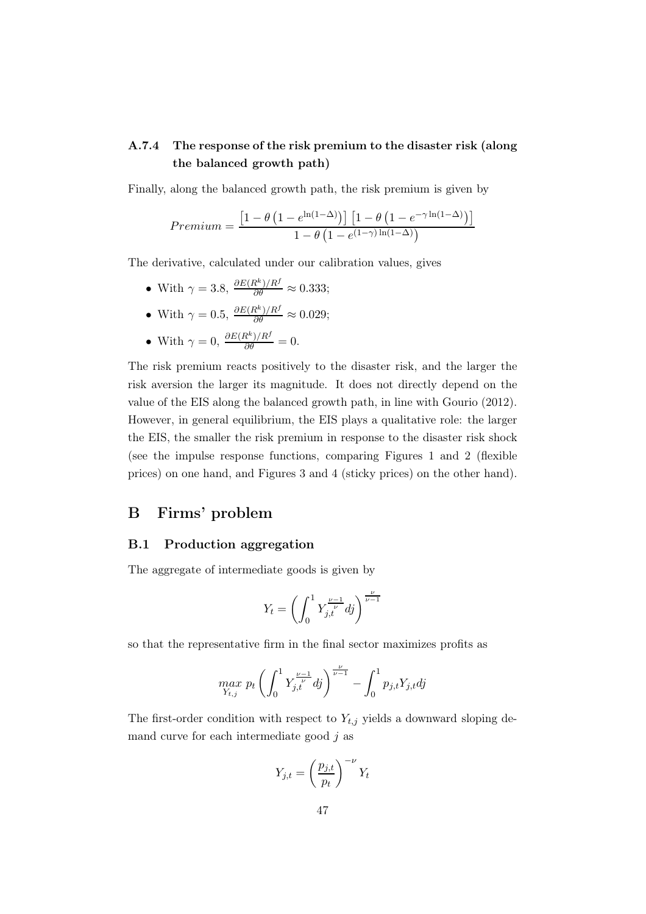### A.7.4 The response of the risk premium to the disaster risk (along the balanced growth path)

Finally, along the balanced growth path, the risk premium is given by

$$Premium = \frac{\left[1 - \theta\left(1 - e^{\ln(1-\Delta)}\right)\right]\left[1 - \theta\left(1 - e^{-\gamma \ln(1-\Delta)}\right)\right]}{1 - \theta\left(1 - e^{(1-\gamma)\ln(1-\Delta)}\right)}$$

The derivative, calculated under our calibration values, gives

- With $\gamma = 3.8$, $\frac{\partial E(R^k)/R^f}{\partial \theta} \approx 0.333$;
- With $\gamma = 0.5$, $\frac{\partial E(R^k)/R^f}{\partial \theta} \approx 0.029$;
- With $\gamma = 0$, $\frac{\partial E(R^k)/R^f}{\partial \theta} = 0$.

The risk premium reacts positively to the disaster risk, and the larger the risk aversion the larger its magnitude. It does not directly depend on the value of the EIS along the balanced growth path, in line with Gourio (2012). However, in general equilibrium, the EIS plays a qualitative role: the larger the EIS, the smaller the risk premium in response to the disaster risk shock (see the impulse response functions, comparing Figures 1 and 2 (flexible prices) on one hand, and Figures 3 and 4 (sticky prices) on the other hand).

# B Firms' problem

## B.1 Production aggregation

The aggregate of intermediate goods is given by

$$Y_t = \left(\int_0^1 Y_{j,t}^{\frac{\nu-1}{\nu}} dj\right)^{\frac{\nu}{\nu-1}}$$

so that the representative firm in the final sector maximizes profits as

$$\max_{Y_{t,j}} \; p_t \left(\int_0^1 Y_{j,t}^{\frac{\nu-1}{\nu}} dj\right)^{\frac{\nu}{\nu-1}} - \int_0^1 p_{j,t} Y_{j,t} dj$$

The first-order condition with respect to $Y_{t,j}$ yields a downward sloping demand curve for each intermediate good $j$ as

$$Y_{j,t} = \left(\frac{p_{j,t}}{p_t}\right)^{-\nu} Y_t$$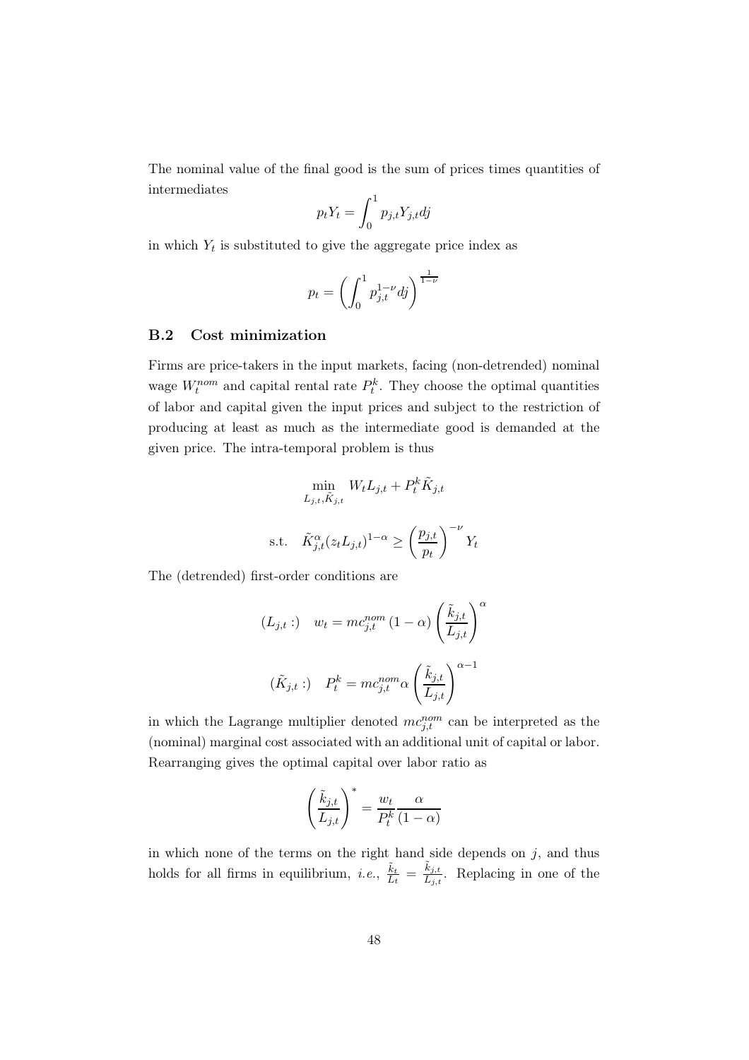The nominal value of the final good is the sum of prices times quantities of intermediates

$$p_t Y_t = \int_0^1 p_{j,t} Y_{j,t} dj$$

in which $Y_t$ is substituted to give the aggregate price index as

$$p_t = \left( \int_0^1 p_{j,t}^{1-\nu} dj \right)^{\frac{1}{1-\nu}}$$

### B.2 Cost minimization

Firms are price-takers in the input markets, facing (non-detrended) nominal wage $W_t^{nom}$ and capital rental rate $P_t^k$. They choose the optimal quantities of labor and capital given the input prices and subject to the restriction of producing at least as much as the intermediate good is demanded at the given price. The intra-temporal problem is thus

$$\min_{L_{j,t}, \tilde{K}_{j,t}} \quad W_t L_{j,t} + P_t^k \tilde{K}_{j,t}$$

$$\text{s.t.} \quad \tilde{K}_{j,t}^{\alpha} (z_t L_{j,t})^{1-\alpha} \geq \left( \frac{p_{j,t}}{p_t} \right)^{-\nu} Y_t$$

The (detrended) first-order conditions are

$$(L_{j,t} :) \quad w_t = mc_{j,t}^{nom} (1-\alpha) \left( \frac{\tilde{k}_{j,t}}{L_{j,t}} \right)^{\alpha}$$

$$(\tilde{K}_{j,t} :) \quad P_t^k = mc_{j,t}^{nom} \alpha \left( \frac{\tilde{k}_{j,t}}{L_{j,t}} \right)^{\alpha - 1}$$

in which the Lagrange multiplier denoted $mc_{j,t}^{nom}$ can be interpreted as the (nominal) marginal cost associated with an additional unit of capital or labor. Rearranging gives the optimal capital over labor ratio as

$$\left( \frac{\tilde{k}_{j,t}}{L_{j,t}} \right)^* = \frac{w_t}{P_t^k} \frac{\alpha}{(1-\alpha)}$$

in which none of the terms on the right hand side depends on $j$, and thus holds for all firms in equilibrium, *i.e.*, $\frac{\tilde{k}_t}{L_t} = \frac{\tilde{k}_{j,t}}{L_{j,t}}$. Replacing in one of the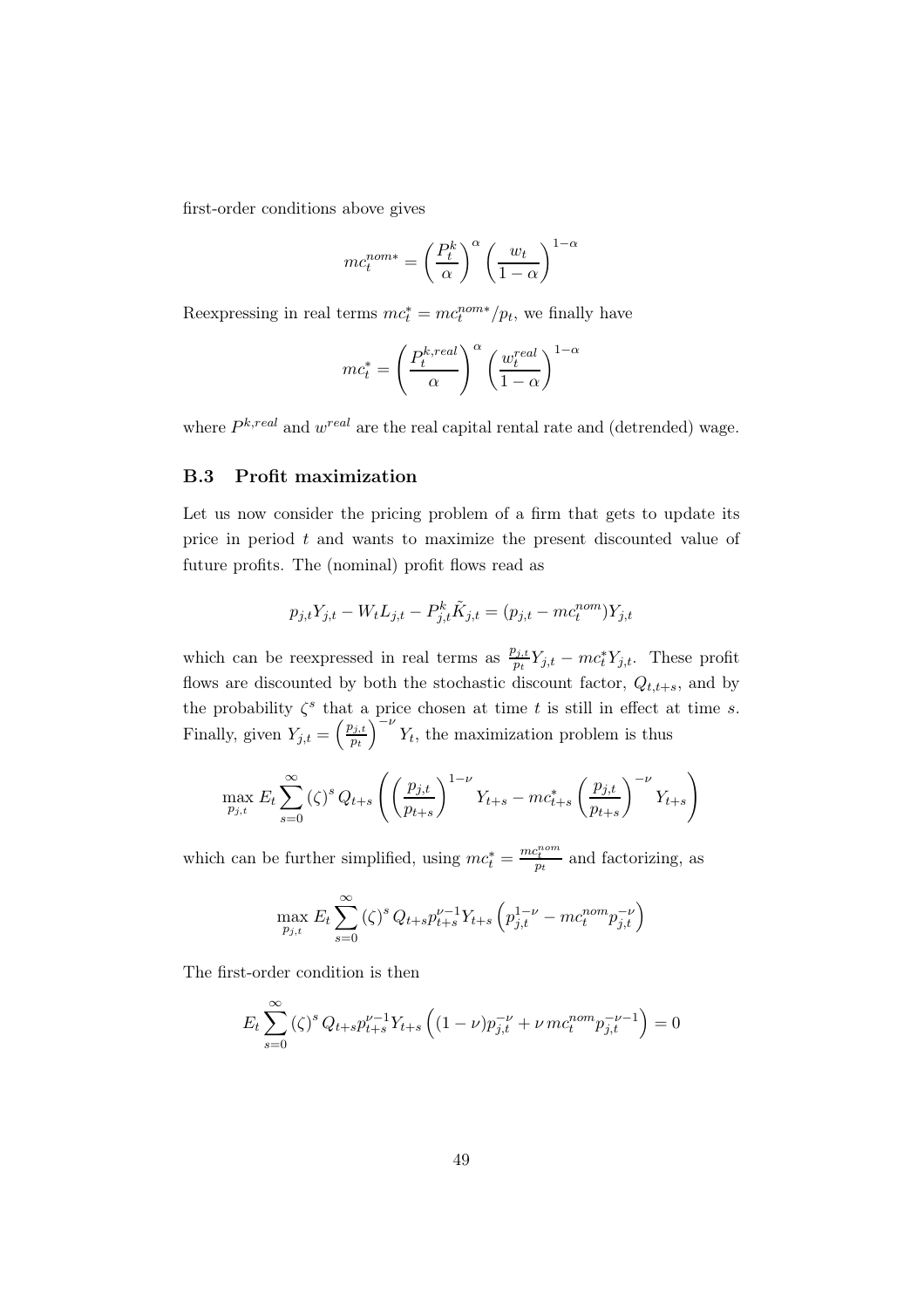first-order conditions above gives

$$mc_t^{nom*} = \left(\frac{P_t^k}{\alpha}\right)^{\alpha} \left(\frac{w_t}{1-\alpha}\right)^{1-\alpha}$$

Reexpressing in real terms $mc_t^* = mc_t^{nom*}/p_t$, we finally have

$$mc_t^* = \left(\frac{P_t^{k,real}}{\alpha}\right)^{\alpha} \left(\frac{w_t^{real}}{1-\alpha}\right)^{1-\alpha}$$

where $P^{k,real}$ and $w^{real}$ are the real capital rental rate and (detrended) wage.

### B.3 Profit maximization

Let us now consider the pricing problem of a firm that gets to update its price in period $t$ and wants to maximize the present discounted value of future profits. The (nominal) profit flows read as

$$p_{j,t}Y_{j,t} - W_t L_{j,t} - P_{j,t}^k \tilde{K}_{j,t} = (p_{j,t} - mc_t^{nom})Y_{j,t}$$

which can be reexpressed in real terms as $\frac{p_{j,t}}{p_t}Y_{j,t} - mc_t^* Y_{j,t}$. These profit flows are discounted by both the stochastic discount factor, $Q_{t,t+s}$, and by the probability $\zeta^s$ that a price chosen at time $t$ is still in effect at time $s$. Finally, given $Y_{j,t} = \left(\frac{p_{j,t}}{p_t}\right)^{-\nu} Y_t$, the maximization problem is thus

$$\max_{p_{j,t}} E_t \sum_{s=0}^{\infty} (\zeta)^s Q_{t+s} \left( \left(\frac{p_{j,t}}{p_{t+s}}\right)^{1-\nu} Y_{t+s} - mc_{t+s}^* \left(\frac{p_{j,t}}{p_{t+s}}\right)^{-\nu} Y_{t+s} \right)$$

which can be further simplified, using $mc_t^* = \frac{mc_t^{nom}}{p_t}$ and factorizing, as

$$\max_{p_{j,t}} E_t \sum_{s=0}^{\infty} (\zeta)^s Q_{t+s} p_{t+s}^{\nu-1} Y_{t+s} \left( p_{j,t}^{1-\nu} - mc_t^{nom} p_{j,t}^{-\nu} \right)$$

The first-order condition is then

$$E_t \sum_{s=0}^{\infty} (\zeta)^s Q_{t+s} p_{t+s}^{\nu-1} Y_{t+s} \left( (1-\nu) p_{j,t}^{-\nu} + \nu \, mc_t^{nom} p_{j,t}^{-\nu-1} \right) = 0$$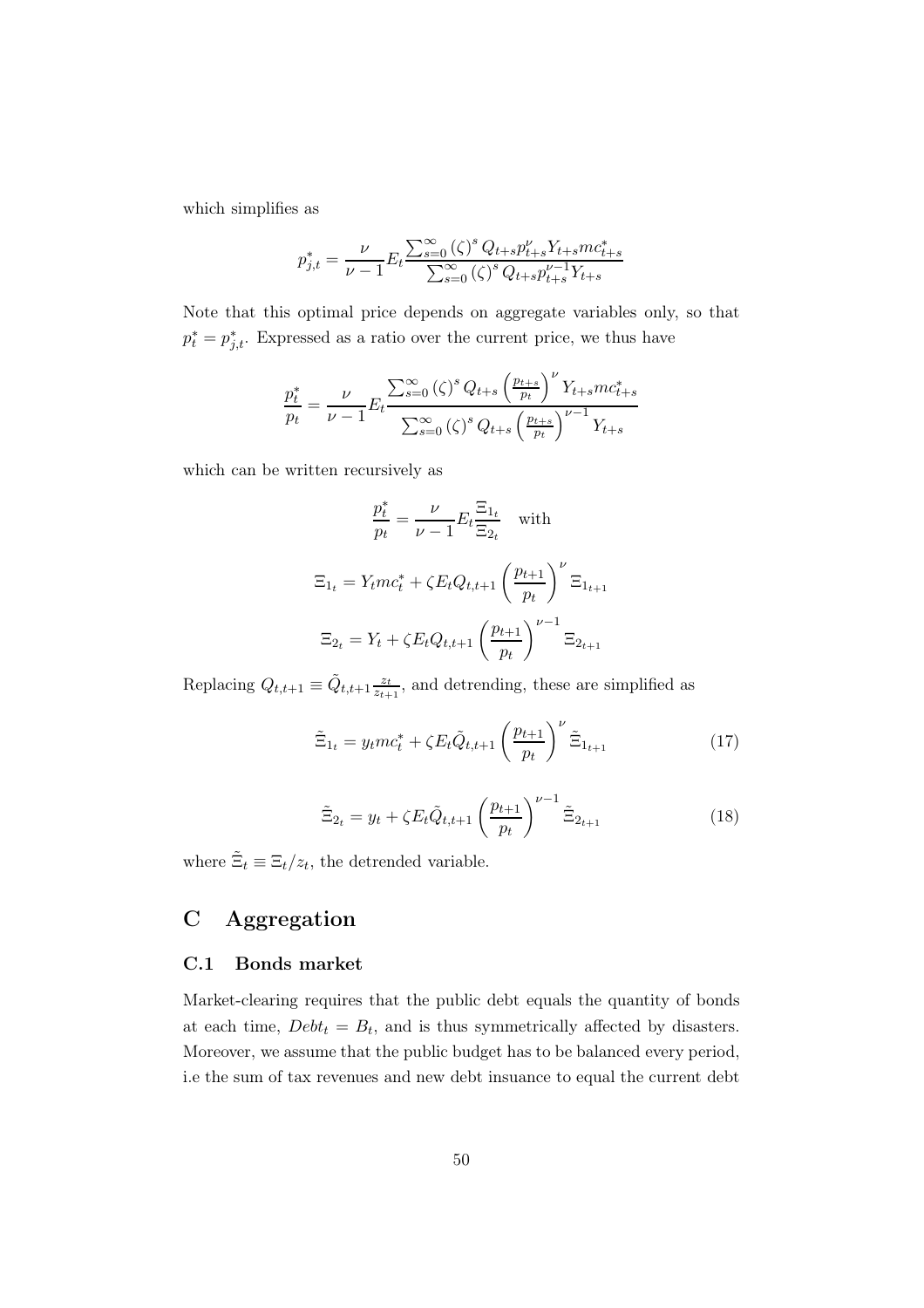which simplifies as

$$p_{j,t}^{*} = \frac{\nu}{\nu - 1} E_t \frac{\sum_{s=0}^{\infty} (\zeta)^s Q_{t+s} p_{t+s}^{\nu} Y_{t+s} mc_{t+s}^{*}}{\sum_{s=0}^{\infty} (\zeta)^s Q_{t+s} p_{t+s}^{\nu-1} Y_{t+s}}$$

Note that this optimal price depends on aggregate variables only, so that $p_t^* = p_{j,t}^*$. Expressed as a ratio over the current price, we thus have

$$\frac{p_t^*}{p_t} = \frac{\nu}{\nu - 1} E_t \frac{\sum_{s=0}^{\infty} (\zeta)^s Q_{t+s} \left(\frac{p_{t+s}}{p_t}\right)^{\nu} Y_{t+s} mc_{t+s}^{*}}{\sum_{s=0}^{\infty} (\zeta)^s Q_{t+s} \left(\frac{p_{t+s}}{p_t}\right)^{\nu-1} Y_{t+s}}$$

which can be written recursively as

$$\frac{p_t^*}{p_t} = \frac{\nu}{\nu - 1} E_t \frac{\Xi_{1_t}}{\Xi_{2_t}} \quad \text{with}$$

$$\Xi_{1_t} = Y_t mc_t^* + \zeta E_t Q_{t,t+1} \left(\frac{p_{t+1}}{p_t}\right)^{\nu} \Xi_{1_{t+1}}$$

$$\Xi_{2_t} = Y_t + \zeta E_t Q_{t,t+1} \left(\frac{p_{t+1}}{p_t}\right)^{\nu-1} \Xi_{2_{t+1}}$$

Replacing $Q_{t,t+1} \equiv \tilde{Q}_{t,t+1} \frac{z_t}{z_{t+1}}$, and detrending, these are simplified as

$$\tilde{\Xi}_{1_t} = y_t mc_t^* + \zeta E_t \tilde{Q}_{t,t+1} \left(\frac{p_{t+1}}{p_t}\right)^{\nu} \tilde{\Xi}_{1_{t+1}} \tag{17}$$

$$\tilde{\Xi}_{2_t} = y_t + \zeta E_t \tilde{Q}_{t,t+1} \left(\frac{p_{t+1}}{p_t}\right)^{\nu-1} \tilde{\Xi}_{2_{t+1}} \tag{18}$$

where $\tilde{\Xi}_t \equiv \Xi_t / z_t$, the detrended variable.

# C Aggregation

## C.1 Bonds market

Market-clearing requires that the public debt equals the quantity of bonds at each time, $Debt_t = B_t$, and is thus symmetrically affected by disasters. Moreover, we assume that the public budget has to be balanced every period, i.e the sum of tax revenues and new debt insuance to equal the current debt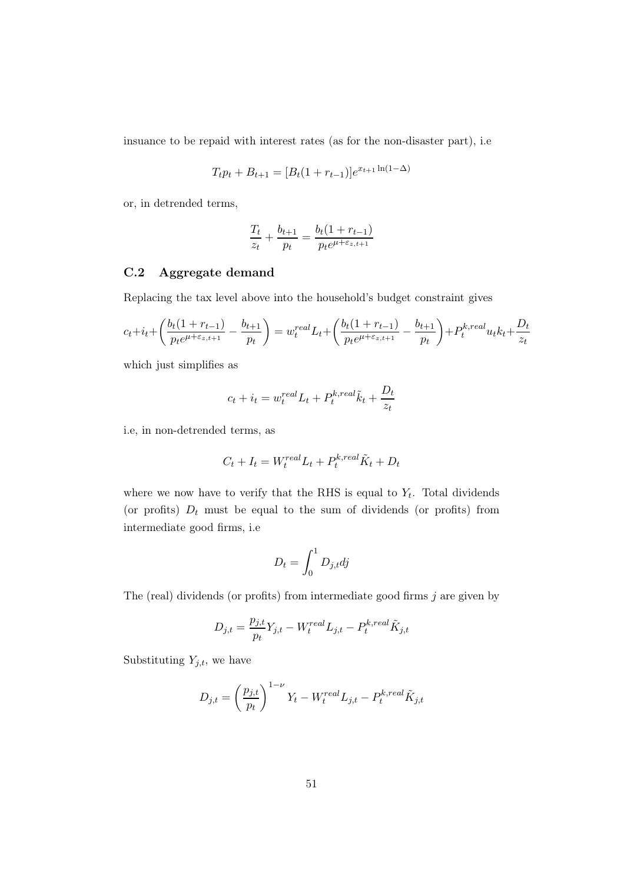insuance to be repaid with interest rates (as for the non-disaster part), i.e

$$T_t p_t + B_{t+1} = [B_t(1 + r_{t-1})]e^{x_{t+1}\ln(1-\Delta)}$$

or, in detrended terms,

$$\frac{T_t}{z_t} + \frac{b_{t+1}}{p_t} = \frac{b_t(1 + r_{t-1})}{p_t e^{\mu+\varepsilon_{z,t+1}}}$$

## C.2 Aggregate demand

Replacing the tax level above into the household's budget constraint gives

$$c_t + i_t + \left(\frac{b_t(1 + r_{t-1})}{p_t e^{\mu+\varepsilon_{z,t+1}}} - \frac{b_{t+1}}{p_t}\right) = w_t^{real} L_t + \left(\frac{b_t(1 + r_{t-1})}{p_t e^{\mu+\varepsilon_{z,t+1}}} - \frac{b_{t+1}}{p_t}\right) + P_t^{k,real} u_t k_t + \frac{D_t}{z_t}$$

which just simplifies as

$$c_t + i_t = w_t^{real} L_t + P_t^{k,real} \tilde{k}_t + \frac{D_t}{z_t}$$

i.e, in non-detrended terms, as

$$C_t + I_t = W_t^{real} L_t + P_t^{k,real} \tilde{K}_t + D_t$$

where we now have to verify that the RHS is equal to $Y_t$. Total dividends (or profits) $D_t$ must be equal to the sum of dividends (or profits) from intermediate good firms, i.e

$$D_t = \int_0^1 D_{j,t} dj$$

The (real) dividends (or profits) from intermediate good firms $j$ are given by

$$D_{j,t} = \frac{p_{j,t}}{p_t} Y_{j,t} - W_t^{real} L_{j,t} - P_t^{k,real} \tilde{K}_{j,t}$$

Substituting $Y_{j,t}$, we have

$$D_{j,t} = \left(\frac{p_{j,t}}{p_t}\right)^{1-\nu} Y_t - W_t^{real} L_{j,t} - P_t^{k,real} \tilde{K}_{j,t}$$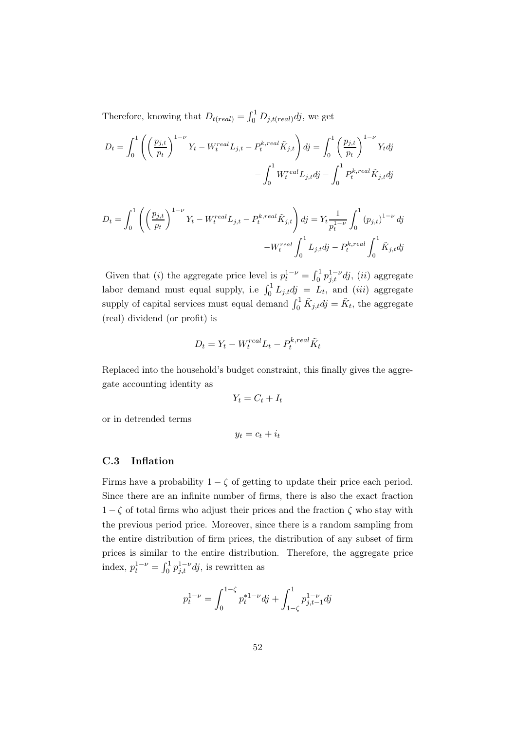Therefore, knowing that $D_{t(real)} = \int_0^1 D_{j,t(real)} dj$, we get

$$D_t = \int_0^1 \left( \left( \frac{p_{j,t}}{p_t} \right)^{1-\nu} Y_t - W_t^{real} L_{j,t} - P_t^{k,real} \tilde{K}_{j,t} \right) dj = \int_0^1 \left( \frac{p_{j,t}}{p_t} \right)^{1-\nu} Y_t dj - \int_0^1 W_t^{real} L_{j,t} dj - \int_0^1 P_t^{k,real} \tilde{K}_{j,t} dj$$

$$D_t = \int_0^1 \left( \left( \frac{p_{j,t}}{p_t} \right)^{1-\nu} Y_t - W_t^{real} L_{j,t} - P_t^{k,real} \tilde{K}_{j,t} \right) dj = Y_t \frac{1}{p_t^{1-\nu}} \int_0^1 (p_{j,t})^{1-\nu} dj - W_t^{real} \int_0^1 L_{j,t} dj - P_t^{k,real} \int_0^1 \tilde{K}_{j,t} dj$$

Given that $(i)$ the aggregate price level is $p_t^{1-\nu} = \int_0^1 p_{j,t}^{1-\nu} dj$, $(ii)$ aggregate labor demand must equal supply, i.e $\int_0^1 L_{j,t} dj = L_t$, and $(iii)$ aggregate supply of capital services must equal demand $\int_0^1 \tilde{K}_{j,t} dj = \tilde{K}_t$, the aggregate (real) dividend (or profit) is

$$D_t = Y_t - W_t^{real} L_t - P_t^{k,real} \tilde{K}_t$$

Replaced into the household's budget constraint, this finally gives the aggregate accounting identity as

$$Y_t = C_t + I_t$$

or in detrended terms

$$y_t = c_t + i_t$$

## C.3 Inflation

Firms have a probability $1 - \zeta$ of getting to update their price each period. Since there are an infinite number of firms, there is also the exact fraction $1 - \zeta$ of total firms who adjust their prices and the fraction $\zeta$ who stay with the previous period price. Moreover, since there is a random sampling from the entire distribution of firm prices, the distribution of any subset of firm prices is similar to the entire distribution. Therefore, the aggregate price index, $p_t^{1-\nu} = \int_0^1 p_{j,t}^{1-\nu} dj$, is rewritten as

$$p_t^{1-\nu} = \int_0^{1-\zeta} p_t^{*1-\nu} dj + \int_{1-\zeta}^1 p_{j,t-1}^{1-\nu} dj$$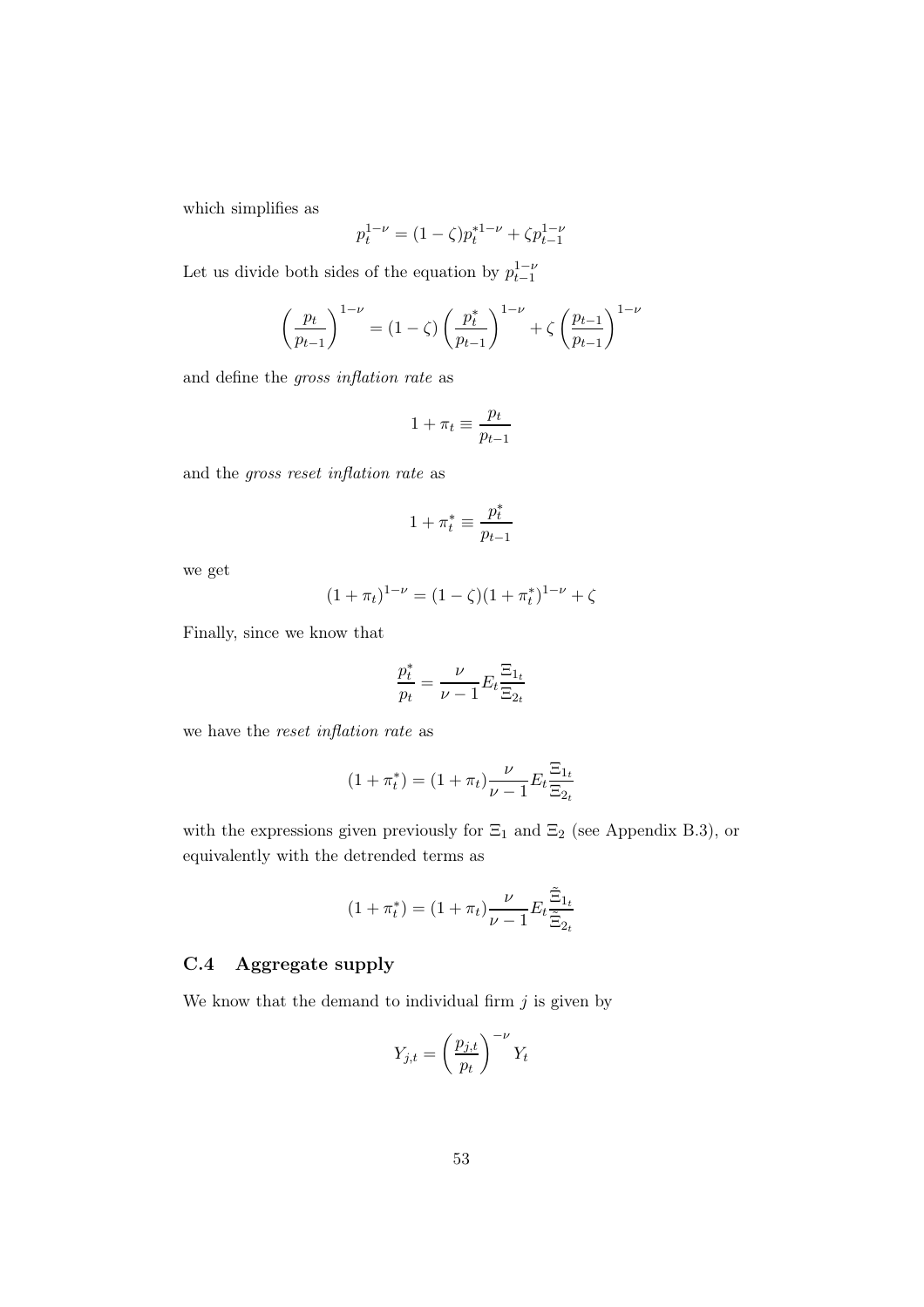which simplifies as

$$p_t^{1-\nu} = (1-\zeta)p_t^{*1-\nu} + \zeta p_{t-1}^{1-\nu}$$

Let us divide both sides of the equation by $p_{t-1}^{1-\nu}$

$$\left(\frac{p_t}{p_{t-1}}\right)^{1-\nu} = (1-\zeta)\left(\frac{p_t^*}{p_{t-1}}\right)^{1-\nu} + \zeta\left(\frac{p_{t-1}}{p_{t-1}}\right)^{1-\nu}$$

and define the *gross inflation rate* as

$$1+\pi_t \equiv \frac{p_t}{p_{t-1}}$$

and the *gross reset inflation rate* as

$$1+\pi_t^* \equiv \frac{p_t^*}{p_{t-1}}$$

we get

$$(1+\pi_t)^{1-\nu} = (1-\zeta)(1+\pi_t^*)^{1-\nu} + \zeta$$

Finally, since we know that

$$\frac{p_t^*}{p_t} = \frac{\nu}{\nu-1}E_t\frac{\Xi_{1_t}}{\Xi_{2_t}}$$

we have the *reset inflation rate* as

$$(1+\pi_t^*) = (1+\pi_t)\frac{\nu}{\nu-1}E_t\frac{\Xi_{1_t}}{\Xi_{2_t}}$$

with the expressions given previously for $\Xi_1$ and $\Xi_2$ (see Appendix B.3), or equivalently with the detrended terms as

$$(1+\pi_t^*) = (1+\pi_t)\frac{\nu}{\nu-1}E_t\frac{\tilde{\Xi}_{1_t}}{\tilde{\Xi}_{2_t}}$$

## C.4 Aggregate supply

We know that the demand to individual firm $j$ is given by

$$Y_{j,t} = \left(\frac{p_{j,t}}{p_t}\right)^{-\nu} Y_t$$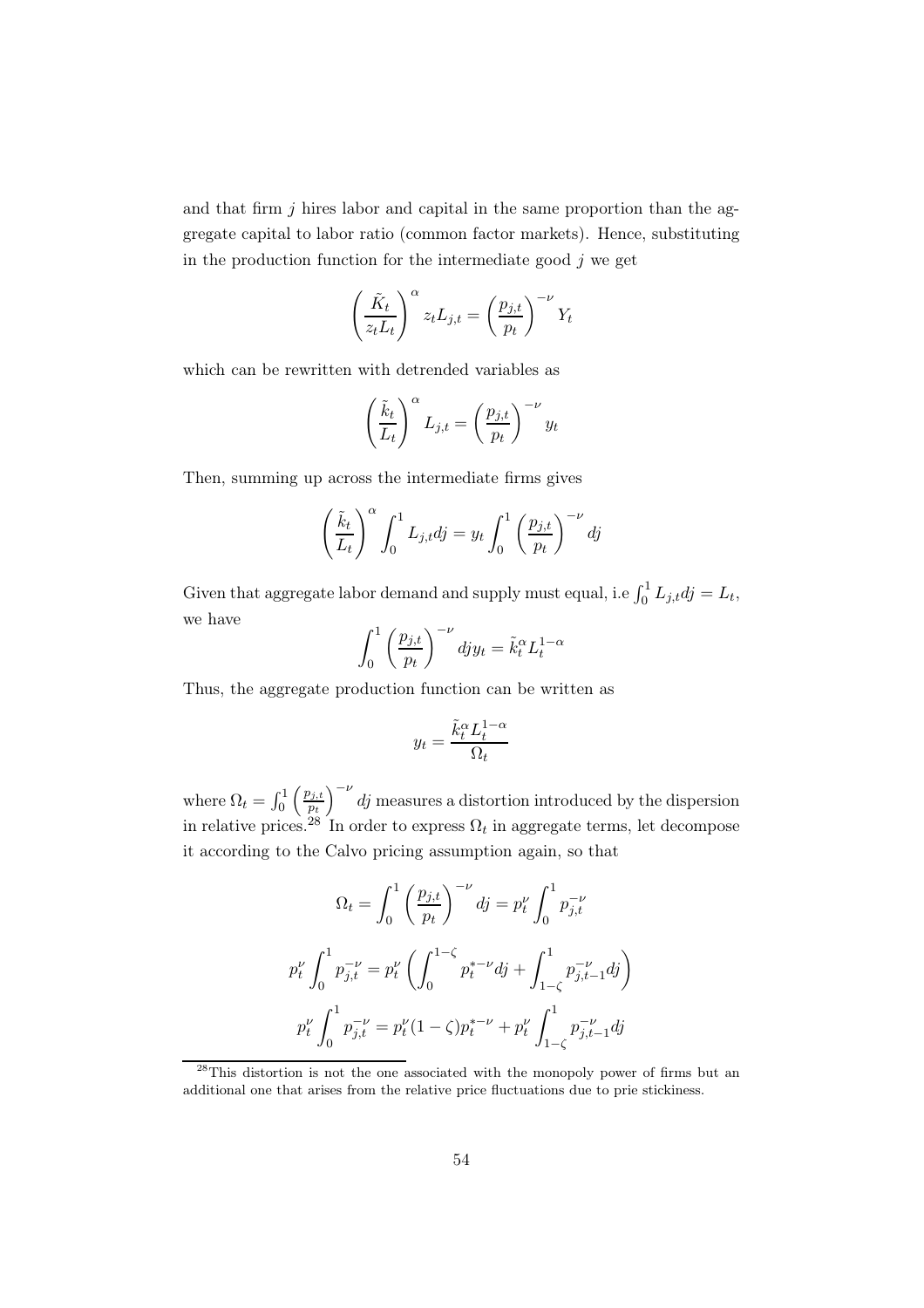and that firm $j$ hires labor and capital in the same proportion than the aggregate capital to labor ratio (common factor markets). Hence, substituting in the production function for the intermediate good $j$ we get

$$\left(\frac{\tilde{K}_t}{z_t L_t}\right)^{\alpha} z_t L_{j,t} = \left(\frac{p_{j,t}}{p_t}\right)^{-\nu} Y_t$$

which can be rewritten with detrended variables as

$$\left(\frac{\tilde{k}_t}{L_t}\right)^{\alpha} L_{j,t} = \left(\frac{p_{j,t}}{p_t}\right)^{-\nu} y_t$$

Then, summing up across the intermediate firms gives

$$\left(\frac{\tilde{k}_t}{L_t}\right)^{\alpha} \int_0^1 L_{j,t} dj = y_t \int_0^1 \left(\frac{p_{j,t}}{p_t}\right)^{-\nu} dj$$

Given that aggregate labor demand and supply must equal, i.e $\int_0^1 L_{j,t} dj = L_t$, we have

$$\int_0^1 \left(\frac{p_{j,t}}{p_t}\right)^{-\nu} dj y_t = \tilde{k}_t^{\alpha} L_t^{1-\alpha}$$

Thus, the aggregate production function can be written as

$$y_t = \frac{\tilde{k}_t^{\alpha} L_t^{1-\alpha}}{\Omega_t}$$

where $\Omega_t = \int_0^1 \left(\frac{p_{j,t}}{p_t}\right)^{-\nu} dj$ measures a distortion introduced by the dispersion in relative prices.[28] In order to express $\Omega_t$ in aggregate terms, let decompose it according to the Calvo pricing assumption again, so that

$$\Omega_t = \int_0^1 \left(\frac{p_{j,t}}{p_t}\right)^{-\nu} dj = p_t^{\nu} \int_0^1 p_{j,t}^{-\nu}$$

$$p_t^{\nu} \int_0^1 p_{j,t}^{-\nu} = p_t^{\nu} \left( \int_0^{1-\zeta} p_t^{*-\nu} dj + \int_{1-\zeta}^1 p_{j,t-1}^{-\nu} dj \right)$$

$$p_t^{\nu} \int_0^1 p_{j,t}^{-\nu} = p_t^{\nu} (1-\zeta) p_t^{*-\nu} + p_t^{\nu} \int_{1-\zeta}^1 p_{j,t-1}^{-\nu} dj$$

[28] This distortion is not the one associated with the monopoly power of firms but an additional one that arises from the relative price fluctuations due to prie stickiness.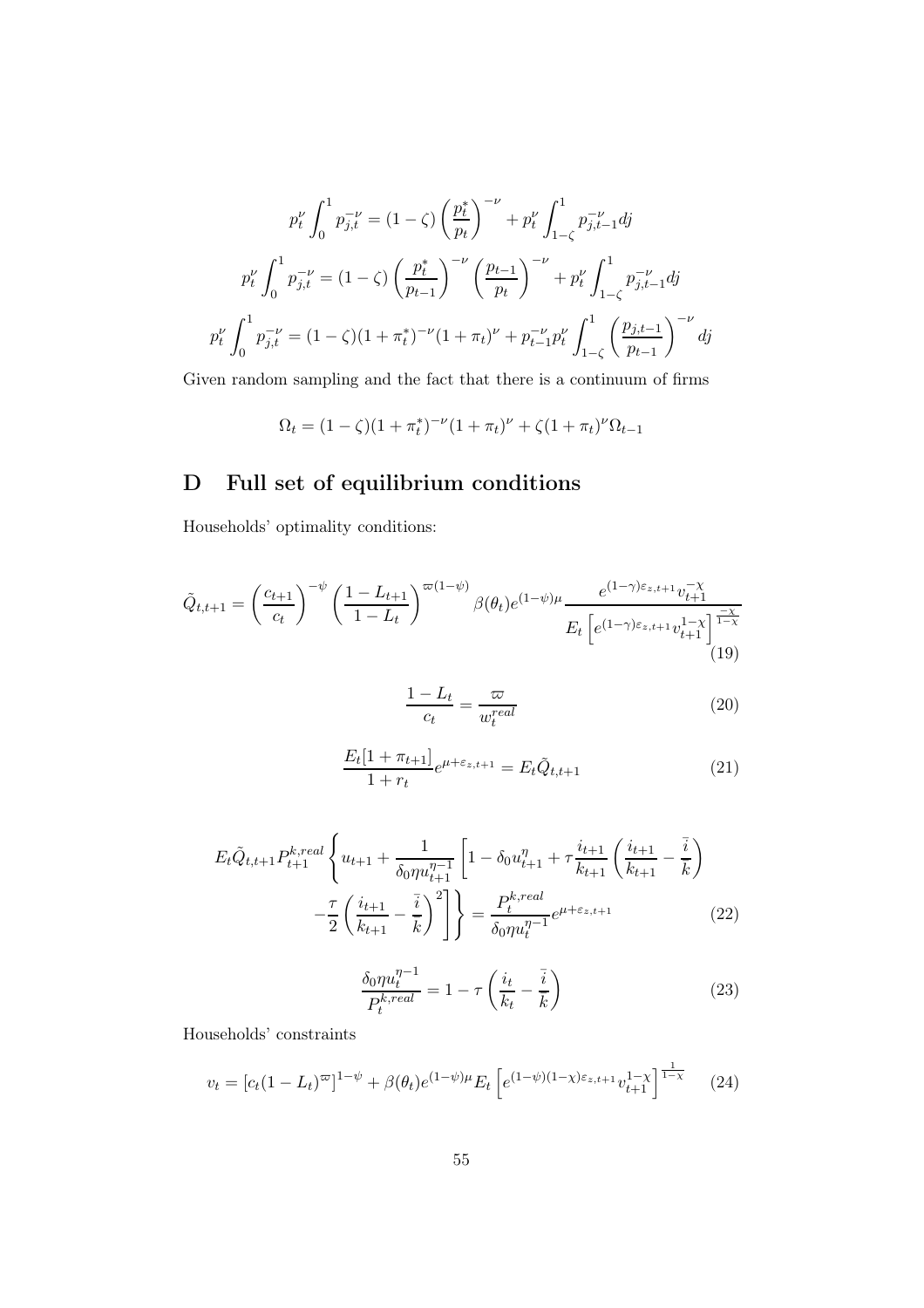$$p_t^{\nu}\int_0^1 p_{j,t}^{-\nu} = (1-\zeta)\left(\frac{p_t^*}{p_t}\right)^{-\nu} + p_t^{\nu}\int_{1-\zeta}^1 p_{j,t-1}^{-\nu}dj$$

$$p_t^{\nu}\int_0^1 p_{j,t}^{-\nu} = (1-\zeta)\left(\frac{p_t^*}{p_{t-1}}\right)^{-\nu}\left(\frac{p_{t-1}}{p_t}\right)^{-\nu} + p_t^{\nu}\int_{1-\zeta}^1 p_{j,t-1}^{-\nu}dj$$

$$p_t^{\nu}\int_0^1 p_{j,t}^{-\nu} = (1-\zeta)(1+\pi_t^*)^{-\nu}(1+\pi_t)^{\nu} + p_{t-1}^{-\nu}p_t^{\nu}\int_{1-\zeta}^1 \left(\frac{p_{j,t-1}}{p_{t-1}}\right)^{-\nu}dj$$

Given random sampling and the fact that there is a continuum of firms

$$\Omega_t = (1-\zeta)(1+\pi_t^*)^{-\nu}(1+\pi_t)^{\nu} + \zeta(1+\pi_t)^{\nu}\Omega_{t-1}$$

# D Full set of equilibrium conditions

Households' optimality conditions:

$$\tilde{Q}_{t,t+1} = \left(\frac{c_{t+1}}{c_t}\right)^{-\psi}\left(\frac{1-L_{t+1}}{1-L_t}\right)^{\varpi(1-\psi)}\beta(\theta_t)e^{(1-\psi)\mu}\frac{e^{(1-\gamma)\varepsilon_{z,t+1}}v_{t+1}^{-\chi}}{E_t\left[e^{(1-\gamma)\varepsilon_{z,t+1}}v_{t+1}^{1-\chi}\right]^{\frac{-\chi}{1-\chi}}} \tag{19}$$

$$\frac{1-L_t}{c_t} = \frac{\varpi}{w_t^{real}} \tag{20}$$

$$\frac{E_t[1+\pi_{t+1}]}{1+r_t}e^{\mu+\varepsilon_{z,t+1}} = E_t\tilde{Q}_{t,t+1} \tag{21}$$

$$E_t\tilde{Q}_{t,t+1}P_{t+1}^{k,real}\left\{u_{t+1} + \frac{1}{\delta_0\eta u_{t+1}^{\eta-1}}\left[1-\delta_0 u_{t+1}^{\eta} + \tau\frac{i_{t+1}}{k_{t+1}}\left(\frac{i_{t+1}}{k_{t+1}} - \frac{\bar{i}}{\bar{k}}\right) - \frac{\tau}{2}\left(\frac{i_{t+1}}{k_{t+1}} - \frac{\bar{i}}{\bar{k}}\right)^2\right]\right\} = \frac{P_t^{k,real}}{\delta_0\eta u_t^{\eta-1}}e^{\mu+\varepsilon_{z,t+1}} \tag{22}$$

$$\frac{\delta_0\eta u_t^{\eta-1}}{P_t^{k,real}} = 1-\tau\left(\frac{i_t}{k_t} - \frac{\bar{i}}{\bar{k}}\right) \tag{23}$$

Households' constraints

$$v_t = \left[c_t(1-L_t)^{\varpi}\right]^{1-\psi} + \beta(\theta_t)e^{(1-\psi)\mu}E_t\left[e^{(1-\psi)(1-\chi)\varepsilon_{z,t+1}}v_{t+1}^{1-\chi}\right]^{\frac{1}{1-\chi}} \tag{24}$$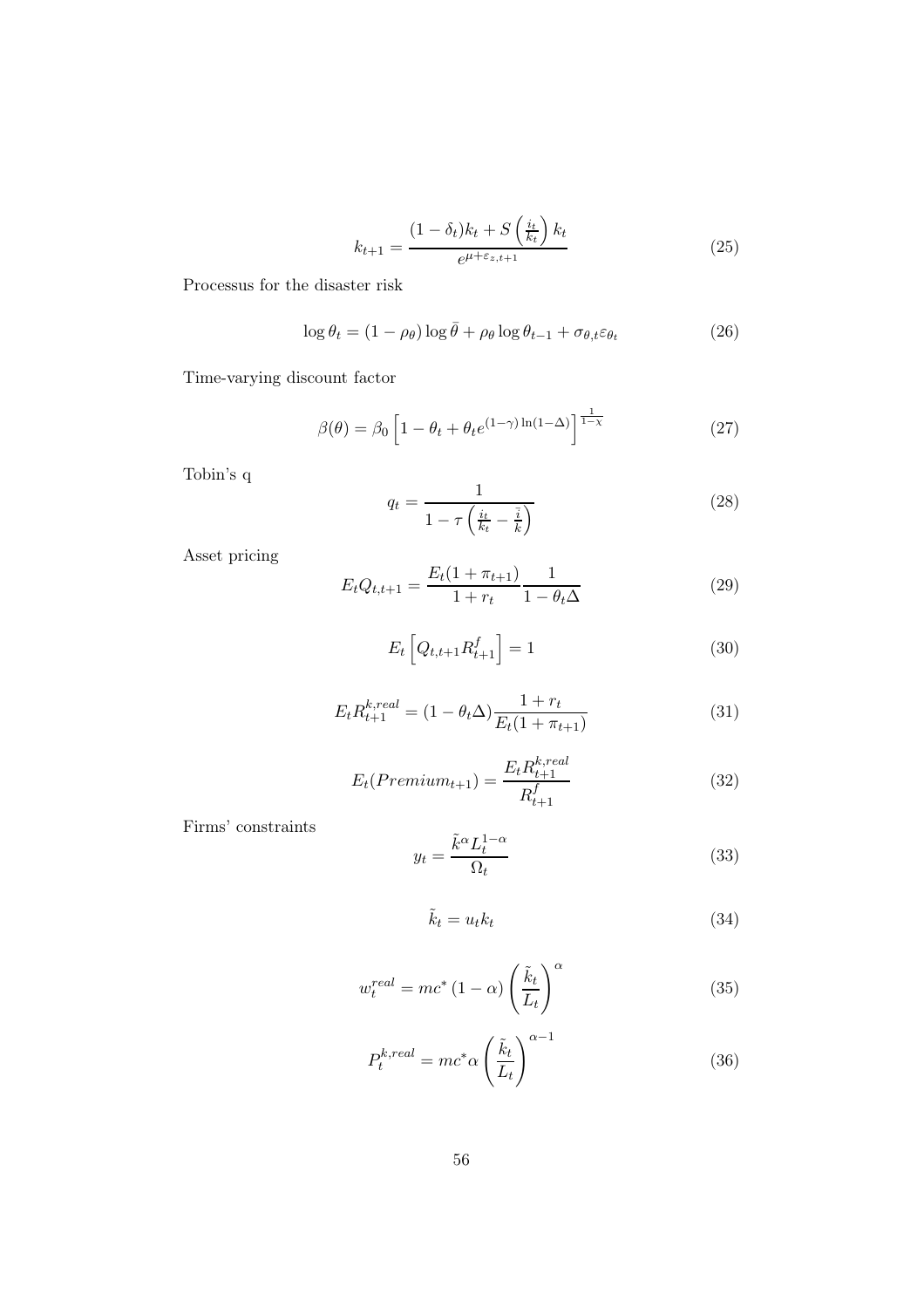$$k_{t+1} = \frac{(1-\delta_t)k_t + S\left(\frac{i_t}{k_t}\right)k_t}{e^{\mu+\varepsilon_{z,t+1}}} \tag{25}$$

Processus for the disaster risk

$$\log\theta_t = (1-\rho_\theta)\log\bar{\theta} + \rho_\theta \log\theta_{t-1} + \sigma_{\theta,t}\varepsilon_{\theta_t} \tag{26}$$

Time-varying discount factor

$$\beta(\theta) = \beta_0\left[1-\theta_t + \theta_t e^{(1-\gamma)\ln(1-\Delta)}\right]^{\frac{1}{1-\chi}} \tag{27}$$

Tobin's q

$$q_t = \frac{1}{1-\tau\left(\frac{i_t}{k_t} - \frac{\bar{i}}{\bar{k}}\right)} \tag{28}$$

Asset pricing

$$E_t Q_{t,t+1} = \frac{E_t(1+\pi_{t+1})}{1+r_t}\frac{1}{1-\theta_t\Delta} \tag{29}$$

$$E_t\left[Q_{t,t+1}R^f_{t+1}\right] = 1 \tag{30}$$

$$E_t R^{k,real}_{t+1} = (1-\theta_t\Delta)\frac{1+r_t}{E_t(1+\pi_{t+1})} \tag{31}$$

$$E_t(Premium_{t+1}) = \frac{E_t R^{k,real}_{t+1}}{R^f_{t+1}} \tag{32}$$

Firms' constraints

$$y_t = \frac{\tilde{k}^\alpha L_t^{1-\alpha}}{\Omega_t} \tag{33}$$

$$\tilde{k}_t = u_t k_t \tag{34}$$

$$w^{real}_t = mc^*(1-\alpha)\left(\frac{\tilde{k}_t}{L_t}\right)^\alpha \tag{35}$$

$$P^{k,real}_t = mc^*\alpha\left(\frac{\tilde{k}_t}{L_t}\right)^{\alpha-1} \tag{36}$$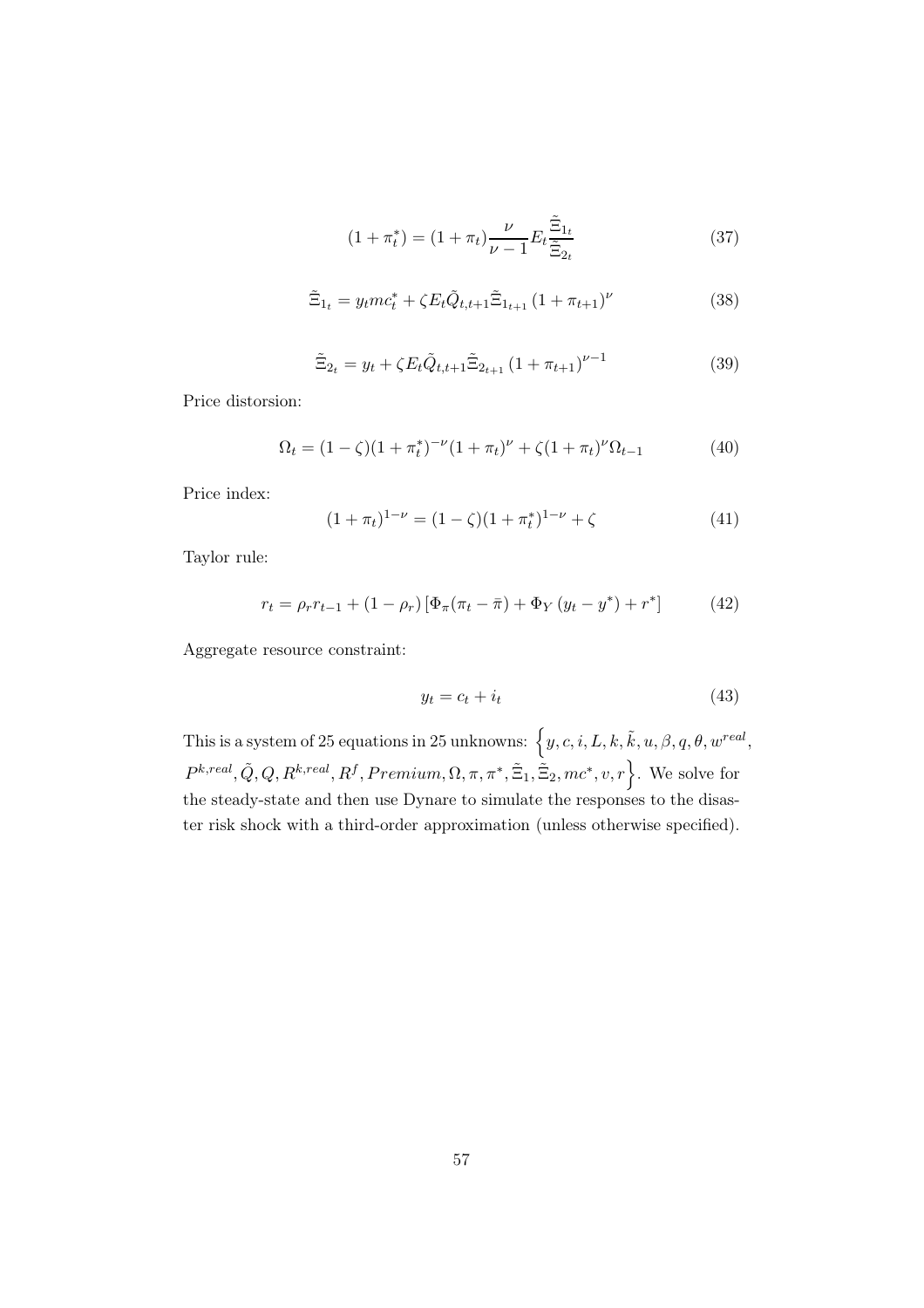$$(1+\pi_t^*) = (1+\pi_t)\frac{\nu}{\nu-1}E_t\frac{\tilde{\Xi}_{1_t}}{\tilde{\Xi}_{2_t}} \tag{37}$$

$$\tilde{\Xi}_{1_t} = y_t mc_t^* + \zeta E_t \tilde{Q}_{t,t+1}\tilde{\Xi}_{1_{t+1}}\left(1+\pi_{t+1}\right)^{\nu} \tag{38}$$

$$\tilde{\Xi}_{2_t} = y_t + \zeta E_t \tilde{Q}_{t,t+1}\tilde{\Xi}_{2_{t+1}}\left(1+\pi_{t+1}\right)^{\nu-1} \tag{39}$$

Price distorsion:

$$\Omega_t = (1-\zeta)(1+\pi_t^*)^{-\nu}(1+\pi_t)^{\nu} + \zeta(1+\pi_t)^{\nu}\Omega_{t-1} \tag{40}$$

Price index:

$$(1+\pi_t)^{1-\nu} = (1-\zeta)(1+\pi_t^*)^{1-\nu} + \zeta \tag{41}$$

Taylor rule:

$$r_t = \rho_r r_{t-1} + (1-\rho_r)\left[\Phi_\pi(\pi_t - \bar{\pi}) + \Phi_Y\left(y_t - y^*\right) + r^*\right] \tag{42}$$

Aggregate resource constraint:

$$y_t = c_t + i_t \tag{43}$$

This is a system of 25 equations in 25 unknowns: $\Big\{y, c, i, L, k, \tilde{k}, u, \beta, q, \theta, w^{real}, P^{k,real}, \tilde{Q}, Q, R^{k,real}, R^f, Premium, \Omega, \pi, \pi^*, \tilde{\Xi}_1, \tilde{\Xi}_2, mc^*, v, r\Big\}$. We solve for the steady-state and then use Dynare to simulate the responses to the disaster risk shock with a third-order approximation (unless otherwise specified).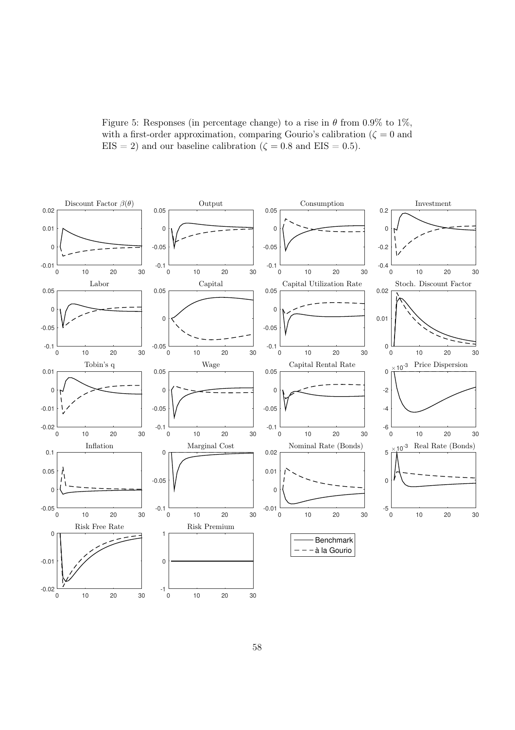Figure 5: Responses (in percentage change) to a rise in $\theta$ from 0.9% to 1%, with a first-order approximation, comparing Gourio's calibration ($\zeta = 0$ and EIS = 2) and our baseline calibration ($\zeta = 0.8$ and EIS = 0.5).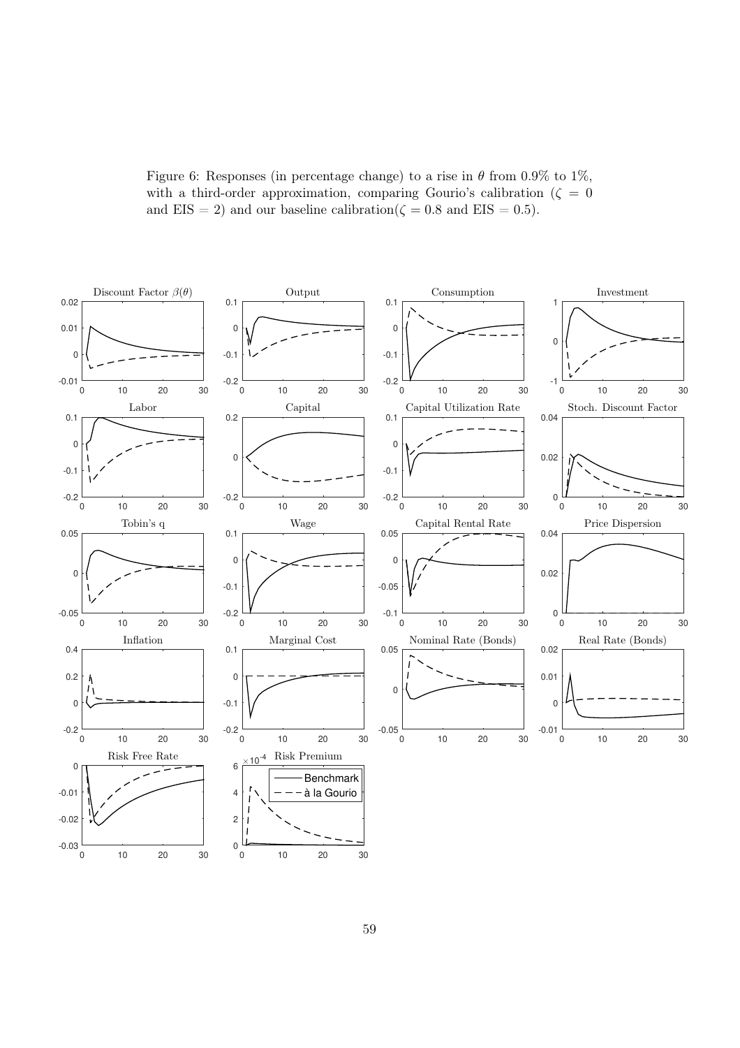Figure 6: Responses (in percentage change) to a rise in $\theta$ from 0.9% to 1%, with a third-order approximation, comparing Gourio's calibration ($\zeta = 0$ and EIS $= 2$) and our baseline calibration($\zeta = 0.8$ and EIS $= 0.5$).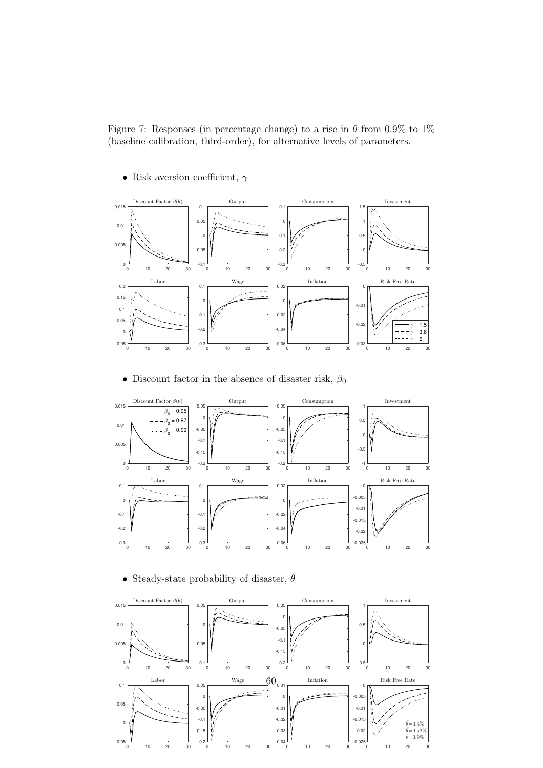Figure 7: Responses (in percentage change) to a rise in $\theta$ from 0.9% to 1% (baseline calibration, third-order), for alternative levels of parameters.

- Risk aversion coefficient, $\gamma$

- Discount factor in the absence of disaster risk, $\beta_0$

- Steady-state probability of disaster, $\bar{\theta}$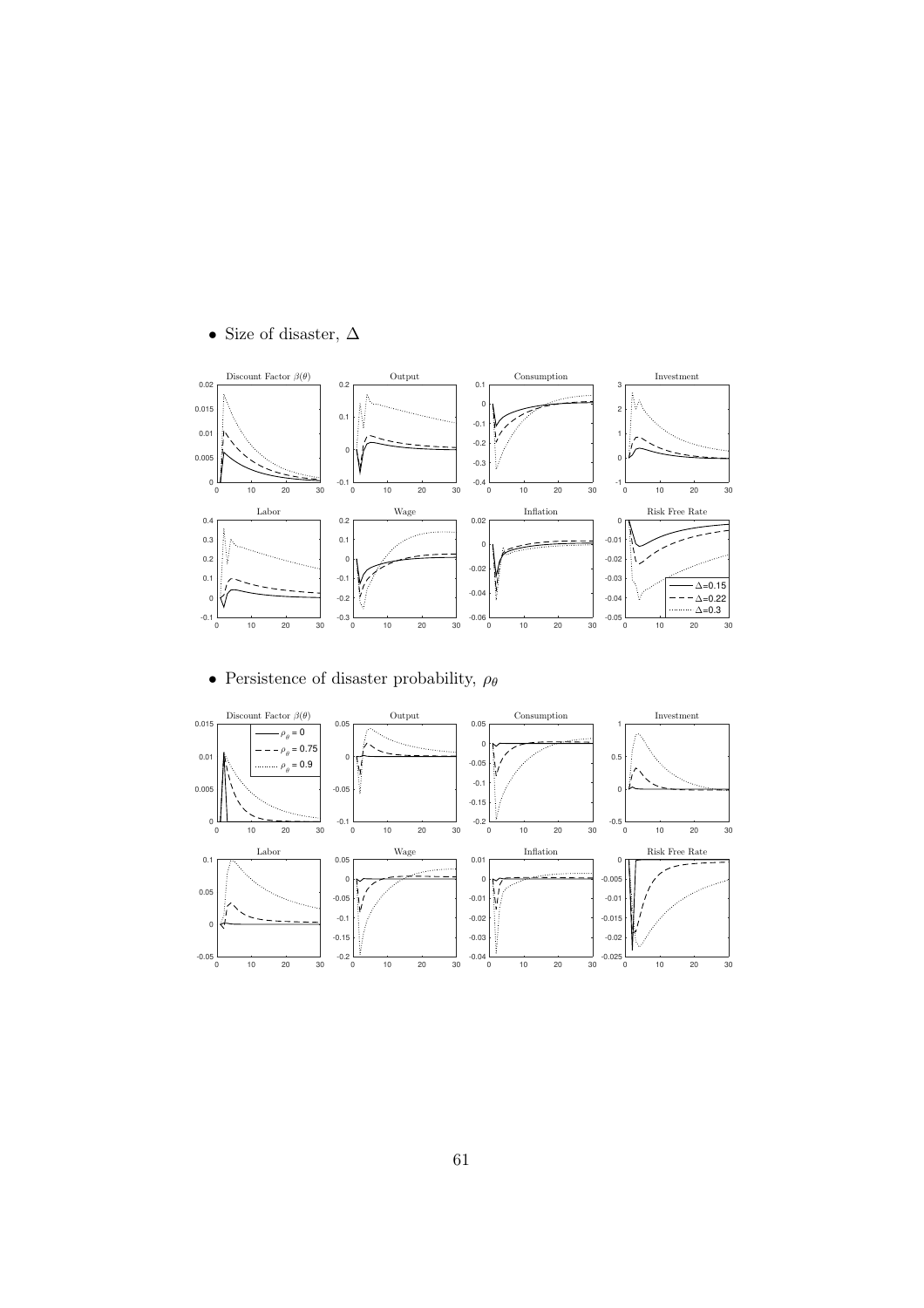- Size of disaster, $\Delta$

- Persistence of disaster probability, $\rho_\theta$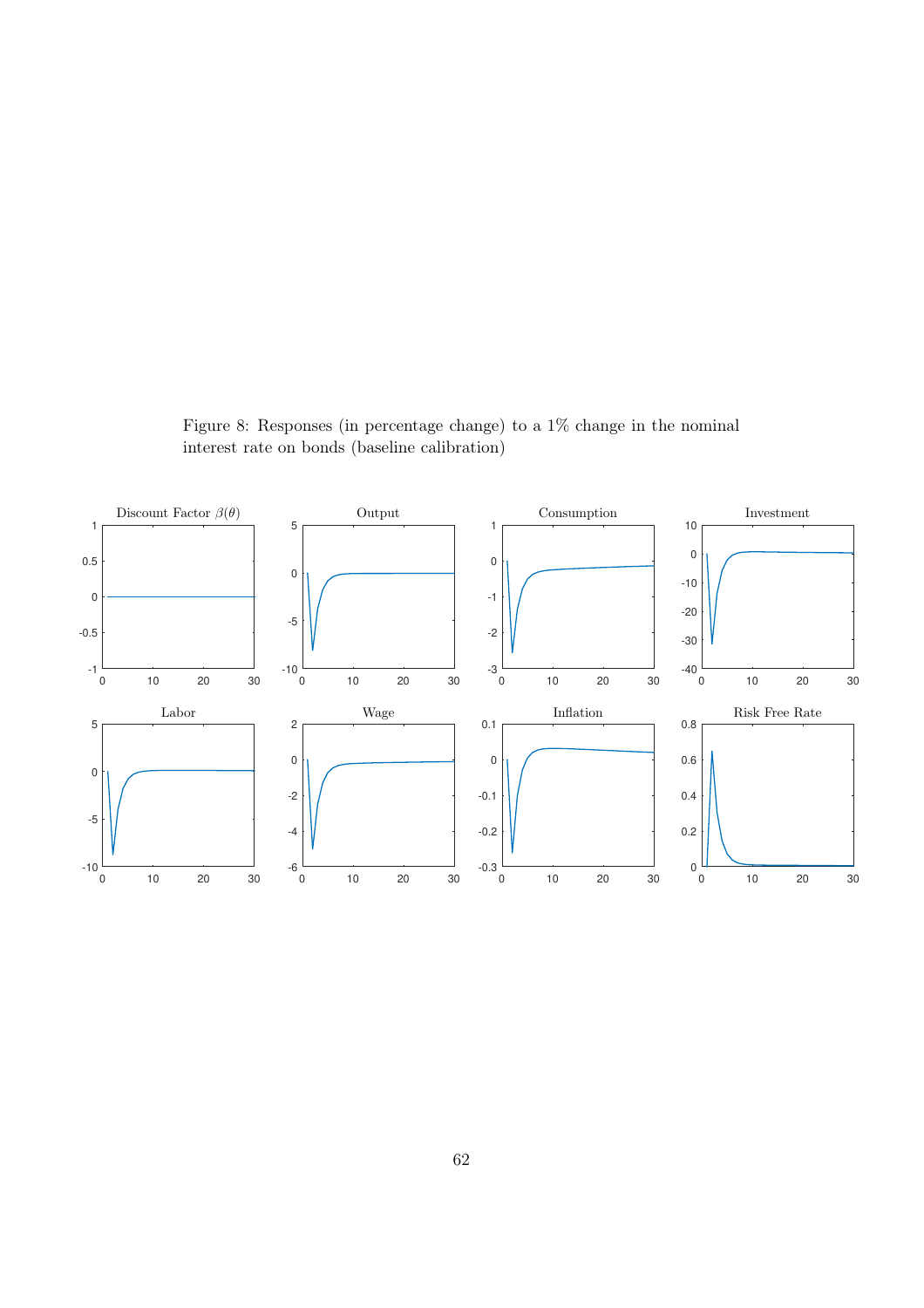Figure 8: Responses (in percentage change) to a 1% change in the nominal interest rate on bonds (baseline calibration)

Discount Factor $\beta(\theta)$

1
0.5
0
-0.5
-1
0 10 20 30

Output

5
0
-5
-10
0 10 20 30

Consumption

1
0
-1
-2
-3
0 10 20 30

Investment

10
0
-10
-20
-30
-40
0 10 20 30

Labor

5
0
-5
-10
0 10 20 30

Wage

2
0
-2
-4
-6
0 10 20 30

Inflation

0.1
0
-0.1
-0.2
-0.3
0 10 20 30

Risk Free Rate

0.8
0.6
0.4
0.2
0
0 10 20 30